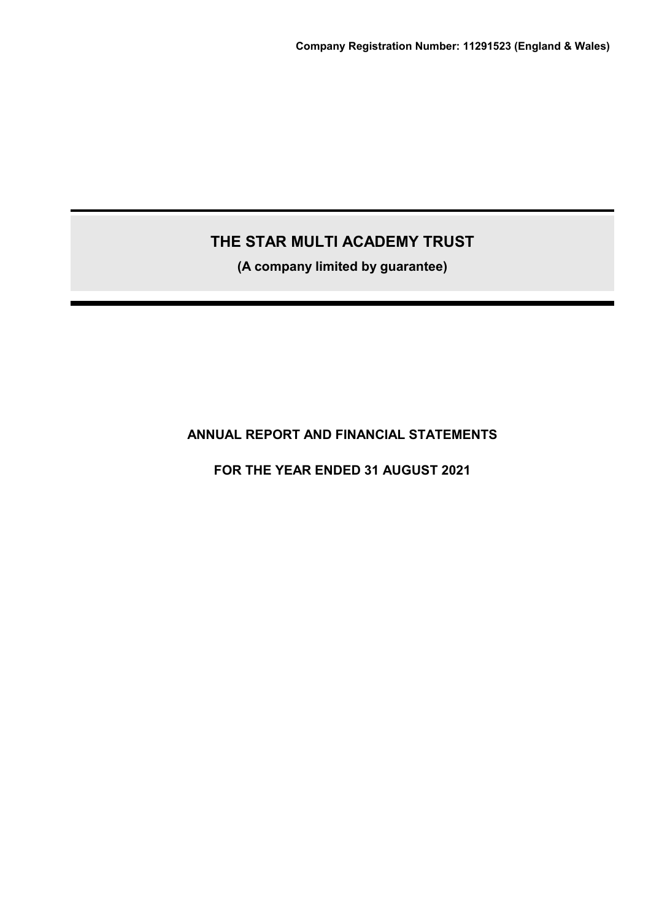**Company Registration Number: 11291523 (England & Wales)**

# THE STAR MULTI ACADEMY TRUST

**(A company limited by guarantee)**

## ANNUAL REPORT AND FINANCIAL STATEMENTS

## FOR THE YEAR ENDED 31 AUGUST 2021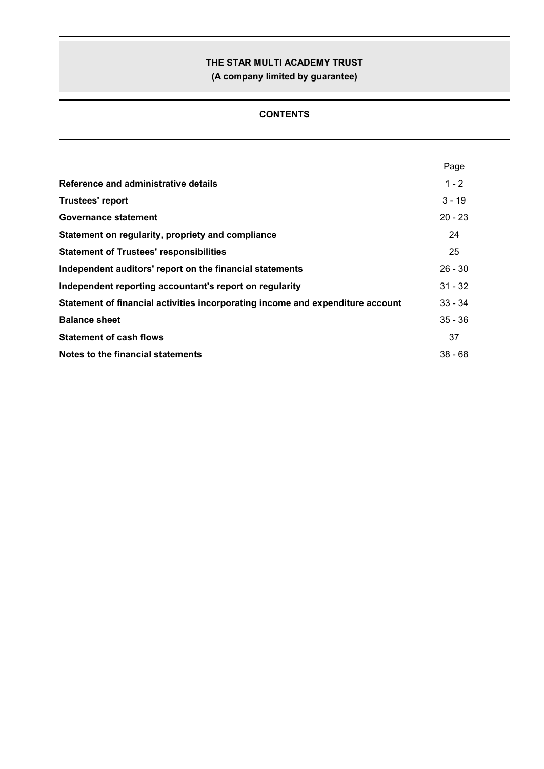**THE STAR MULTI ACADEMY TRUST**
**(A company limited by guarantee)**

# CONTENTS

| | Page |
|---|---|
| **Reference and administrative details** | 1 - 2 |
| **Trustees' report** | 3 - 19 |
| **Governance statement** | 20 - 23 |
| **Statement on regularity, propriety and compliance** | 24 |
| **Statement of Trustees' responsibilities** | 25 |
| **Independent auditors' report on the financial statements** | 26 - 30 |
| **Independent reporting accountant's report on regularity** | 31 - 32 |
| **Statement of financial activities incorporating income and expenditure account** | 33 - 34 |
| **Balance sheet** | 35 - 36 |
| **Statement of cash flows** | 37 |
| **Notes to the financial statements** | 38 - 68 |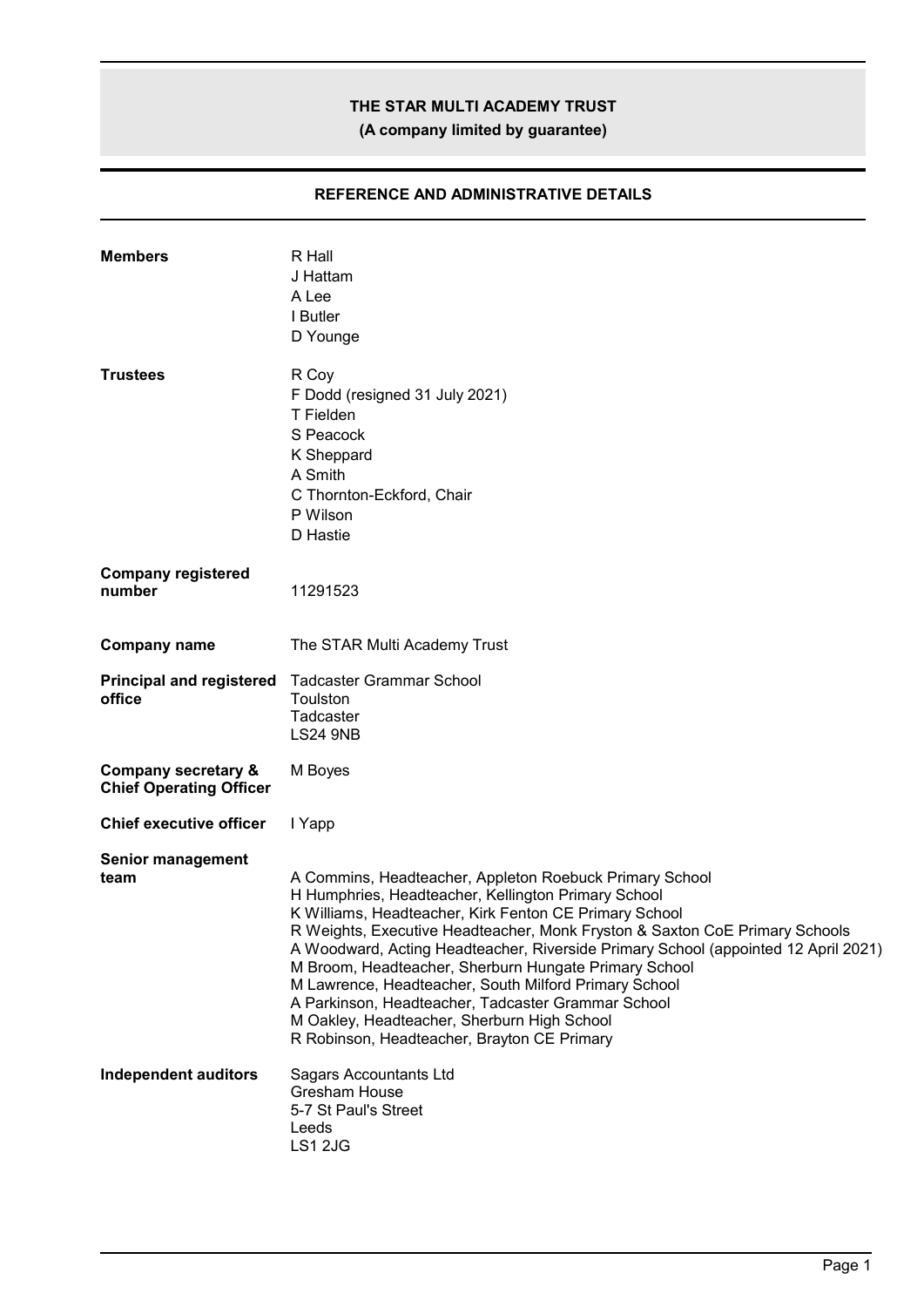# THE STAR MULTI ACADEMY TRUST

**(A company limited by guarantee)**

## REFERENCE AND ADMINISTRATIVE DETAILS

**Members**
R Hall
J Hattam
A Lee
I Butler
D Younge

**Trustees**
R Coy
F Dodd (resigned 31 July 2021)
T Fielden
S Peacock
K Sheppard
A Smith
C Thornton-Eckford, Chair
P Wilson
D Hastie

**Company registered number**
11291523

**Company name**
The STAR Multi Academy Trust

**Principal and registered office**
Tadcaster Grammar School
Toulston
Tadcaster
LS24 9NB

**Company secretary & Chief Operating Officer**
M Boyes

**Chief executive officer**
I Yapp

**Senior management team**
A Commins, Headteacher, Appleton Roebuck Primary School
H Humphries, Headteacher, Kellington Primary School
K Williams, Headteacher, Kirk Fenton CE Primary School
R Weights, Executive Headteacher, Monk Fryston & Saxton CoE Primary Schools
A Woodward, Acting Headteacher, Riverside Primary School (appointed 12 April 2021)
M Broom, Headteacher, Sherburn Hungate Primary School
M Lawrence, Headteacher, South Milford Primary School
A Parkinson, Headteacher, Tadcaster Grammar School
M Oakley, Headteacher, Sherburn High School
R Robinson, Headteacher, Brayton CE Primary

**Independent auditors**
Sagars Accountants Ltd
Gresham House
5-7 St Paul's Street
Leeds
LS1 2JG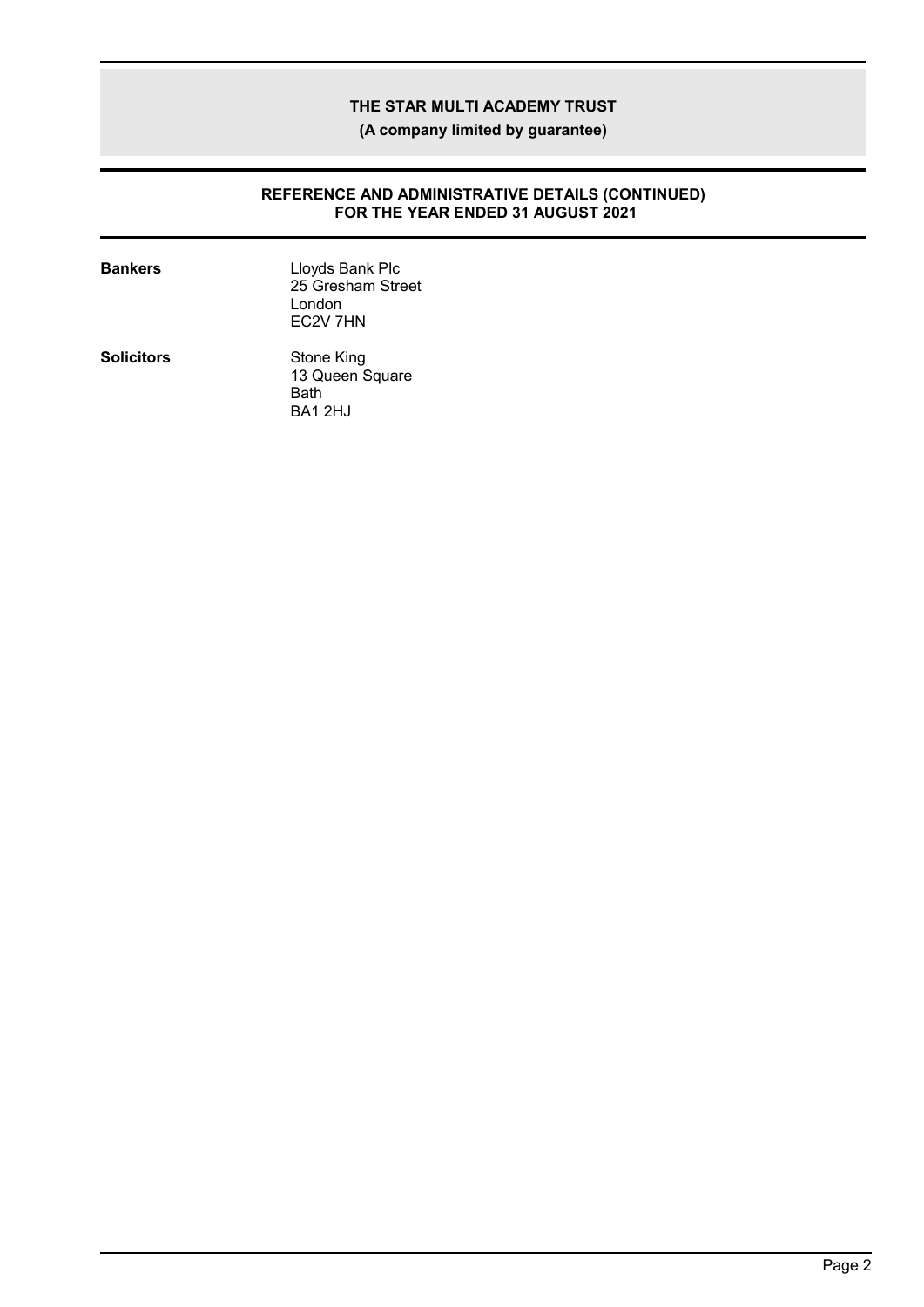## REFERENCE AND ADMINISTRATIVE DETAILS (CONTINUED)
## FOR THE YEAR ENDED 31 AUGUST 2021

| | |
|---|---|
| **Bankers** | Lloyds Bank Plc<br>25 Gresham Street<br>London<br>EC2V 7HN |
| **Solicitors** | Stone King<br>13 Queen Square<br>Bath<br>BA1 2HJ |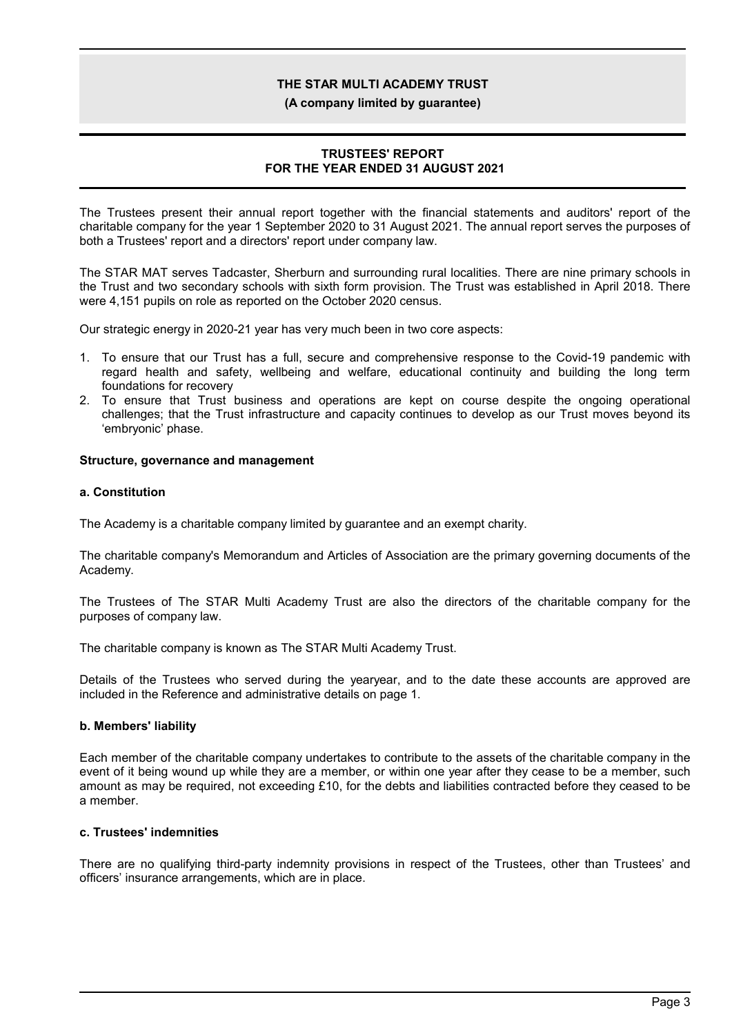# TRUSTEES' REPORT FOR THE YEAR ENDED 31 AUGUST 2021

The Trustees present their annual report together with the financial statements and auditors' report of the charitable company for the year 1 September 2020 to 31 August 2021. The annual report serves the purposes of both a Trustees' report and a directors' report under company law.

The STAR MAT serves Tadcaster, Sherburn and surrounding rural localities. There are nine primary schools in the Trust and two secondary schools with sixth form provision. The Trust was established in April 2018. There were 4,151 pupils on role as reported on the October 2020 census.

Our strategic energy in 2020-21 year has very much been in two core aspects:

1. To ensure that our Trust has a full, secure and comprehensive response to the Covid-19 pandemic with regard health and safety, wellbeing and welfare, educational continuity and building the long term foundations for recovery
2. To ensure that Trust business and operations are kept on course despite the ongoing operational challenges; that the Trust infrastructure and capacity continues to develop as our Trust moves beyond its 'embryonic' phase.

## Structure, governance and management

### a. Constitution

The Academy is a charitable company limited by guarantee and an exempt charity.

The charitable company's Memorandum and Articles of Association are the primary governing documents of the Academy.

The Trustees of The STAR Multi Academy Trust are also the directors of the charitable company for the purposes of company law.

The charitable company is known as The STAR Multi Academy Trust.

Details of the Trustees who served during the yearyear, and to the date these accounts are approved are included in the Reference and administrative details on page 1.

### b. Members' liability

Each member of the charitable company undertakes to contribute to the assets of the charitable company in the event of it being wound up while they are a member, or within one year after they cease to be a member, such amount as may be required, not exceeding £10, for the debts and liabilities contracted before they ceased to be a member.

### c. Trustees' indemnities

There are no qualifying third-party indemnity provisions in respect of the Trustees, other than Trustees' and officers' insurance arrangements, which are in place.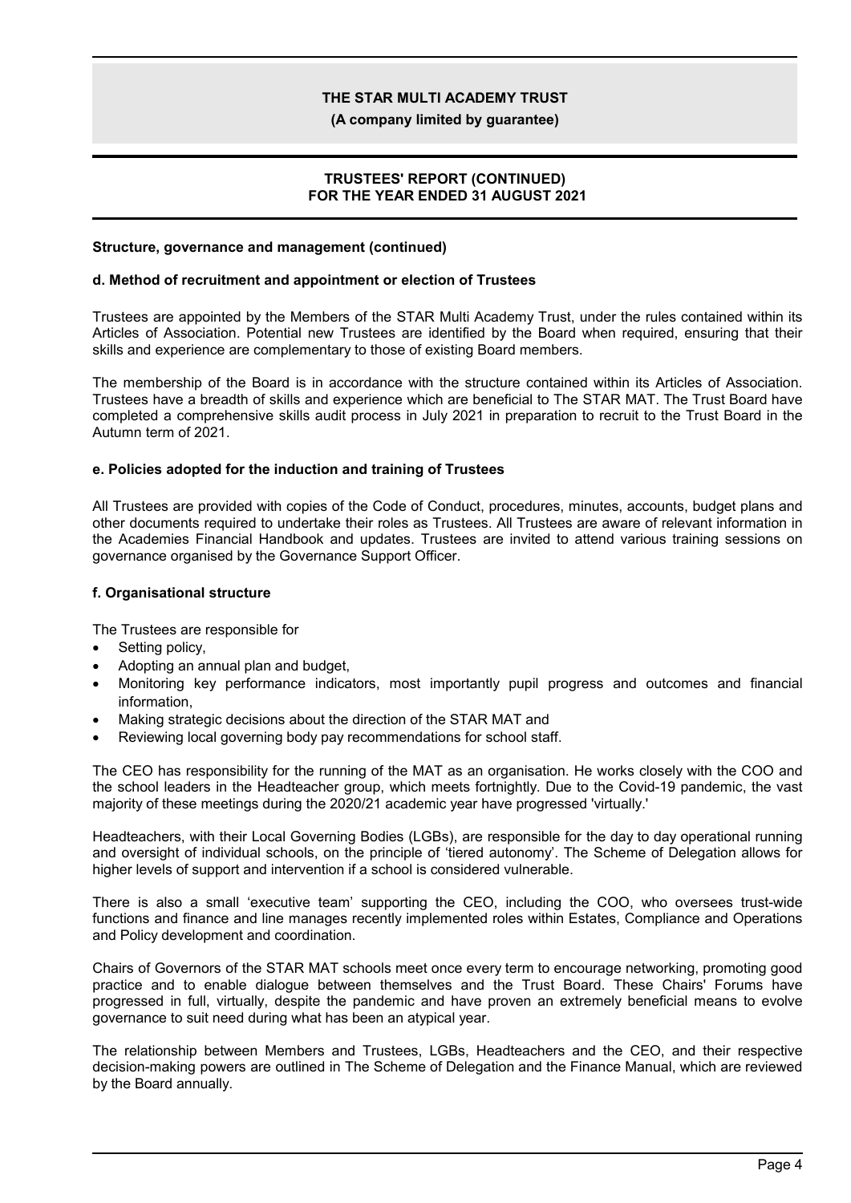**Structure, governance and management (continued)**

**d. Method of recruitment and appointment or election of Trustees**

Trustees are appointed by the Members of the STAR Multi Academy Trust, under the rules contained within its Articles of Association. Potential new Trustees are identified by the Board when required, ensuring that their skills and experience are complementary to those of existing Board members.

The membership of the Board is in accordance with the structure contained within its Articles of Association. Trustees have a breadth of skills and experience which are beneficial to The STAR MAT. The Trust Board have completed a comprehensive skills audit process in July 2021 in preparation to recruit to the Trust Board in the Autumn term of 2021.

**e. Policies adopted for the induction and training of Trustees**

All Trustees are provided with copies of the Code of Conduct, procedures, minutes, accounts, budget plans and other documents required to undertake their roles as Trustees. All Trustees are aware of relevant information in the Academies Financial Handbook and updates. Trustees are invited to attend various training sessions on governance organised by the Governance Support Officer.

**f. Organisational structure**

The Trustees are responsible for

- Setting policy,
- Adopting an annual plan and budget,
- Monitoring key performance indicators, most importantly pupil progress and outcomes and financial information,
- Making strategic decisions about the direction of the STAR MAT and
- Reviewing local governing body pay recommendations for school staff.

The CEO has responsibility for the running of the MAT as an organisation. He works closely with the COO and the school leaders in the Headteacher group, which meets fortnightly. Due to the Covid-19 pandemic, the vast majority of these meetings during the 2020/21 academic year have progressed 'virtually.'

Headteachers, with their Local Governing Bodies (LGBs), are responsible for the day to day operational running and oversight of individual schools, on the principle of 'tiered autonomy'. The Scheme of Delegation allows for higher levels of support and intervention if a school is considered vulnerable.

There is also a small 'executive team' supporting the CEO, including the COO, who oversees trust-wide functions and finance and line manages recently implemented roles within Estates, Compliance and Operations and Policy development and coordination.

Chairs of Governors of the STAR MAT schools meet once every term to encourage networking, promoting good practice and to enable dialogue between themselves and the Trust Board. These Chairs' Forums have progressed in full, virtually, despite the pandemic and have proven an extremely beneficial means to evolve governance to suit need during what has been an atypical year.

The relationship between Members and Trustees, LGBs, Headteachers and the CEO, and their respective decision-making powers are outlined in The Scheme of Delegation and the Finance Manual, which are reviewed by the Board annually.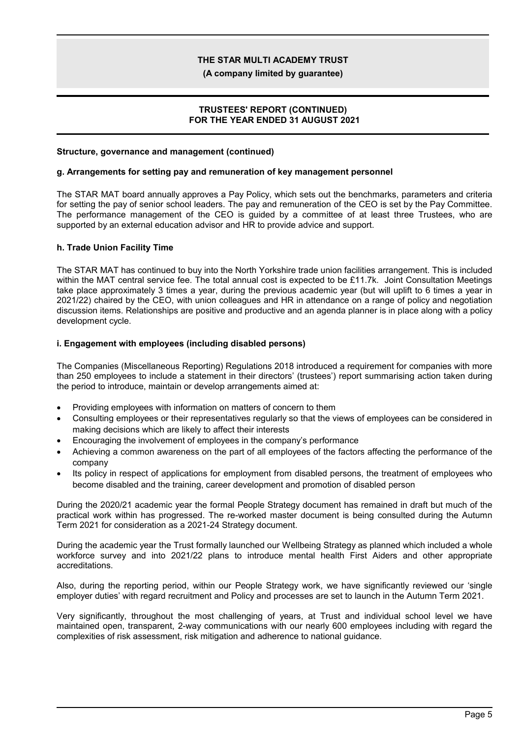**Structure, governance and management (continued)**

**g. Arrangements for setting pay and remuneration of key management personnel**

The STAR MAT board annually approves a Pay Policy, which sets out the benchmarks, parameters and criteria for setting the pay of senior school leaders. The pay and remuneration of the CEO is set by the Pay Committee. The performance management of the CEO is guided by a committee of at least three Trustees, who are supported by an external education advisor and HR to provide advice and support.

**h. Trade Union Facility Time**

The STAR MAT has continued to buy into the North Yorkshire trade union facilities arrangement. This is included within the MAT central service fee. The total annual cost is expected to be £11.7k. Joint Consultation Meetings take place approximately 3 times a year, during the previous academic year (but will uplift to 6 times a year in 2021/22) chaired by the CEO, with union colleagues and HR in attendance on a range of policy and negotiation discussion items. Relationships are positive and productive and an agenda planner is in place along with a policy development cycle.

**i. Engagement with employees (including disabled persons)**

The Companies (Miscellaneous Reporting) Regulations 2018 introduced a requirement for companies with more than 250 employees to include a statement in their directors' (trustees') report summarising action taken during the period to introduce, maintain or develop arrangements aimed at:

- Providing employees with information on matters of concern to them
- Consulting employees or their representatives regularly so that the views of employees can be considered in making decisions which are likely to affect their interests
- Encouraging the involvement of employees in the company's performance
- Achieving a common awareness on the part of all employees of the factors affecting the performance of the company
- Its policy in respect of applications for employment from disabled persons, the treatment of employees who become disabled and the training, career development and promotion of disabled person

During the 2020/21 academic year the formal People Strategy document has remained in draft but much of the practical work within has progressed. The re-worked master document is being consulted during the Autumn Term 2021 for consideration as a 2021-24 Strategy document.

During the academic year the Trust formally launched our Wellbeing Strategy as planned which included a whole workforce survey and into 2021/22 plans to introduce mental health First Aiders and other appropriate accreditations.

Also, during the reporting period, within our People Strategy work, we have significantly reviewed our 'single employer duties' with regard recruitment and Policy and processes are set to launch in the Autumn Term 2021.

Very significantly, throughout the most challenging of years, at Trust and individual school level we have maintained open, transparent, 2-way communications with our nearly 600 employees including with regard the complexities of risk assessment, risk mitigation and adherence to national guidance.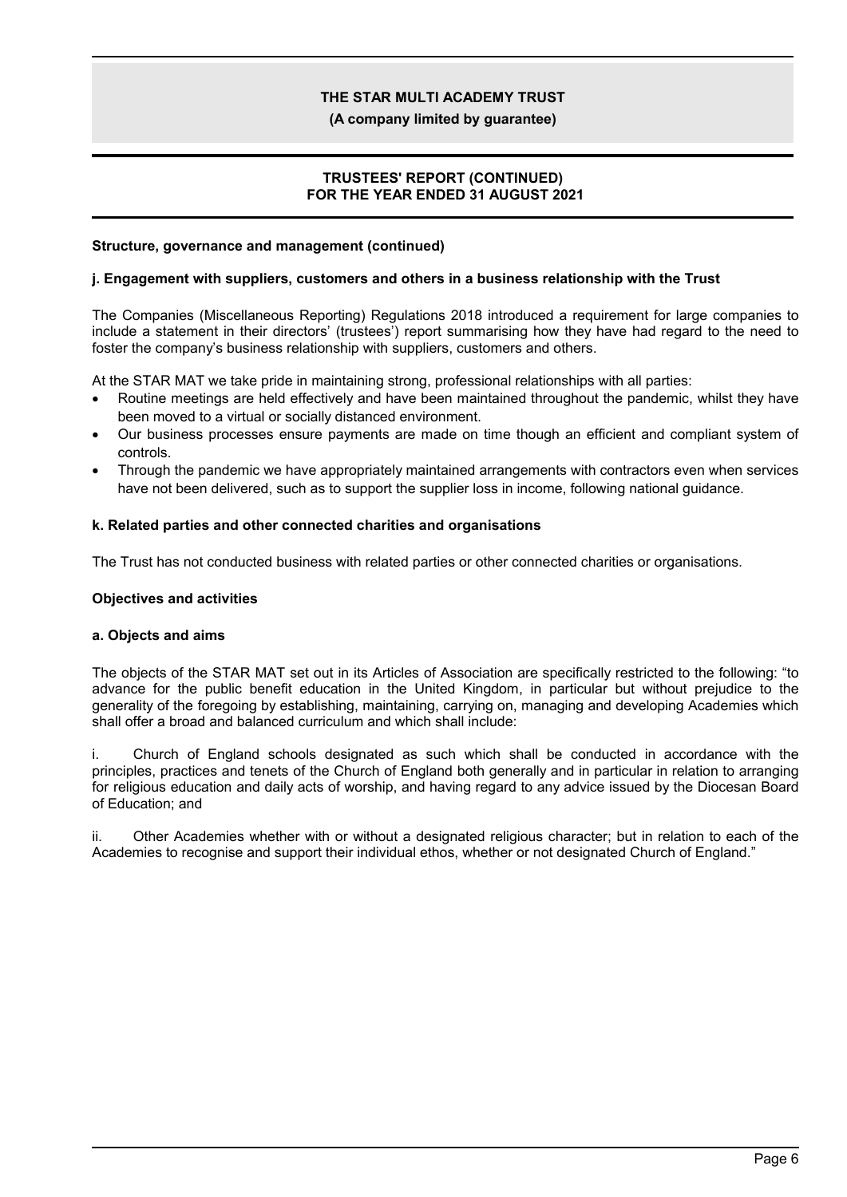**Structure, governance and management (continued)**

**j. Engagement with suppliers, customers and others in a business relationship with the Trust**

The Companies (Miscellaneous Reporting) Regulations 2018 introduced a requirement for large companies to include a statement in their directors' (trustees') report summarising how they have had regard to the need to foster the company's business relationship with suppliers, customers and others.

At the STAR MAT we take pride in maintaining strong, professional relationships with all parties:

- Routine meetings are held effectively and have been maintained throughout the pandemic, whilst they have been moved to a virtual or socially distanced environment.
- Our business processes ensure payments are made on time though an efficient and compliant system of controls.
- Through the pandemic we have appropriately maintained arrangements with contractors even when services have not been delivered, such as to support the supplier loss in income, following national guidance.

**k. Related parties and other connected charities and organisations**

The Trust has not conducted business with related parties or other connected charities or organisations.

**Objectives and activities**

**a. Objects and aims**

The objects of the STAR MAT set out in its Articles of Association are specifically restricted to the following: "to advance for the public benefit education in the United Kingdom, in particular but without prejudice to the generality of the foregoing by establishing, maintaining, carrying on, managing and developing Academies which shall offer a broad and balanced curriculum and which shall include:

i. Church of England schools designated as such which shall be conducted in accordance with the principles, practices and tenets of the Church of England both generally and in particular in relation to arranging for religious education and daily acts of worship, and having regard to any advice issued by the Diocesan Board of Education; and

ii. Other Academies whether with or without a designated religious character; but in relation to each of the Academies to recognise and support their individual ethos, whether or not designated Church of England."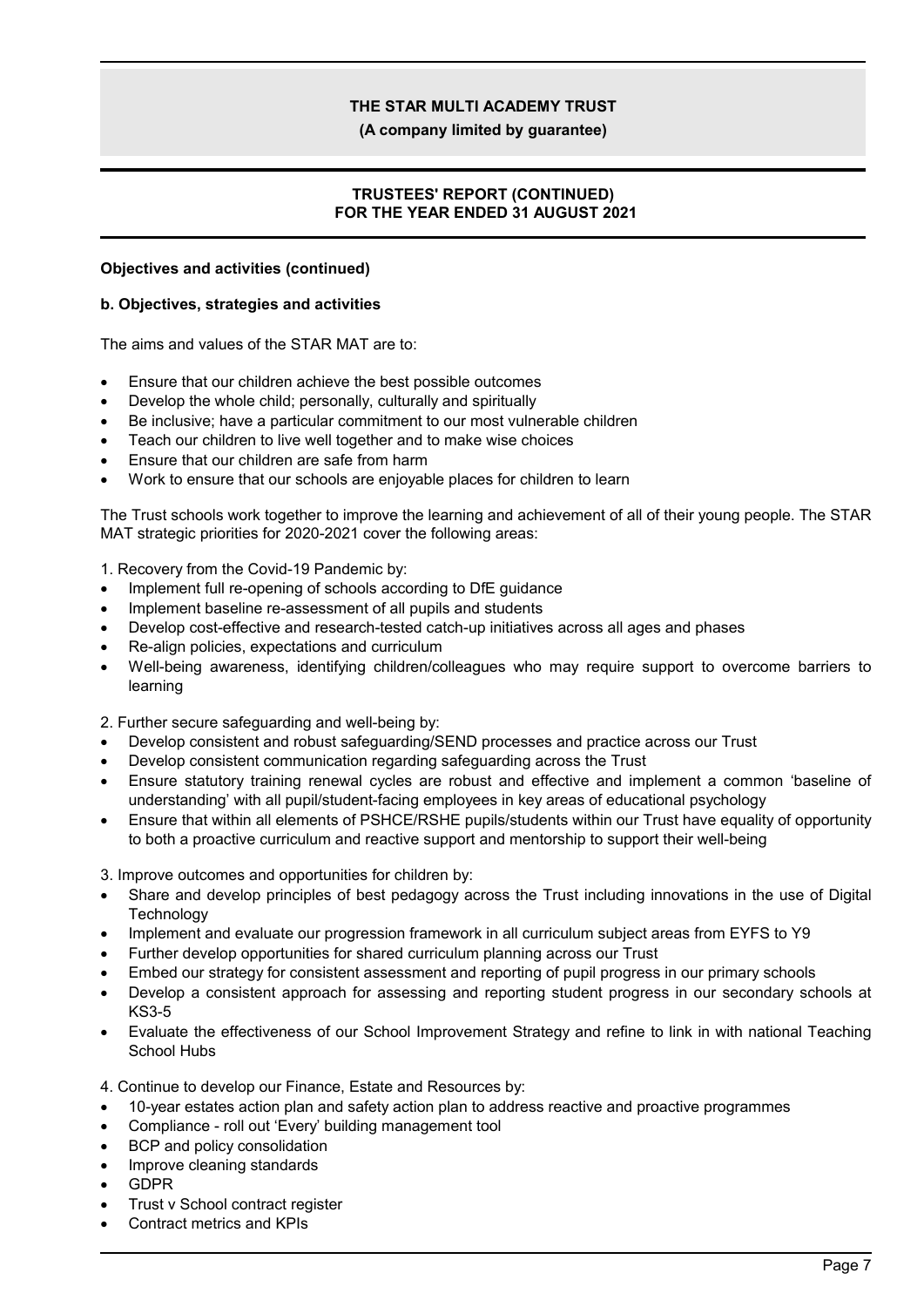**Objectives and activities (continued)**

**b. Objectives, strategies and activities**

The aims and values of the STAR MAT are to:

- Ensure that our children achieve the best possible outcomes
- Develop the whole child; personally, culturally and spiritually
- Be inclusive; have a particular commitment to our most vulnerable children
- Teach our children to live well together and to make wise choices
- Ensure that our children are safe from harm
- Work to ensure that our schools are enjoyable places for children to learn

The Trust schools work together to improve the learning and achievement of all of their young people. The STAR MAT strategic priorities for 2020-2021 cover the following areas:

1. Recovery from the Covid-19 Pandemic by:
- Implement full re-opening of schools according to DfE guidance
- Implement baseline re-assessment of all pupils and students
- Develop cost-effective and research-tested catch-up initiatives across all ages and phases
- Re-align policies, expectations and curriculum
- Well-being awareness, identifying children/colleagues who may require support to overcome barriers to learning

2. Further secure safeguarding and well-being by:
- Develop consistent and robust safeguarding/SEND processes and practice across our Trust
- Develop consistent communication regarding safeguarding across the Trust
- Ensure statutory training renewal cycles are robust and effective and implement a common 'baseline of understanding' with all pupil/student-facing employees in key areas of educational psychology
- Ensure that within all elements of PSHCE/RSHE pupils/students within our Trust have equality of opportunity to both a proactive curriculum and reactive support and mentorship to support their well-being

3. Improve outcomes and opportunities for children by:
- Share and develop principles of best pedagogy across the Trust including innovations in the use of Digital Technology
- Implement and evaluate our progression framework in all curriculum subject areas from EYFS to Y9
- Further develop opportunities for shared curriculum planning across our Trust
- Embed our strategy for consistent assessment and reporting of pupil progress in our primary schools
- Develop a consistent approach for assessing and reporting student progress in our secondary schools at KS3-5
- Evaluate the effectiveness of our School Improvement Strategy and refine to link in with national Teaching School Hubs

4. Continue to develop our Finance, Estate and Resources by:
- 10-year estates action plan and safety action plan to address reactive and proactive programmes
- Compliance - roll out 'Every' building management tool
- BCP and policy consolidation
- Improve cleaning standards
- GDPR
- Trust v School contract register
- Contract metrics and KPIs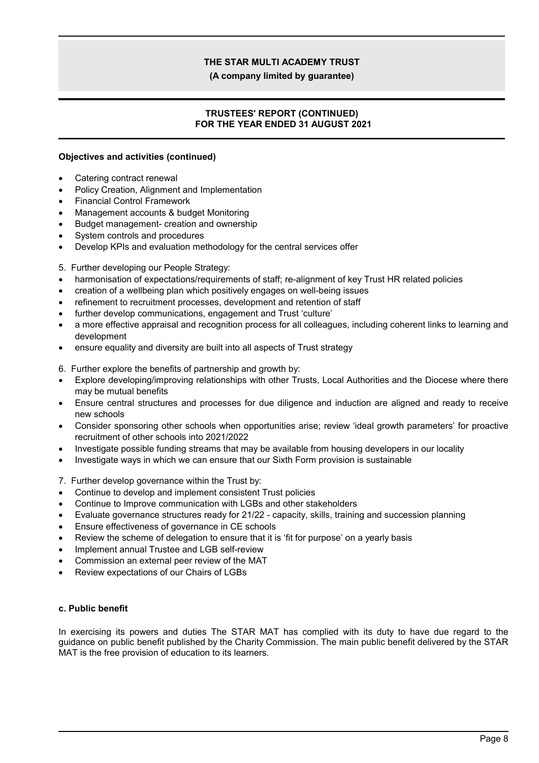**Objectives and activities (continued)**

- Catering contract renewal
- Policy Creation, Alignment and Implementation
- Financial Control Framework
- Management accounts & budget Monitoring
- Budget management- creation and ownership
- System controls and procedures
- Develop KPIs and evaluation methodology for the central services offer

5. Further developing our People Strategy:

- harmonisation of expectations/requirements of staff; re-alignment of key Trust HR related policies
- creation of a wellbeing plan which positively engages on well-being issues
- refinement to recruitment processes, development and retention of staff
- further develop communications, engagement and Trust 'culture'
- a more effective appraisal and recognition process for all colleagues, including coherent links to learning and development
- ensure equality and diversity are built into all aspects of Trust strategy

6. Further explore the benefits of partnership and growth by:

- Explore developing/improving relationships with other Trusts, Local Authorities and the Diocese where there may be mutual benefits
- Ensure central structures and processes for due diligence and induction are aligned and ready to receive new schools
- Consider sponsoring other schools when opportunities arise; review 'ideal growth parameters' for proactive recruitment of other schools into 2021/2022
- Investigate possible funding streams that may be available from housing developers in our locality
- Investigate ways in which we can ensure that our Sixth Form provision is sustainable

7. Further develop governance within the Trust by:

- Continue to develop and implement consistent Trust policies
- Continue to Improve communication with LGBs and other stakeholders
- Evaluate governance structures ready for 21/22 - capacity, skills, training and succession planning
- Ensure effectiveness of governance in CE schools
- Review the scheme of delegation to ensure that it is 'fit for purpose' on a yearly basis
- Implement annual Trustee and LGB self-review
- Commission an external peer review of the MAT
- Review expectations of our Chairs of LGBs

**c. Public benefit**

In exercising its powers and duties The STAR MAT has complied with its duty to have due regard to the guidance on public benefit published by the Charity Commission. The main public benefit delivered by the STAR MAT is the free provision of education to its learners.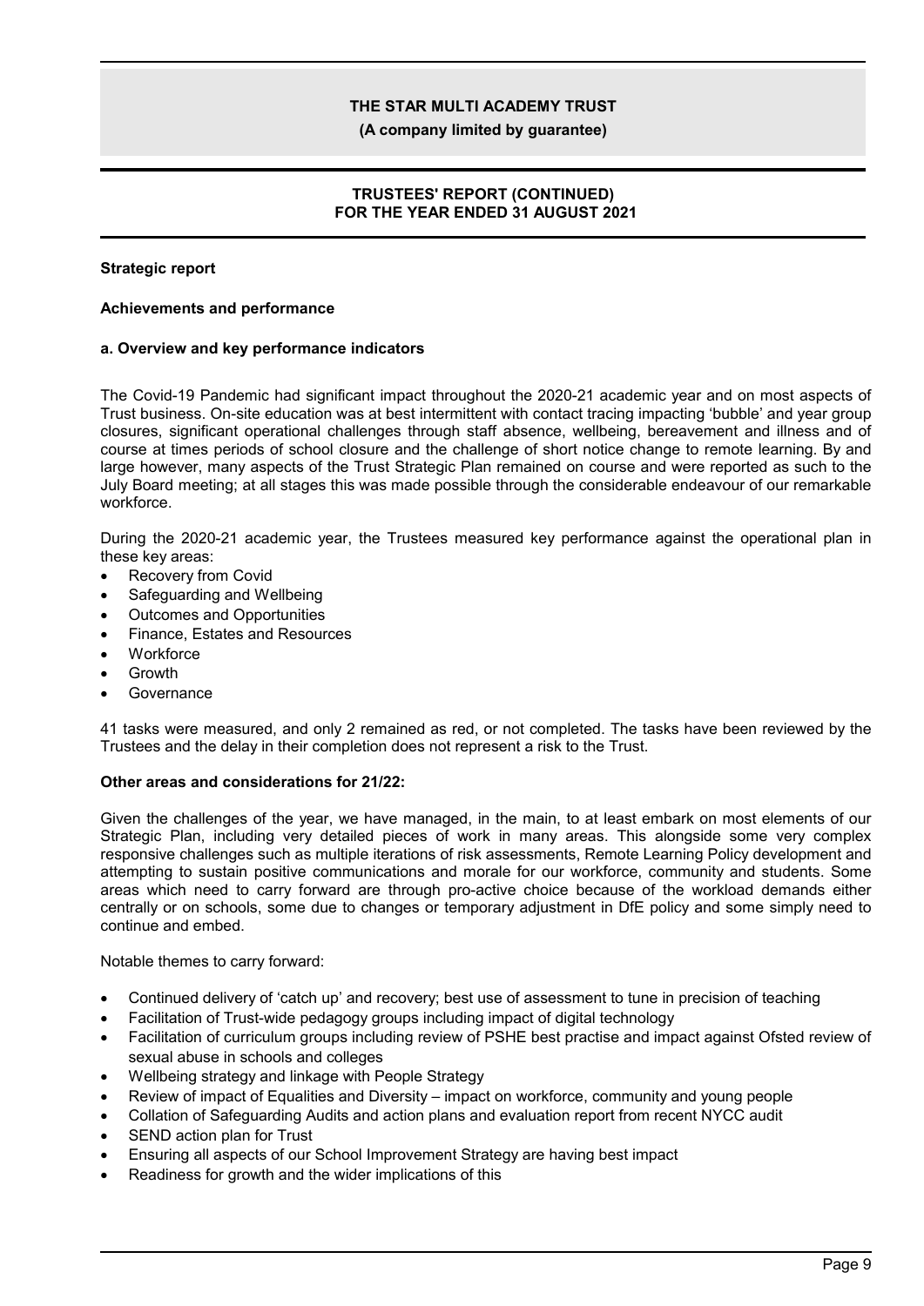## Strategic report

### Achievements and performance

#### a. Overview and key performance indicators

The Covid-19 Pandemic had significant impact throughout the 2020-21 academic year and on most aspects of Trust business. On-site education was at best intermittent with contact tracing impacting 'bubble' and year group closures, significant operational challenges through staff absence, wellbeing, bereavement and illness and of course at times periods of school closure and the challenge of short notice change to remote learning. By and large however, many aspects of the Trust Strategic Plan remained on course and were reported as such to the July Board meeting; at all stages this was made possible through the considerable endeavour of our remarkable workforce.

During the 2020-21 academic year, the Trustees measured key performance against the operational plan in these key areas:

- Recovery from Covid
- Safeguarding and Wellbeing
- Outcomes and Opportunities
- Finance, Estates and Resources
- Workforce
- Growth
- Governance

41 tasks were measured, and only 2 remained as red, or not completed. The tasks have been reviewed by the Trustees and the delay in their completion does not represent a risk to the Trust.

**Other areas and considerations for 21/22:**

Given the challenges of the year, we have managed, in the main, to at least embark on most elements of our Strategic Plan, including very detailed pieces of work in many areas. This alongside some very complex responsive challenges such as multiple iterations of risk assessments, Remote Learning Policy development and attempting to sustain positive communications and morale for our workforce, community and students. Some areas which need to carry forward are through pro-active choice because of the workload demands either centrally or on schools, some due to changes or temporary adjustment in DfE policy and some simply need to continue and embed.

Notable themes to carry forward:

- Continued delivery of 'catch up' and recovery; best use of assessment to tune in precision of teaching
- Facilitation of Trust-wide pedagogy groups including impact of digital technology
- Facilitation of curriculum groups including review of PSHE best practise and impact against Ofsted review of sexual abuse in schools and colleges
- Wellbeing strategy and linkage with People Strategy
- Review of impact of Equalities and Diversity – impact on workforce, community and young people
- Collation of Safeguarding Audits and action plans and evaluation report from recent NYCC audit
- SEND action plan for Trust
- Ensuring all aspects of our School Improvement Strategy are having best impact
- Readiness for growth and the wider implications of this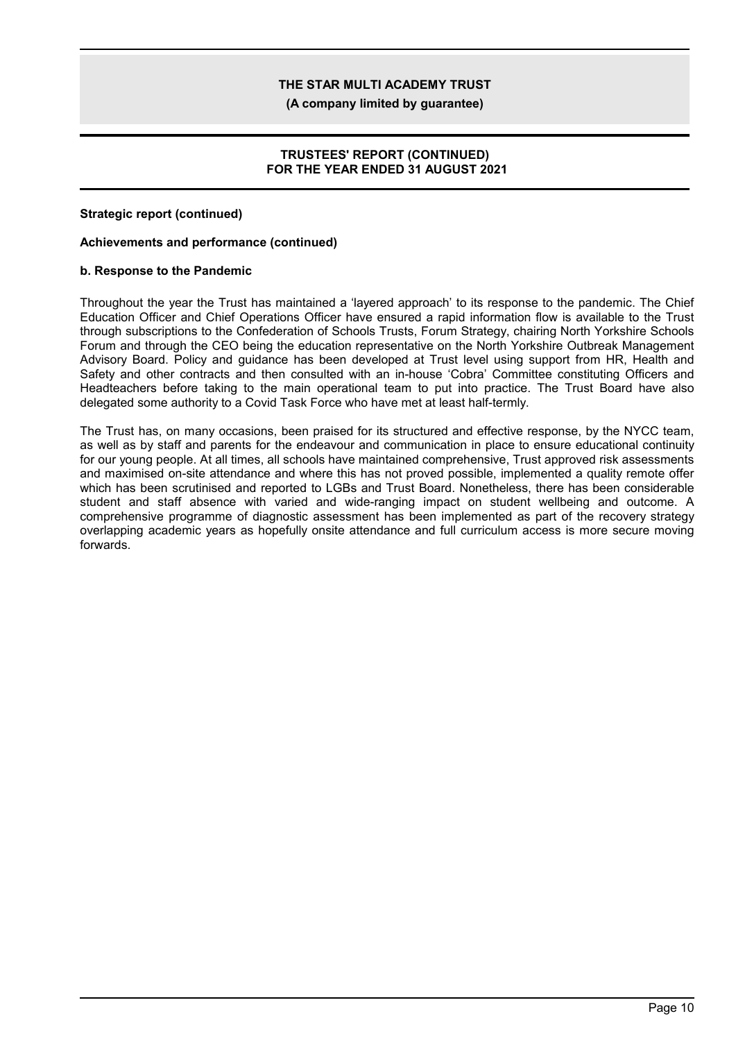**Strategic report (continued)**

**Achievements and performance (continued)**

**b. Response to the Pandemic**

Throughout the year the Trust has maintained a 'layered approach' to its response to the pandemic. The Chief Education Officer and Chief Operations Officer have ensured a rapid information flow is available to the Trust through subscriptions to the Confederation of Schools Trusts, Forum Strategy, chairing North Yorkshire Schools Forum and through the CEO being the education representative on the North Yorkshire Outbreak Management Advisory Board. Policy and guidance has been developed at Trust level using support from HR, Health and Safety and other contracts and then consulted with an in-house 'Cobra' Committee constituting Officers and Headteachers before taking to the main operational team to put into practice. The Trust Board have also delegated some authority to a Covid Task Force who have met at least half-termly.

The Trust has, on many occasions, been praised for its structured and effective response, by the NYCC team, as well as by staff and parents for the endeavour and communication in place to ensure educational continuity for our young people. At all times, all schools have maintained comprehensive, Trust approved risk assessments and maximised on-site attendance and where this has not proved possible, implemented a quality remote offer which has been scrutinised and reported to LGBs and Trust Board. Nonetheless, there has been considerable student and staff absence with varied and wide-ranging impact on student wellbeing and outcome. A comprehensive programme of diagnostic assessment has been implemented as part of the recovery strategy overlapping academic years as hopefully onsite attendance and full curriculum access is more secure moving forwards.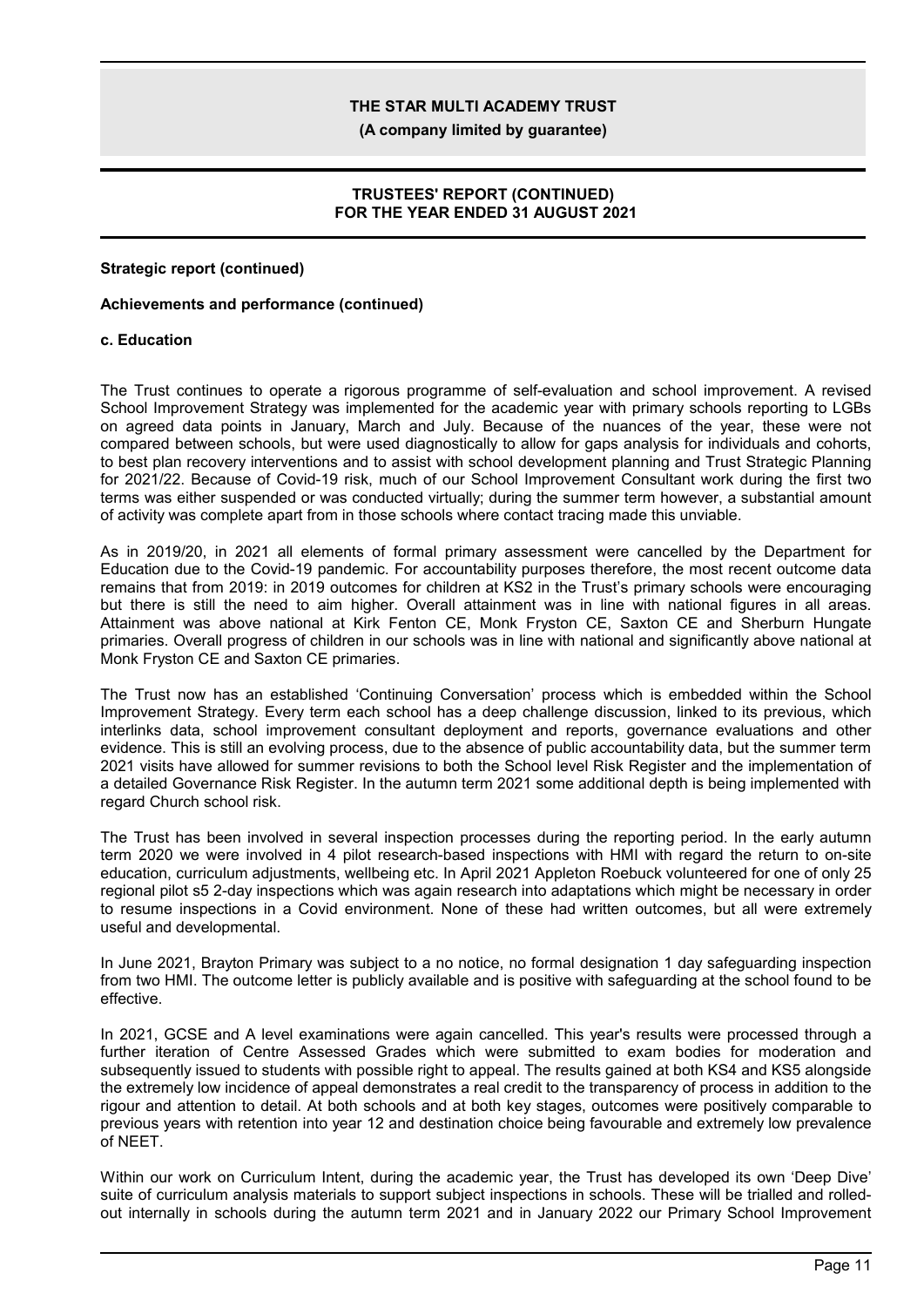**Strategic report (continued)**

**Achievements and performance (continued)**

**c. Education**

The Trust continues to operate a rigorous programme of self-evaluation and school improvement. A revised School Improvement Strategy was implemented for the academic year with primary schools reporting to LGBs on agreed data points in January, March and July. Because of the nuances of the year, these were not compared between schools, but were used diagnostically to allow for gaps analysis for individuals and cohorts, to best plan recovery interventions and to assist with school development planning and Trust Strategic Planning for 2021/22. Because of Covid-19 risk, much of our School Improvement Consultant work during the first two terms was either suspended or was conducted virtually; during the summer term however, a substantial amount of activity was complete apart from in those schools where contact tracing made this unviable.

As in 2019/20, in 2021 all elements of formal primary assessment were cancelled by the Department for Education due to the Covid-19 pandemic. For accountability purposes therefore, the most recent outcome data remains that from 2019: in 2019 outcomes for children at KS2 in the Trust's primary schools were encouraging but there is still the need to aim higher. Overall attainment was in line with national figures in all areas. Attainment was above national at Kirk Fenton CE, Monk Fryston CE, Saxton CE and Sherburn Hungate primaries. Overall progress of children in our schools was in line with national and significantly above national at Monk Fryston CE and Saxton CE primaries.

The Trust now has an established 'Continuing Conversation' process which is embedded within the School Improvement Strategy. Every term each school has a deep challenge discussion, linked to its previous, which interlinks data, school improvement consultant deployment and reports, governance evaluations and other evidence. This is still an evolving process, due to the absence of public accountability data, but the summer term 2021 visits have allowed for summer revisions to both the School level Risk Register and the implementation of a detailed Governance Risk Register. In the autumn term 2021 some additional depth is being implemented with regard Church school risk.

The Trust has been involved in several inspection processes during the reporting period. In the early autumn term 2020 we were involved in 4 pilot research-based inspections with HMI with regard the return to on-site education, curriculum adjustments, wellbeing etc. In April 2021 Appleton Roebuck volunteered for one of only 25 regional pilot s5 2-day inspections which was again research into adaptations which might be necessary in order to resume inspections in a Covid environment. None of these had written outcomes, but all were extremely useful and developmental.

In June 2021, Brayton Primary was subject to a no notice, no formal designation 1 day safeguarding inspection from two HMI. The outcome letter is publicly available and is positive with safeguarding at the school found to be effective.

In 2021, GCSE and A level examinations were again cancelled. This year's results were processed through a further iteration of Centre Assessed Grades which were submitted to exam bodies for moderation and subsequently issued to students with possible right to appeal. The results gained at both KS4 and KS5 alongside the extremely low incidence of appeal demonstrates a real credit to the transparency of process in addition to the rigour and attention to detail. At both schools and at both key stages, outcomes were positively comparable to previous years with retention into year 12 and destination choice being favourable and extremely low prevalence of NEET.

Within our work on Curriculum Intent, during the academic year, the Trust has developed its own 'Deep Dive' suite of curriculum analysis materials to support subject inspections in schools. These will be trialled and rolled-out internally in schools during the autumn term 2021 and in January 2022 our Primary School Improvement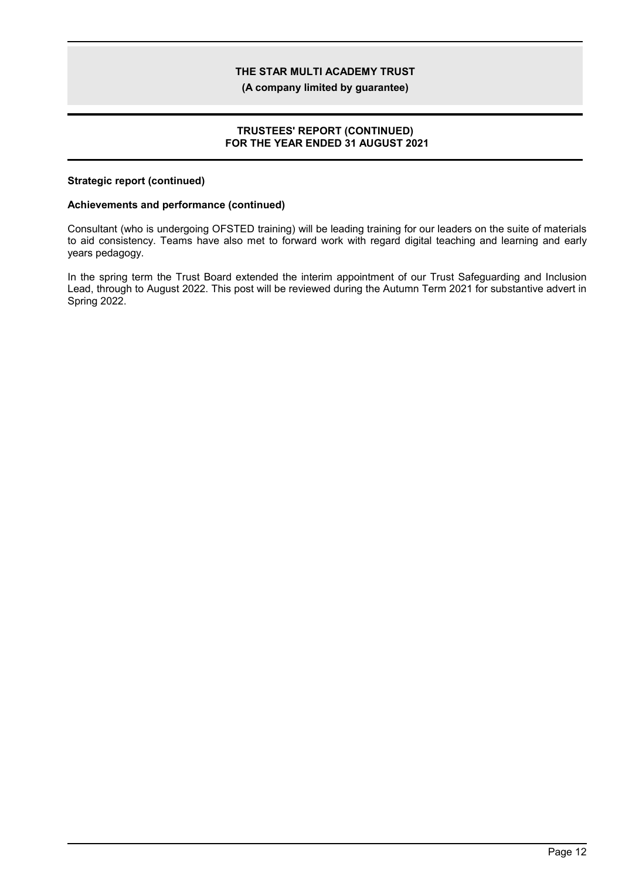**Strategic report (continued)**

**Achievements and performance (continued)**

Consultant (who is undergoing OFSTED training) will be leading training for our leaders on the suite of materials to aid consistency. Teams have also met to forward work with regard digital teaching and learning and early years pedagogy.

In the spring term the Trust Board extended the interim appointment of our Trust Safeguarding and Inclusion Lead, through to August 2022. This post will be reviewed during the Autumn Term 2021 for substantive advert in Spring 2022.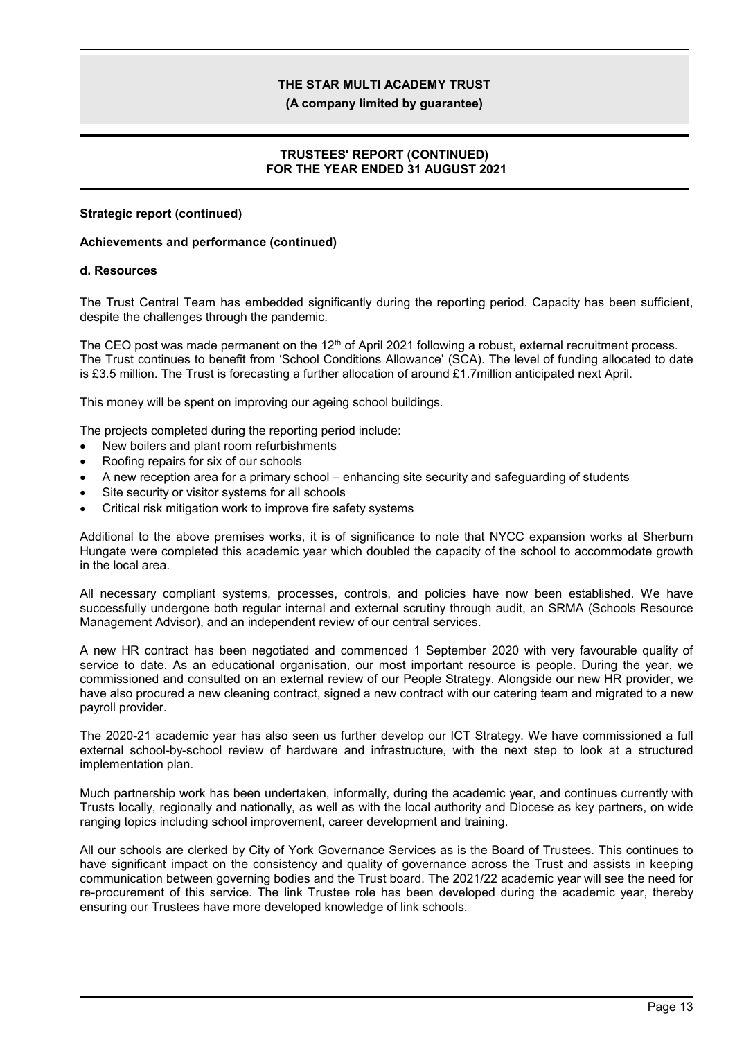**Strategic report (continued)**

**Achievements and performance (continued)**

**d. Resources**

The Trust Central Team has embedded significantly during the reporting period. Capacity has been sufficient, despite the challenges through the pandemic.

The CEO post was made permanent on the 12th of April 2021 following a robust, external recruitment process. The Trust continues to benefit from 'School Conditions Allowance' (SCA). The level of funding allocated to date is £3.5 million. The Trust is forecasting a further allocation of around £1.7million anticipated next April.

This money will be spent on improving our ageing school buildings.

The projects completed during the reporting period include:

- New boilers and plant room refurbishments
- Roofing repairs for six of our schools
- A new reception area for a primary school – enhancing site security and safeguarding of students
- Site security or visitor systems for all schools
- Critical risk mitigation work to improve fire safety systems

Additional to the above premises works, it is of significance to note that NYCC expansion works at Sherburn Hungate were completed this academic year which doubled the capacity of the school to accommodate growth in the local area.

All necessary compliant systems, processes, controls, and policies have now been established. We have successfully undergone both regular internal and external scrutiny through audit, an SRMA (Schools Resource Management Advisor), and an independent review of our central services.

A new HR contract has been negotiated and commenced 1 September 2020 with very favourable quality of service to date. As an educational organisation, our most important resource is people. During the year, we commissioned and consulted on an external review of our People Strategy. Alongside our new HR provider, we have also procured a new cleaning contract, signed a new contract with our catering team and migrated to a new payroll provider.

The 2020-21 academic year has also seen us further develop our ICT Strategy. We have commissioned a full external school-by-school review of hardware and infrastructure, with the next step to look at a structured implementation plan.

Much partnership work has been undertaken, informally, during the academic year, and continues currently with Trusts locally, regionally and nationally, as well as with the local authority and Diocese as key partners, on wide ranging topics including school improvement, career development and training.

All our schools are clerked by City of York Governance Services as is the Board of Trustees. This continues to have significant impact on the consistency and quality of governance across the Trust and assists in keeping communication between governing bodies and the Trust board. The 2021/22 academic year will see the need for re-procurement of this service. The link Trustee role has been developed during the academic year, thereby ensuring our Trustees have more developed knowledge of link schools.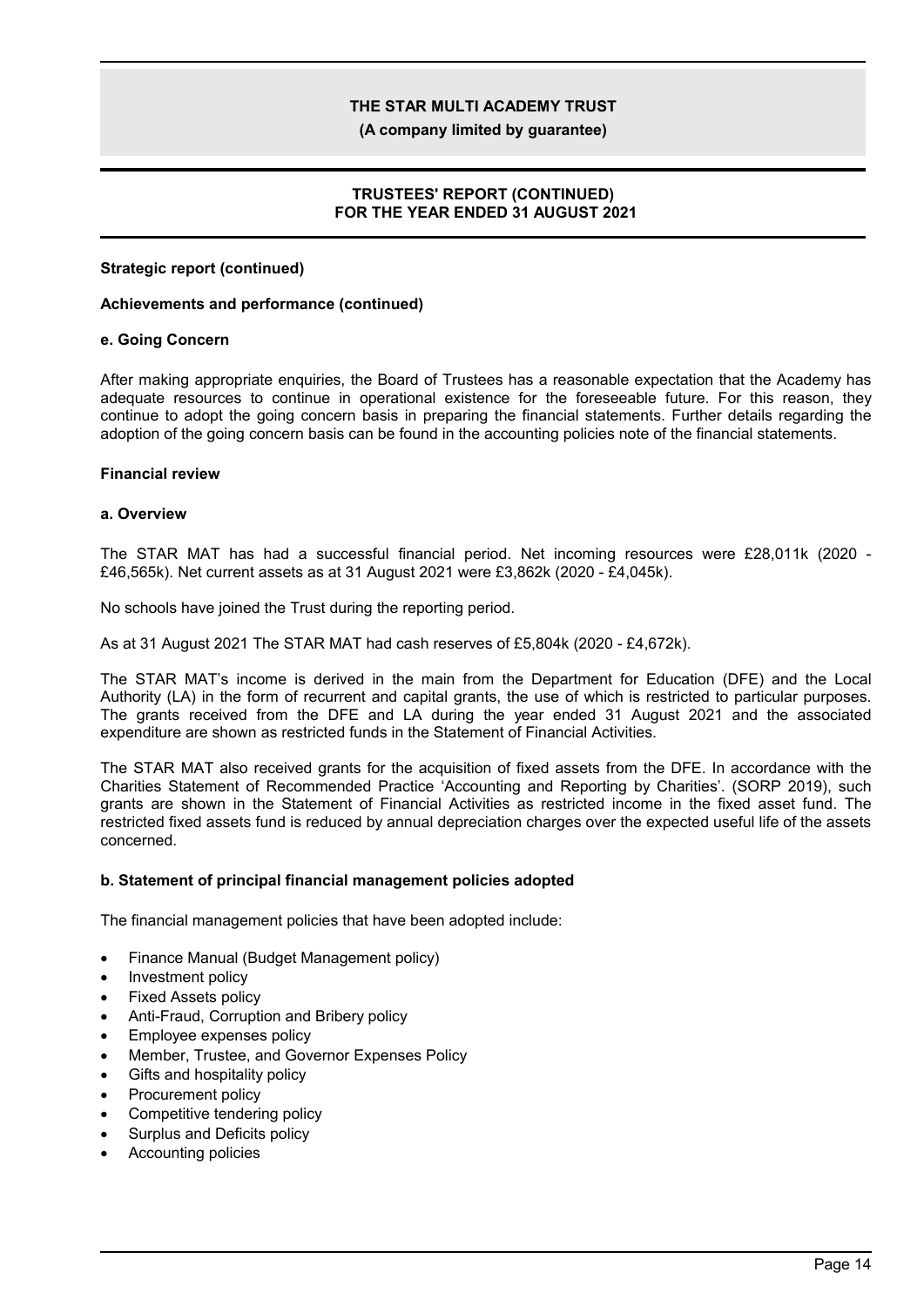**Strategic report (continued)**

**Achievements and performance (continued)**

**e. Going Concern**

After making appropriate enquiries, the Board of Trustees has a reasonable expectation that the Academy has adequate resources to continue in operational existence for the foreseeable future. For this reason, they continue to adopt the going concern basis in preparing the financial statements. Further details regarding the adoption of the going concern basis can be found in the accounting policies note of the financial statements.

**Financial review**

**a. Overview**

The STAR MAT has had a successful financial period. Net incoming resources were £28,011k (2020 - £46,565k). Net current assets as at 31 August 2021 were £3,862k (2020 - £4,045k).

No schools have joined the Trust during the reporting period.

As at 31 August 2021 The STAR MAT had cash reserves of £5,804k (2020 - £4,672k).

The STAR MAT's income is derived in the main from the Department for Education (DFE) and the Local Authority (LA) in the form of recurrent and capital grants, the use of which is restricted to particular purposes. The grants received from the DFE and LA during the year ended 31 August 2021 and the associated expenditure are shown as restricted funds in the Statement of Financial Activities.

The STAR MAT also received grants for the acquisition of fixed assets from the DFE. In accordance with the Charities Statement of Recommended Practice 'Accounting and Reporting by Charities'. (SORP 2019), such grants are shown in the Statement of Financial Activities as restricted income in the fixed asset fund. The restricted fixed assets fund is reduced by annual depreciation charges over the expected useful life of the assets concerned.

**b. Statement of principal financial management policies adopted**

The financial management policies that have been adopted include:

- Finance Manual (Budget Management policy)
- Investment policy
- Fixed Assets policy
- Anti-Fraud, Corruption and Bribery policy
- Employee expenses policy
- Member, Trustee, and Governor Expenses Policy
- Gifts and hospitality policy
- Procurement policy
- Competitive tendering policy
- Surplus and Deficits policy
- Accounting policies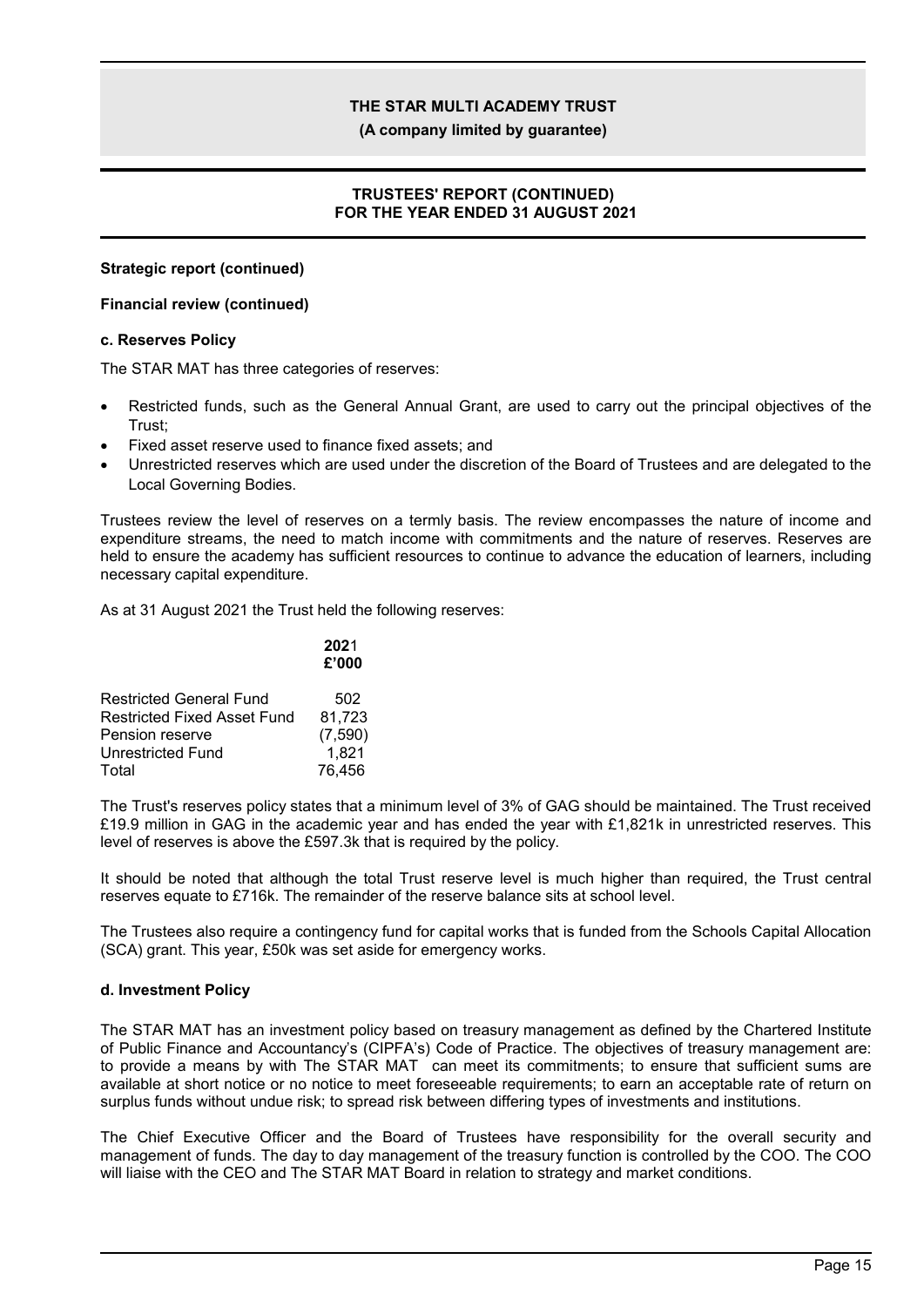**Strategic report (continued)**

**Financial review (continued)**

### c. Reserves Policy

The STAR MAT has three categories of reserves:

- Restricted funds, such as the General Annual Grant, are used to carry out the principal objectives of the Trust;
- Fixed asset reserve used to finance fixed assets; and
- Unrestricted reserves which are used under the discretion of the Board of Trustees and are delegated to the Local Governing Bodies.

Trustees review the level of reserves on a termly basis. The review encompasses the nature of income and expenditure streams, the need to match income with commitments and the nature of reserves. Reserves are held to ensure the academy has sufficient resources to continue to advance the education of learners, including necessary capital expenditure.

As at 31 August 2021 the Trust held the following reserves:

| | **2021** |
|---|---|
| | **£'000** |
| Restricted General Fund | 502 |
| Restricted Fixed Asset Fund | 81,723 |
| Pension reserve | (7,590) |
| Unrestricted Fund | 1,821 |
| Total | 76,456 |

The Trust's reserves policy states that a minimum level of 3% of GAG should be maintained. The Trust received £19.9 million in GAG in the academic year and has ended the year with £1,821k in unrestricted reserves. This level of reserves is above the £597.3k that is required by the policy.

It should be noted that although the total Trust reserve level is much higher than required, the Trust central reserves equate to £716k. The remainder of the reserve balance sits at school level.

The Trustees also require a contingency fund for capital works that is funded from the Schools Capital Allocation (SCA) grant. This year, £50k was set aside for emergency works.

### d. Investment Policy

The STAR MAT has an investment policy based on treasury management as defined by the Chartered Institute of Public Finance and Accountancy's (CIPFA's) Code of Practice. The objectives of treasury management are: to provide a means by with The STAR MAT can meet its commitments; to ensure that sufficient sums are available at short notice or no notice to meet foreseeable requirements; to earn an acceptable rate of return on surplus funds without undue risk; to spread risk between differing types of investments and institutions.

The Chief Executive Officer and the Board of Trustees have responsibility for the overall security and management of funds. The day to day management of the treasury function is controlled by the COO. The COO will liaise with the CEO and The STAR MAT Board in relation to strategy and market conditions.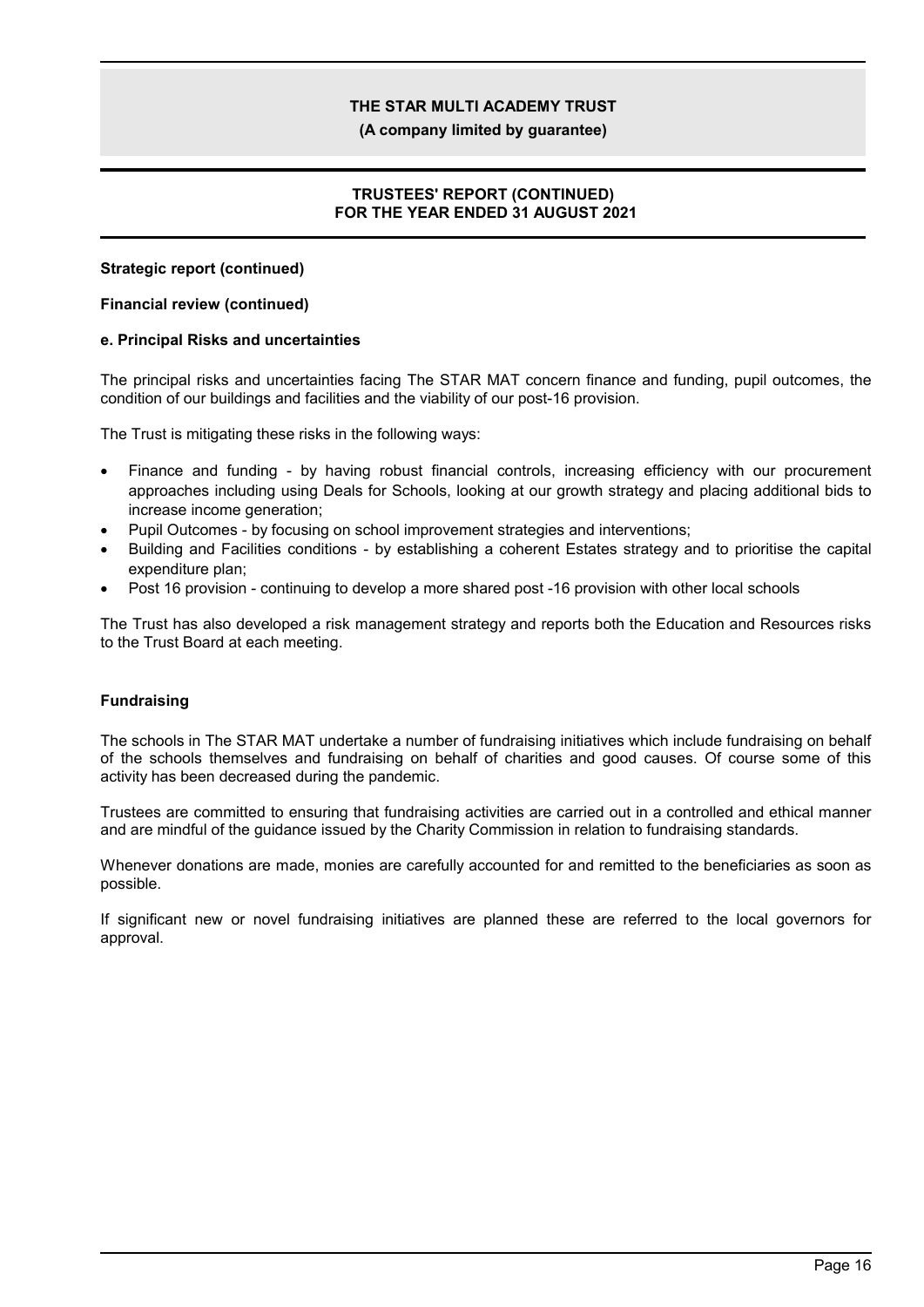**Strategic report (continued)**

**Financial review (continued)**

**e. Principal Risks and uncertainties**

The principal risks and uncertainties facing The STAR MAT concern finance and funding, pupil outcomes, the condition of our buildings and facilities and the viability of our post-16 provision.

The Trust is mitigating these risks in the following ways:

- Finance and funding - by having robust financial controls, increasing efficiency with our procurement approaches including using Deals for Schools, looking at our growth strategy and placing additional bids to increase income generation;
- Pupil Outcomes - by focusing on school improvement strategies and interventions;
- Building and Facilities conditions - by establishing a coherent Estates strategy and to prioritise the capital expenditure plan;
- Post 16 provision - continuing to develop a more shared post -16 provision with other local schools

The Trust has also developed a risk management strategy and reports both the Education and Resources risks to the Trust Board at each meeting.

**Fundraising**

The schools in The STAR MAT undertake a number of fundraising initiatives which include fundraising on behalf of the schools themselves and fundraising on behalf of charities and good causes. Of course some of this activity has been decreased during the pandemic.

Trustees are committed to ensuring that fundraising activities are carried out in a controlled and ethical manner and are mindful of the guidance issued by the Charity Commission in relation to fundraising standards.

Whenever donations are made, monies are carefully accounted for and remitted to the beneficiaries as soon as possible.

If significant new or novel fundraising initiatives are planned these are referred to the local governors for approval.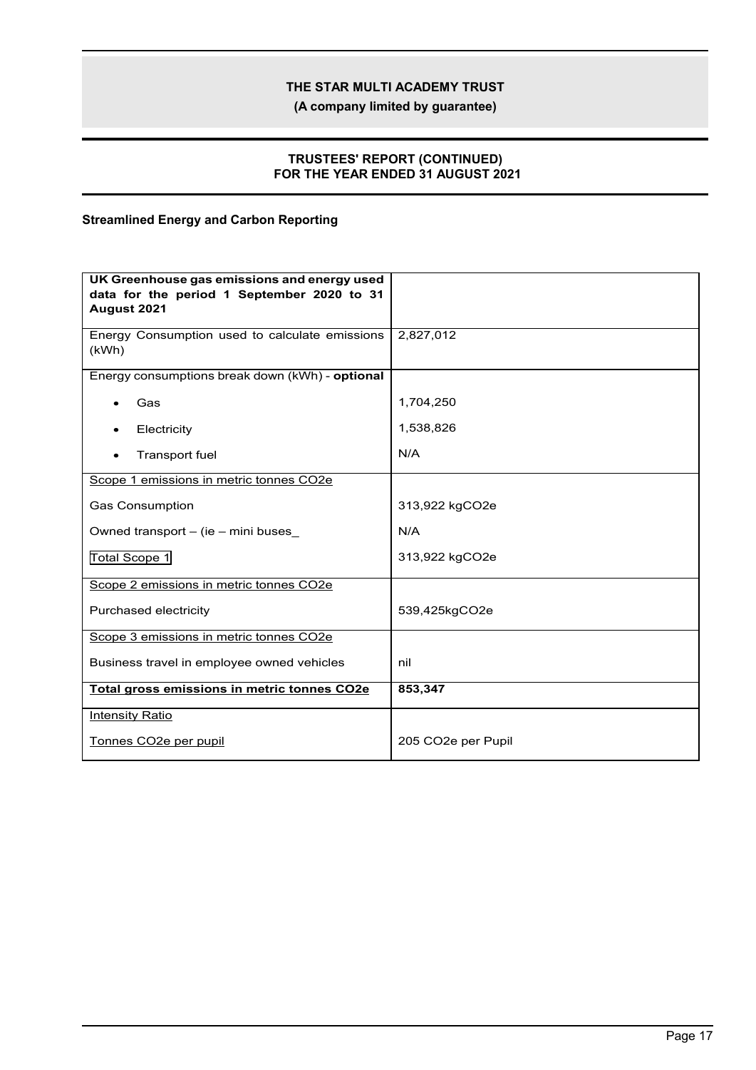**Streamlined Energy and Carbon Reporting**

| **UK Greenhouse gas emissions and energy used data for the period 1 September 2020 to 31 August 2021** | |
|---|---|
| Energy Consumption used to calculate emissions (kWh) | 2,827,012 |
| Energy consumptions break down (kWh) - **optional** | |
| • Gas | 1,704,250 |
| • Electricity | 1,538,826 |
| • Transport fuel | N/A |
| Scope 1 emissions in metric tonnes CO2e | |
| Gas Consumption | 313,922 kgCO2e |
| Owned transport – (ie – mini buses_ | N/A |
| Total Scope 1 | 313,922 kgCO2e |
| Scope 2 emissions in metric tonnes CO2e | |
| Purchased electricity | 539,425kgCO2e |
| Scope 3 emissions in metric tonnes CO2e | |
| Business travel in employee owned vehicles | nil |
| **Total gross emissions in metric tonnes CO2e** | **853,347** |
| Intensity Ratio | |
| Tonnes CO2e per pupil | 205 CO2e per Pupil |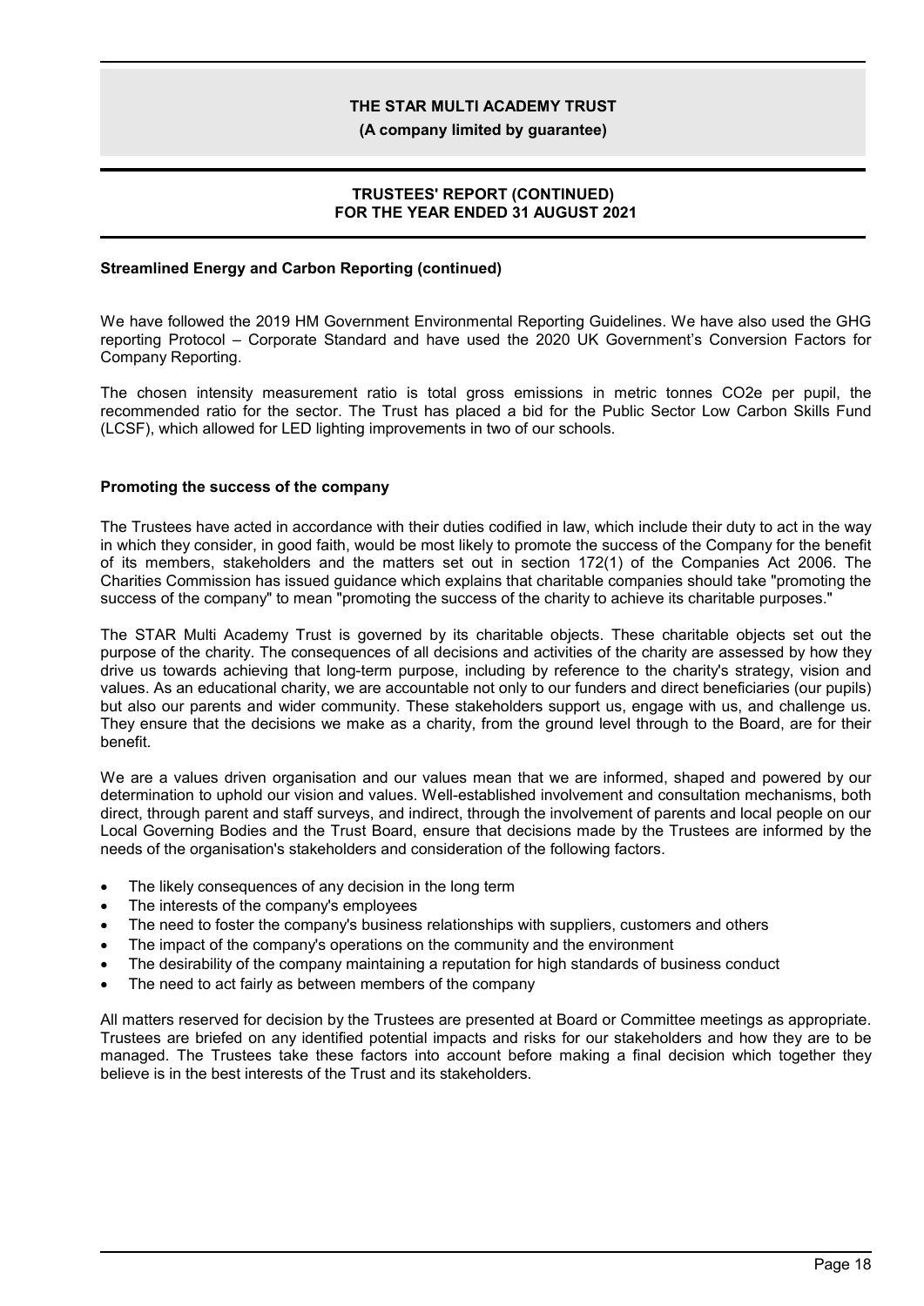### Streamlined Energy and Carbon Reporting (continued)

We have followed the 2019 HM Government Environmental Reporting Guidelines. We have also used the GHG reporting Protocol – Corporate Standard and have used the 2020 UK Government's Conversion Factors for Company Reporting.

The chosen intensity measurement ratio is total gross emissions in metric tonnes $CO_2e$ per pupil, the recommended ratio for the sector. The Trust has placed a bid for the Public Sector Low Carbon Skills Fund (LCSF), which allowed for LED lighting improvements in two of our schools.

### Promoting the success of the company

The Trustees have acted in accordance with their duties codified in law, which include their duty to act in the way in which they consider, in good faith, would be most likely to promote the success of the Company for the benefit of its members, stakeholders and the matters set out in section 172(1) of the Companies Act 2006. The Charities Commission has issued guidance which explains that charitable companies should take "promoting the success of the company" to mean "promoting the success of the charity to achieve its charitable purposes."

The STAR Multi Academy Trust is governed by its charitable objects. These charitable objects set out the purpose of the charity. The consequences of all decisions and activities of the charity are assessed by how they drive us towards achieving that long-term purpose, including by reference to the charity's strategy, vision and values. As an educational charity, we are accountable not only to our funders and direct beneficiaries (our pupils) but also our parents and wider community. These stakeholders support us, engage with us, and challenge us. They ensure that the decisions we make as a charity, from the ground level through to the Board, are for their benefit.

We are a values driven organisation and our values mean that we are informed, shaped and powered by our determination to uphold our vision and values. Well-established involvement and consultation mechanisms, both direct, through parent and staff surveys, and indirect, through the involvement of parents and local people on our Local Governing Bodies and the Trust Board, ensure that decisions made by the Trustees are informed by the needs of the organisation's stakeholders and consideration of the following factors.

- The likely consequences of any decision in the long term
- The interests of the company's employees
- The need to foster the company's business relationships with suppliers, customers and others
- The impact of the company's operations on the community and the environment
- The desirability of the company maintaining a reputation for high standards of business conduct
- The need to act fairly as between members of the company

All matters reserved for decision by the Trustees are presented at Board or Committee meetings as appropriate. Trustees are briefed on any identified potential impacts and risks for our stakeholders and how they are to be managed. The Trustees take these factors into account before making a final decision which together they believe is in the best interests of the Trust and its stakeholders.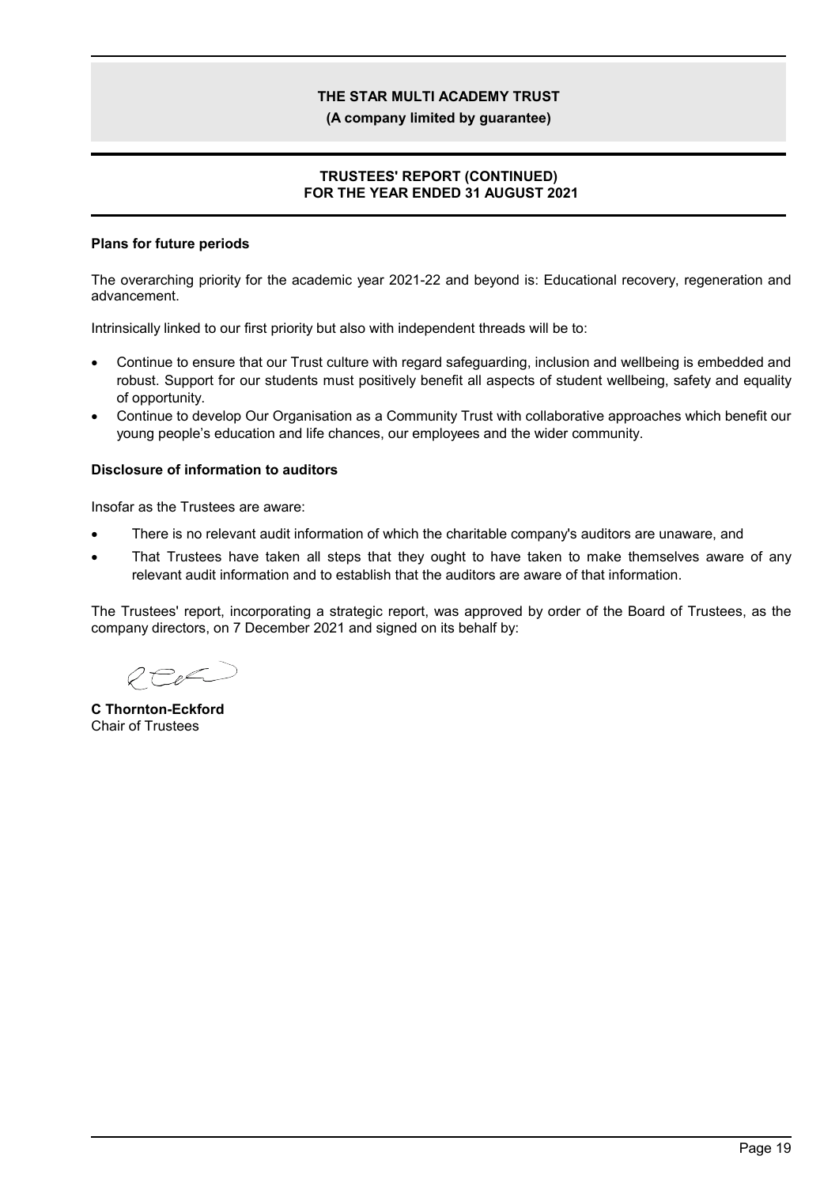**Plans for future periods**

The overarching priority for the academic year 2021-22 and beyond is: Educational recovery, regeneration and advancement.

Intrinsically linked to our first priority but also with independent threads will be to:

- Continue to ensure that our Trust culture with regard safeguarding, inclusion and wellbeing is embedded and robust. Support for our students must positively benefit all aspects of student wellbeing, safety and equality of opportunity.
- Continue to develop Our Organisation as a Community Trust with collaborative approaches which benefit our young people's education and life chances, our employees and the wider community.

**Disclosure of information to auditors**

Insofar as the Trustees are aware:

- There is no relevant audit information of which the charitable company's auditors are unaware, and
- That Trustees have taken all steps that they ought to have taken to make themselves aware of any relevant audit information and to establish that the auditors are aware of that information.

The Trustees' report, incorporating a strategic report, was approved by order of the Board of Trustees, as the company directors, on 7 December 2021 and signed on its behalf by:

**C Thornton-Eckford**
Chair of Trustees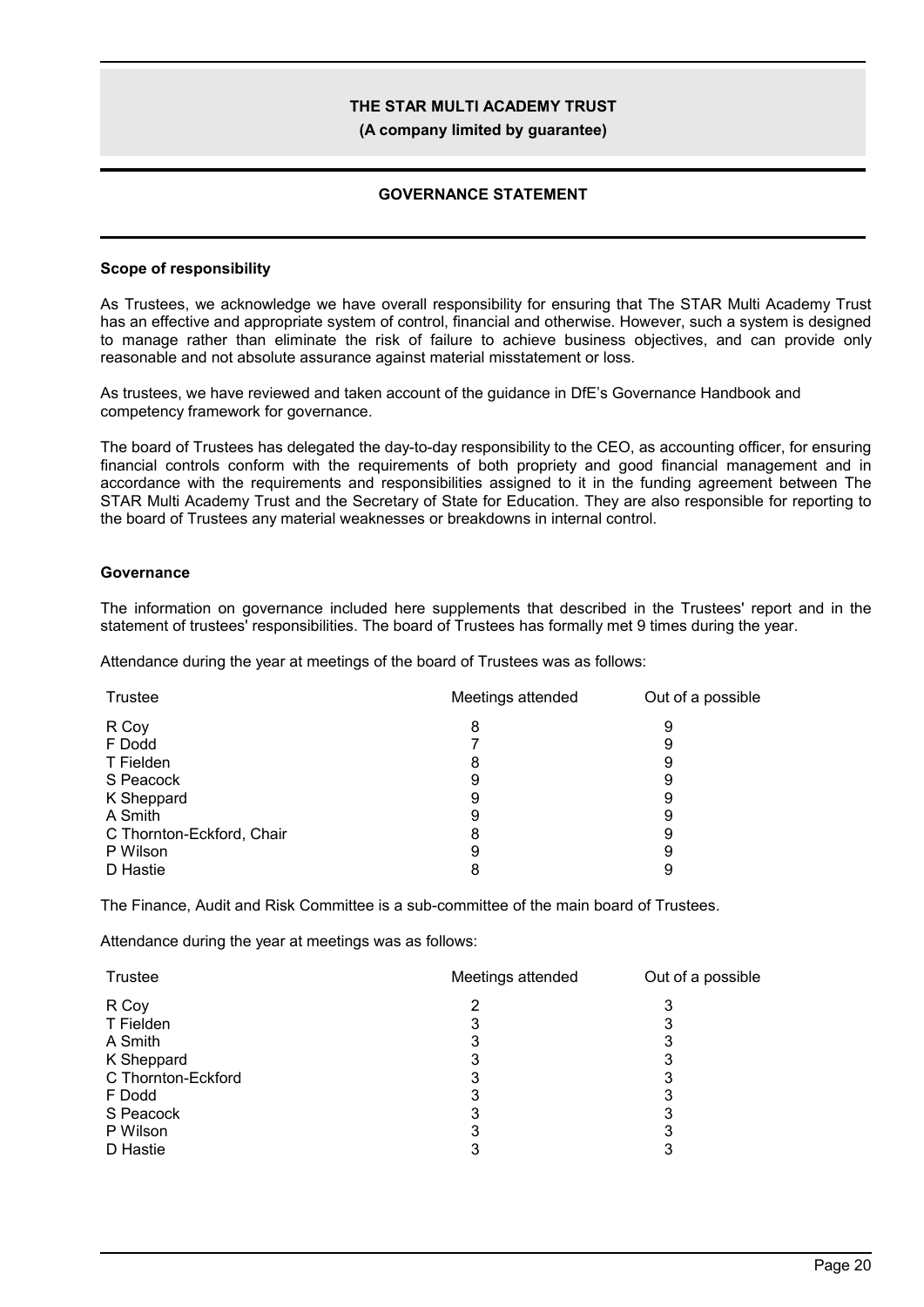**THE STAR MULTI ACADEMY TRUST**
**(A company limited by guarantee)**

## GOVERNANCE STATEMENT

### Scope of responsibility

As Trustees, we acknowledge we have overall responsibility for ensuring that The STAR Multi Academy Trust has an effective and appropriate system of control, financial and otherwise. However, such a system is designed to manage rather than eliminate the risk of failure to achieve business objectives, and can provide only reasonable and not absolute assurance against material misstatement or loss.

As trustees, we have reviewed and taken account of the guidance in DfE's Governance Handbook and competency framework for governance.

The board of Trustees has delegated the day-to-day responsibility to the CEO, as accounting officer, for ensuring financial controls conform with the requirements of both propriety and good financial management and in accordance with the requirements and responsibilities assigned to it in the funding agreement between The STAR Multi Academy Trust and the Secretary of State for Education. They are also responsible for reporting to the board of Trustees any material weaknesses or breakdowns in internal control.

### Governance

The information on governance included here supplements that described in the Trustees' report and in the statement of trustees' responsibilities. The board of Trustees has formally met 9 times during the year.

Attendance during the year at meetings of the board of Trustees was as follows:

| Trustee | Meetings attended | Out of a possible |
|---|---|---|
| R Coy | 8 | 9 |
| F Dodd | 7 | 9 |
| T Fielden | 8 | 9 |
| S Peacock | 9 | 9 |
| K Sheppard | 9 | 9 |
| A Smith | 9 | 9 |
| C Thornton-Eckford, Chair | 8 | 9 |
| P Wilson | 9 | 9 |
| D Hastie | 8 | 9 |

The Finance, Audit and Risk Committee is a sub-committee of the main board of Trustees.

Attendance during the year at meetings was as follows:

| Trustee | Meetings attended | Out of a possible |
|---|---|---|
| R Coy | 2 | 3 |
| T Fielden | 3 | 3 |
| A Smith | 3 | 3 |
| K Sheppard | 3 | 3 |
| C Thornton-Eckford | 3 | 3 |
| F Dodd | 3 | 3 |
| S Peacock | 3 | 3 |
| P Wilson | 3 | 3 |
| D Hastie | 3 | 3 |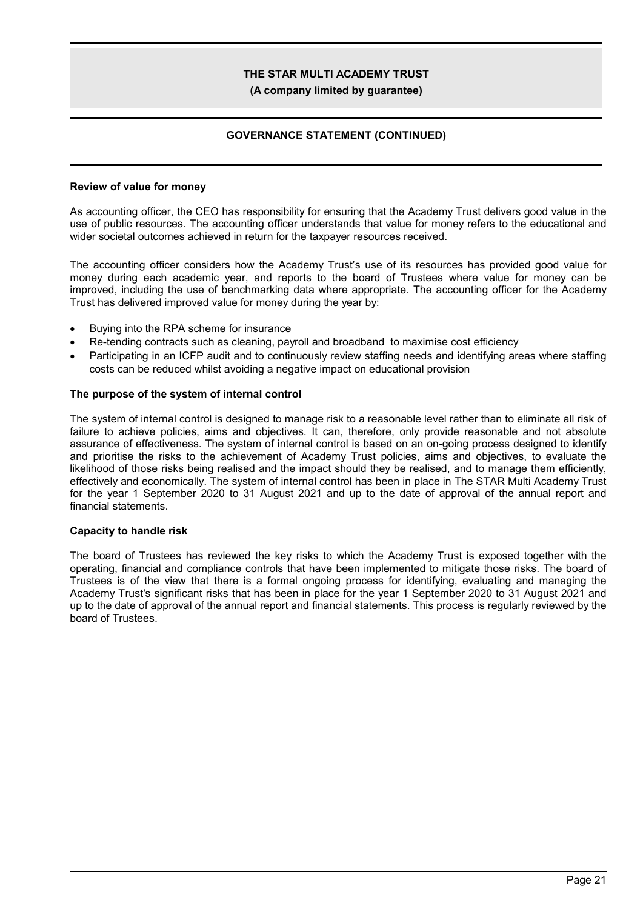**GOVERNANCE STATEMENT (CONTINUED)**

**Review of value for money**

As accounting officer, the CEO has responsibility for ensuring that the Academy Trust delivers good value in the use of public resources. The accounting officer understands that value for money refers to the educational and wider societal outcomes achieved in return for the taxpayer resources received.

The accounting officer considers how the Academy Trust's use of its resources has provided good value for money during each academic year, and reports to the board of Trustees where value for money can be improved, including the use of benchmarking data where appropriate. The accounting officer for the Academy Trust has delivered improved value for money during the year by:

- Buying into the RPA scheme for insurance
- Re-tending contracts such as cleaning, payroll and broadband to maximise cost efficiency
- Participating in an ICFP audit and to continuously review staffing needs and identifying areas where staffing costs can be reduced whilst avoiding a negative impact on educational provision

**The purpose of the system of internal control**

The system of internal control is designed to manage risk to a reasonable level rather than to eliminate all risk of failure to achieve policies, aims and objectives. It can, therefore, only provide reasonable and not absolute assurance of effectiveness. The system of internal control is based on an on-going process designed to identify and prioritise the risks to the achievement of Academy Trust policies, aims and objectives, to evaluate the likelihood of those risks being realised and the impact should they be realised, and to manage them efficiently, effectively and economically. The system of internal control has been in place in The STAR Multi Academy Trust for the year 1 September 2020 to 31 August 2021 and up to the date of approval of the annual report and financial statements.

**Capacity to handle risk**

The board of Trustees has reviewed the key risks to which the Academy Trust is exposed together with the operating, financial and compliance controls that have been implemented to mitigate those risks. The board of Trustees is of the view that there is a formal ongoing process for identifying, evaluating and managing the Academy Trust's significant risks that has been in place for the year 1 September 2020 to 31 August 2021 and up to the date of approval of the annual report and financial statements. This process is regularly reviewed by the board of Trustees.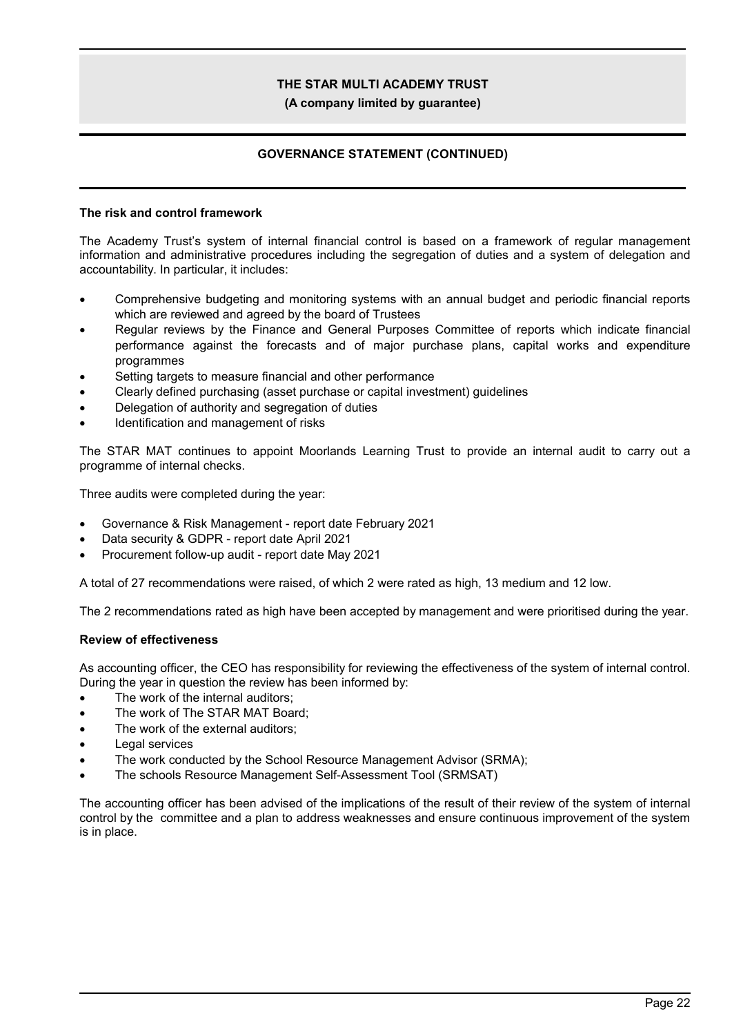## The risk and control framework

The Academy Trust's system of internal financial control is based on a framework of regular management information and administrative procedures including the segregation of duties and a system of delegation and accountability. In particular, it includes:

- Comprehensive budgeting and monitoring systems with an annual budget and periodic financial reports which are reviewed and agreed by the board of Trustees
- Regular reviews by the Finance and General Purposes Committee of reports which indicate financial performance against the forecasts and of major purchase plans, capital works and expenditure programmes
- Setting targets to measure financial and other performance
- Clearly defined purchasing (asset purchase or capital investment) guidelines
- Delegation of authority and segregation of duties
- Identification and management of risks

The STAR MAT continues to appoint Moorlands Learning Trust to provide an internal audit to carry out a programme of internal checks.

Three audits were completed during the year:

- Governance & Risk Management - report date February 2021
- Data security & GDPR - report date April 2021
- Procurement follow-up audit - report date May 2021

A total of 27 recommendations were raised, of which 2 were rated as high, 13 medium and 12 low.

The 2 recommendations rated as high have been accepted by management and were prioritised during the year.

## Review of effectiveness

As accounting officer, the CEO has responsibility for reviewing the effectiveness of the system of internal control. During the year in question the review has been informed by:

- The work of the internal auditors;
- The work of The STAR MAT Board;
- The work of the external auditors;
- Legal services
- The work conducted by the School Resource Management Advisor (SRMA);
- The schools Resource Management Self-Assessment Tool (SRMSAT)

The accounting officer has been advised of the implications of the result of their review of the system of internal control by the committee and a plan to address weaknesses and ensure continuous improvement of the system is in place.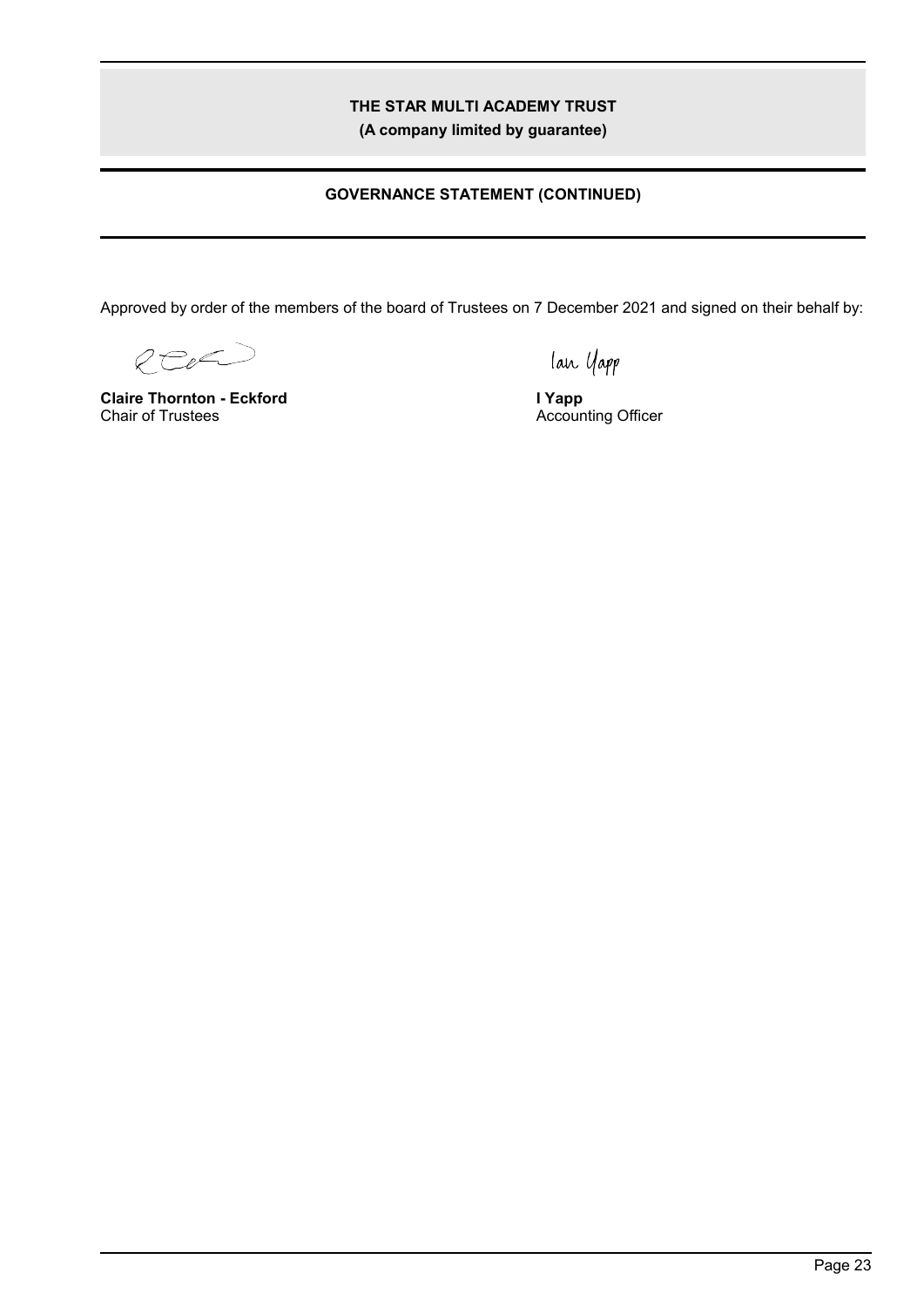## GOVERNANCE STATEMENT (CONTINUED)

Approved by order of the members of the board of Trustees on 7 December 2021 and signed on their behalf by:

**Claire Thornton - Eckford**
Chair of Trustees

**I Yapp**
Accounting Officer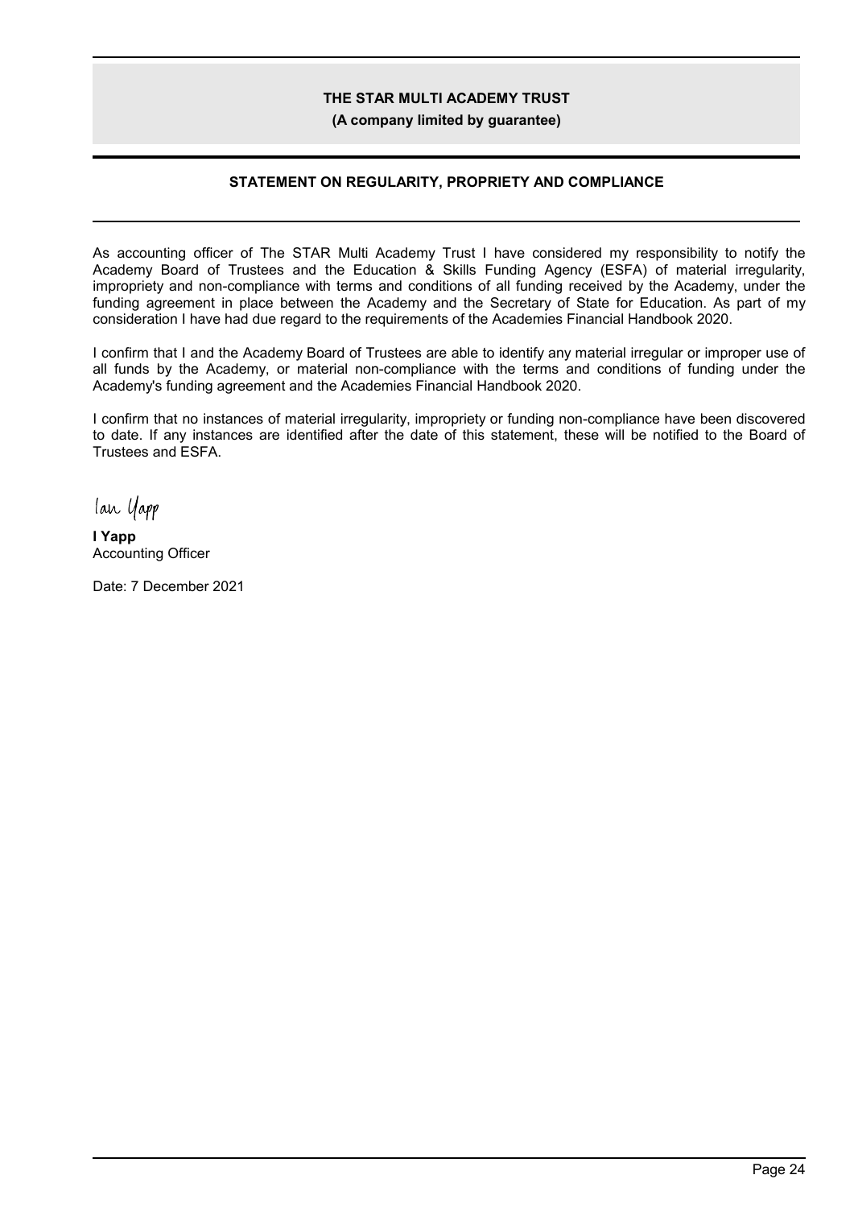THE STAR MULTI ACADEMY TRUST

(A company limited by guarantee)

## STATEMENT ON REGULARITY, PROPRIETY AND COMPLIANCE

As accounting officer of The STAR Multi Academy Trust I have considered my responsibility to notify the Academy Board of Trustees and the Education & Skills Funding Agency (ESFA) of material irregularity, impropriety and non-compliance with terms and conditions of all funding received by the Academy, under the funding agreement in place between the Academy and the Secretary of State for Education. As part of my consideration I have had due regard to the requirements of the Academies Financial Handbook 2020.

I confirm that I and the Academy Board of Trustees are able to identify any material irregular or improper use of all funds by the Academy, or material non-compliance with the terms and conditions of funding under the Academy's funding agreement and the Academies Financial Handbook 2020.

I confirm that no instances of material irregularity, impropriety or funding non-compliance have been discovered to date. If any instances are identified after the date of this statement, these will be notified to the Board of Trustees and ESFA.

Ian Yapp

**I Yapp**
Accounting Officer

Date: 7 December 2021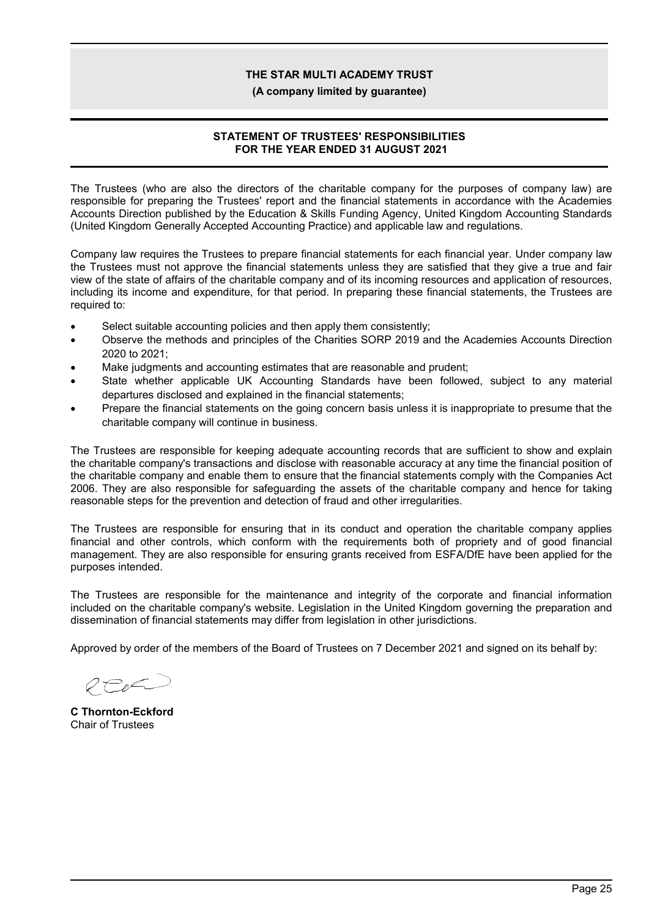**THE STAR MULTI ACADEMY TRUST**

**(A company limited by guarantee)**

## STATEMENT OF TRUSTEES' RESPONSIBILITIES FOR THE YEAR ENDED 31 AUGUST 2021

The Trustees (who are also the directors of the charitable company for the purposes of company law) are responsible for preparing the Trustees' report and the financial statements in accordance with the Academies Accounts Direction published by the Education & Skills Funding Agency, United Kingdom Accounting Standards (United Kingdom Generally Accepted Accounting Practice) and applicable law and regulations.

Company law requires the Trustees to prepare financial statements for each financial year. Under company law the Trustees must not approve the financial statements unless they are satisfied that they give a true and fair view of the state of affairs of the charitable company and of its incoming resources and application of resources, including its income and expenditure, for that period. In preparing these financial statements, the Trustees are required to:

- Select suitable accounting policies and then apply them consistently;
- Observe the methods and principles of the Charities SORP 2019 and the Academies Accounts Direction 2020 to 2021;
- Make judgments and accounting estimates that are reasonable and prudent;
- State whether applicable UK Accounting Standards have been followed, subject to any material departures disclosed and explained in the financial statements;
- Prepare the financial statements on the going concern basis unless it is inappropriate to presume that the charitable company will continue in business.

The Trustees are responsible for keeping adequate accounting records that are sufficient to show and explain the charitable company's transactions and disclose with reasonable accuracy at any time the financial position of the charitable company and enable them to ensure that the financial statements comply with the Companies Act 2006. They are also responsible for safeguarding the assets of the charitable company and hence for taking reasonable steps for the prevention and detection of fraud and other irregularities.

The Trustees are responsible for ensuring that in its conduct and operation the charitable company applies financial and other controls, which conform with the requirements both of propriety and of good financial management. They are also responsible for ensuring grants received from ESFA/DfE have been applied for the purposes intended.

The Trustees are responsible for the maintenance and integrity of the corporate and financial information included on the charitable company's website. Legislation in the United Kingdom governing the preparation and dissemination of financial statements may differ from legislation in other jurisdictions.

Approved by order of the members of the Board of Trustees on 7 December 2021 and signed on its behalf by:

**C Thornton-Eckford**
Chair of Trustees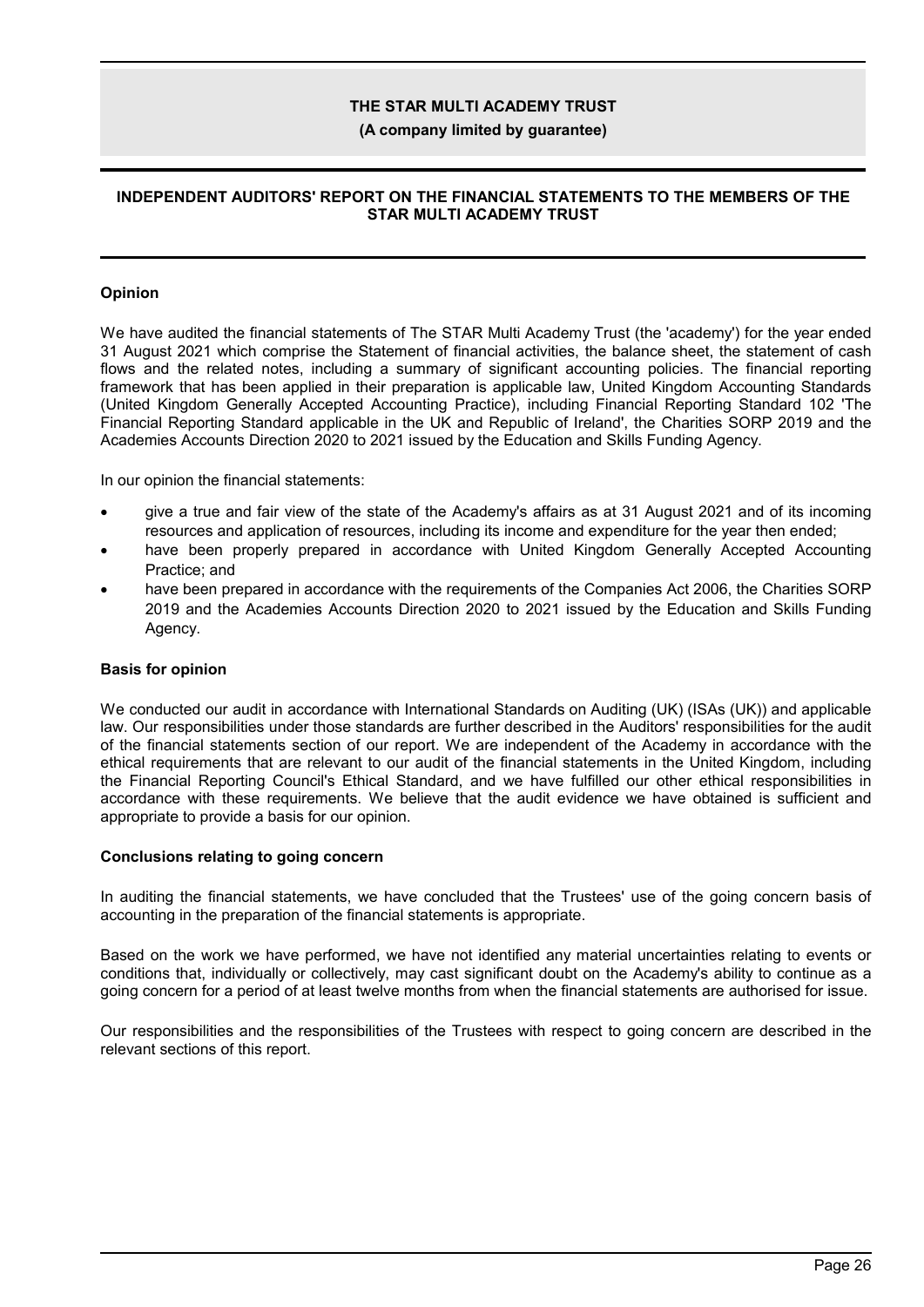# THE STAR MULTI ACADEMY TRUST

**(A company limited by guarantee)**

## INDEPENDENT AUDITORS' REPORT ON THE FINANCIAL STATEMENTS TO THE MEMBERS OF THE STAR MULTI ACADEMY TRUST

### Opinion

We have audited the financial statements of The STAR Multi Academy Trust (the 'academy') for the year ended 31 August 2021 which comprise the Statement of financial activities, the balance sheet, the statement of cash flows and the related notes, including a summary of significant accounting policies. The financial reporting framework that has been applied in their preparation is applicable law, United Kingdom Accounting Standards (United Kingdom Generally Accepted Accounting Practice), including Financial Reporting Standard 102 'The Financial Reporting Standard applicable in the UK and Republic of Ireland', the Charities SORP 2019 and the Academies Accounts Direction 2020 to 2021 issued by the Education and Skills Funding Agency.

In our opinion the financial statements:

- give a true and fair view of the state of the Academy's affairs as at 31 August 2021 and of its incoming resources and application of resources, including its income and expenditure for the year then ended;
- have been properly prepared in accordance with United Kingdom Generally Accepted Accounting Practice; and
- have been prepared in accordance with the requirements of the Companies Act 2006, the Charities SORP 2019 and the Academies Accounts Direction 2020 to 2021 issued by the Education and Skills Funding Agency.

### Basis for opinion

We conducted our audit in accordance with International Standards on Auditing (UK) (ISAs (UK)) and applicable law. Our responsibilities under those standards are further described in the Auditors' responsibilities for the audit of the financial statements section of our report. We are independent of the Academy in accordance with the ethical requirements that are relevant to our audit of the financial statements in the United Kingdom, including the Financial Reporting Council's Ethical Standard, and we have fulfilled our other ethical responsibilities in accordance with these requirements. We believe that the audit evidence we have obtained is sufficient and appropriate to provide a basis for our opinion.

### Conclusions relating to going concern

In auditing the financial statements, we have concluded that the Trustees' use of the going concern basis of accounting in the preparation of the financial statements is appropriate.

Based on the work we have performed, we have not identified any material uncertainties relating to events or conditions that, individually or collectively, may cast significant doubt on the Academy's ability to continue as a going concern for a period of at least twelve months from when the financial statements are authorised for issue.

Our responsibilities and the responsibilities of the Trustees with respect to going concern are described in the relevant sections of this report.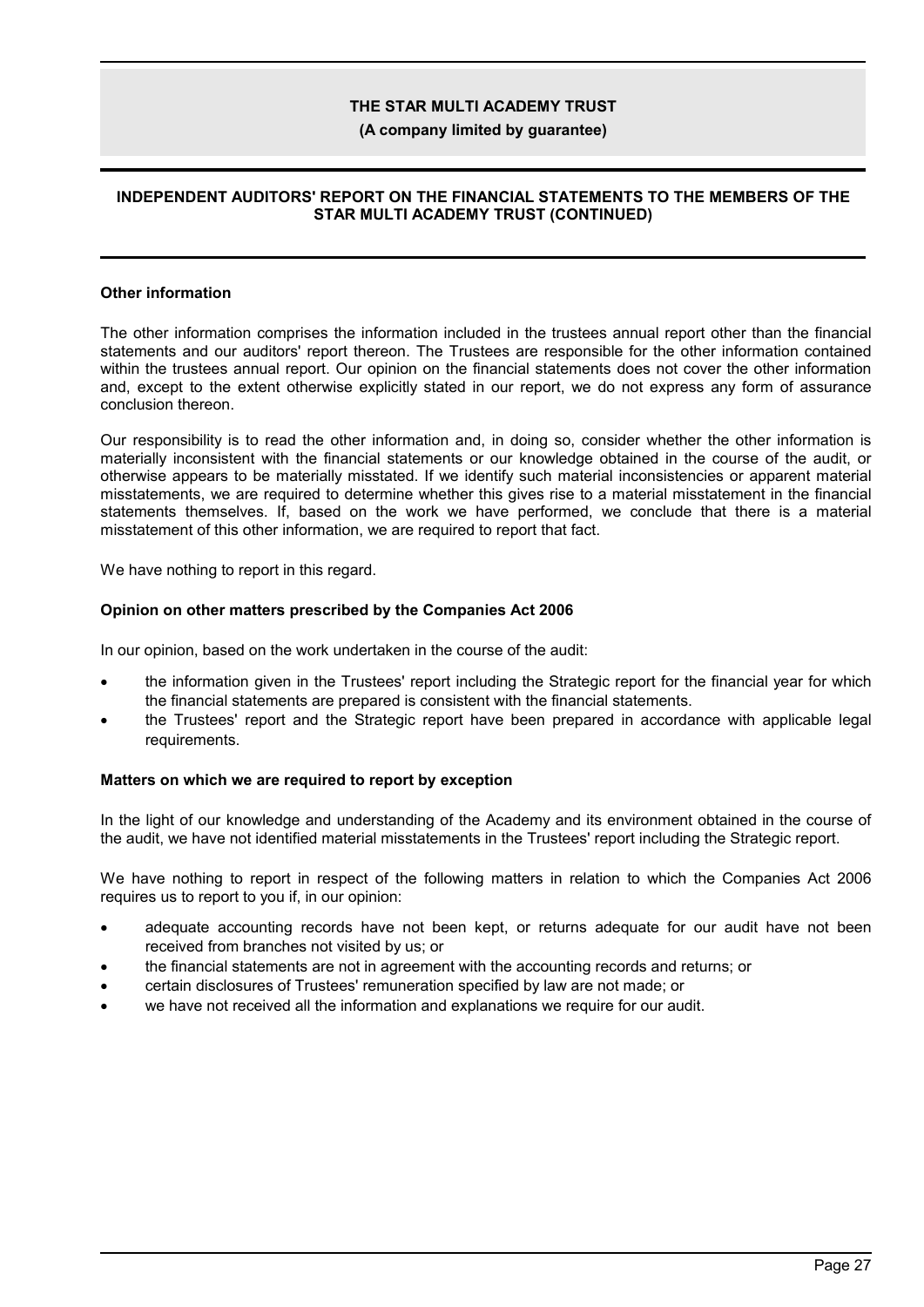**THE STAR MULTI ACADEMY TRUST**

**(A company limited by guarantee)**

**INDEPENDENT AUDITORS' REPORT ON THE FINANCIAL STATEMENTS TO THE MEMBERS OF THE STAR MULTI ACADEMY TRUST (CONTINUED)**

**Other information**

The other information comprises the information included in the trustees annual report other than the financial statements and our auditors' report thereon. The Trustees are responsible for the other information contained within the trustees annual report. Our opinion on the financial statements does not cover the other information and, except to the extent otherwise explicitly stated in our report, we do not express any form of assurance conclusion thereon.

Our responsibility is to read the other information and, in doing so, consider whether the other information is materially inconsistent with the financial statements or our knowledge obtained in the course of the audit, or otherwise appears to be materially misstated. If we identify such material inconsistencies or apparent material misstatements, we are required to determine whether this gives rise to a material misstatement in the financial statements themselves. If, based on the work we have performed, we conclude that there is a material misstatement of this other information, we are required to report that fact.

We have nothing to report in this regard.

**Opinion on other matters prescribed by the Companies Act 2006**

In our opinion, based on the work undertaken in the course of the audit:

- the information given in the Trustees' report including the Strategic report for the financial year for which the financial statements are prepared is consistent with the financial statements.
- the Trustees' report and the Strategic report have been prepared in accordance with applicable legal requirements.

**Matters on which we are required to report by exception**

In the light of our knowledge and understanding of the Academy and its environment obtained in the course of the audit, we have not identified material misstatements in the Trustees' report including the Strategic report.

We have nothing to report in respect of the following matters in relation to which the Companies Act 2006 requires us to report to you if, in our opinion:

- adequate accounting records have not been kept, or returns adequate for our audit have not been received from branches not visited by us; or
- the financial statements are not in agreement with the accounting records and returns; or
- certain disclosures of Trustees' remuneration specified by law are not made; or
- we have not received all the information and explanations we require for our audit.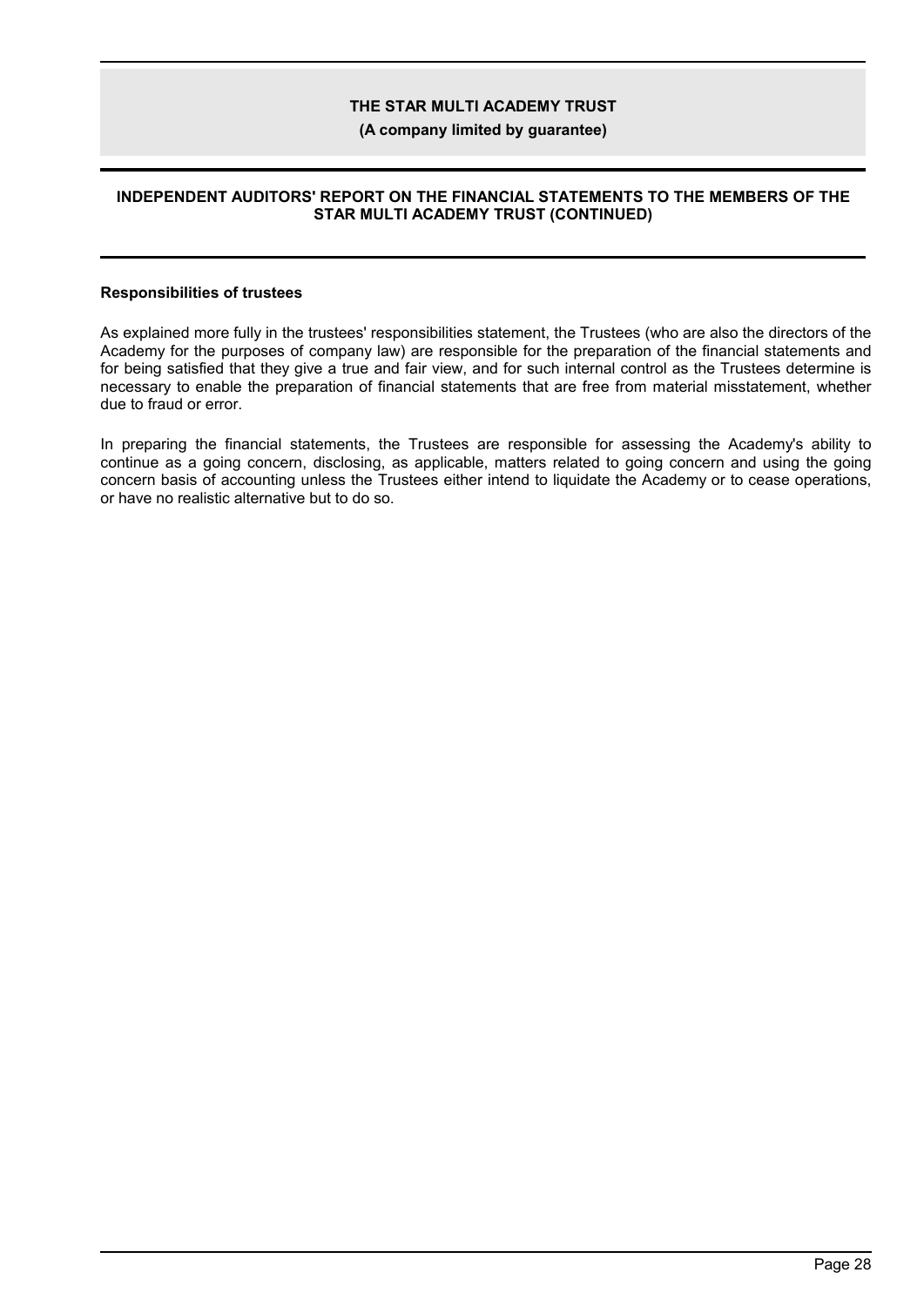### Responsibilities of trustees

As explained more fully in the trustees' responsibilities statement, the Trustees (who are also the directors of the Academy for the purposes of company law) are responsible for the preparation of the financial statements and for being satisfied that they give a true and fair view, and for such internal control as the Trustees determine is necessary to enable the preparation of financial statements that are free from material misstatement, whether due to fraud or error.

In preparing the financial statements, the Trustees are responsible for assessing the Academy's ability to continue as a going concern, disclosing, as applicable, matters related to going concern and using the going concern basis of accounting unless the Trustees either intend to liquidate the Academy or to cease operations, or have no realistic alternative but to do so.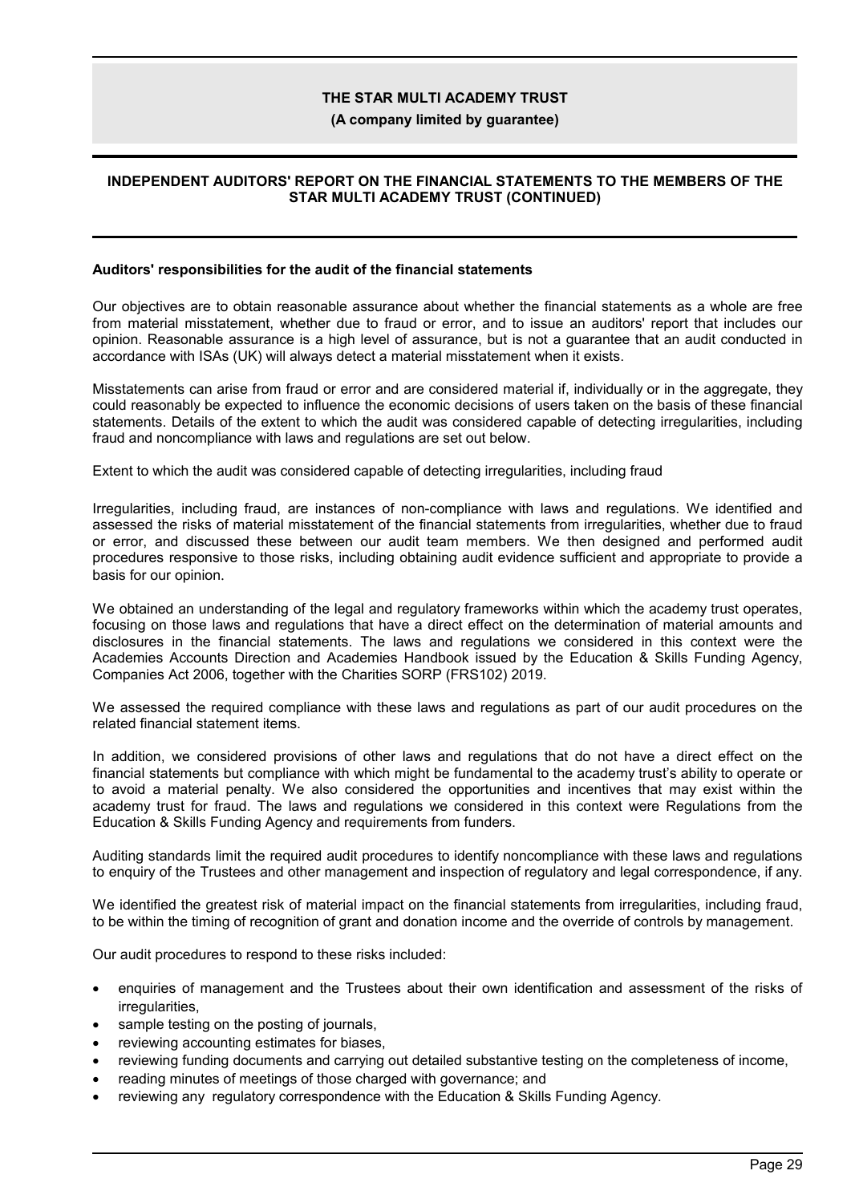## Auditors' responsibilities for the audit of the financial statements

Our objectives are to obtain reasonable assurance about whether the financial statements as a whole are free from material misstatement, whether due to fraud or error, and to issue an auditors' report that includes our opinion. Reasonable assurance is a high level of assurance, but is not a guarantee that an audit conducted in accordance with ISAs (UK) will always detect a material misstatement when it exists.

Misstatements can arise from fraud or error and are considered material if, individually or in the aggregate, they could reasonably be expected to influence the economic decisions of users taken on the basis of these financial statements. Details of the extent to which the audit was considered capable of detecting irregularities, including fraud and noncompliance with laws and regulations are set out below.

Extent to which the audit was considered capable of detecting irregularities, including fraud

Irregularities, including fraud, are instances of non-compliance with laws and regulations. We identified and assessed the risks of material misstatement of the financial statements from irregularities, whether due to fraud or error, and discussed these between our audit team members. We then designed and performed audit procedures responsive to those risks, including obtaining audit evidence sufficient and appropriate to provide a basis for our opinion.

We obtained an understanding of the legal and regulatory frameworks within which the academy trust operates, focusing on those laws and regulations that have a direct effect on the determination of material amounts and disclosures in the financial statements. The laws and regulations we considered in this context were the Academies Accounts Direction and Academies Handbook issued by the Education & Skills Funding Agency, Companies Act 2006, together with the Charities SORP (FRS102) 2019.

We assessed the required compliance with these laws and regulations as part of our audit procedures on the related financial statement items.

In addition, we considered provisions of other laws and regulations that do not have a direct effect on the financial statements but compliance with which might be fundamental to the academy trust's ability to operate or to avoid a material penalty. We also considered the opportunities and incentives that may exist within the academy trust for fraud. The laws and regulations we considered in this context were Regulations from the Education & Skills Funding Agency and requirements from funders.

Auditing standards limit the required audit procedures to identify noncompliance with these laws and regulations to enquiry of the Trustees and other management and inspection of regulatory and legal correspondence, if any.

We identified the greatest risk of material impact on the financial statements from irregularities, including fraud, to be within the timing of recognition of grant and donation income and the override of controls by management.

Our audit procedures to respond to these risks included:

- enquiries of management and the Trustees about their own identification and assessment of the risks of irregularities,
- sample testing on the posting of journals,
- reviewing accounting estimates for biases,
- reviewing funding documents and carrying out detailed substantive testing on the completeness of income,
- reading minutes of meetings of those charged with governance; and
- reviewing any regulatory correspondence with the Education & Skills Funding Agency.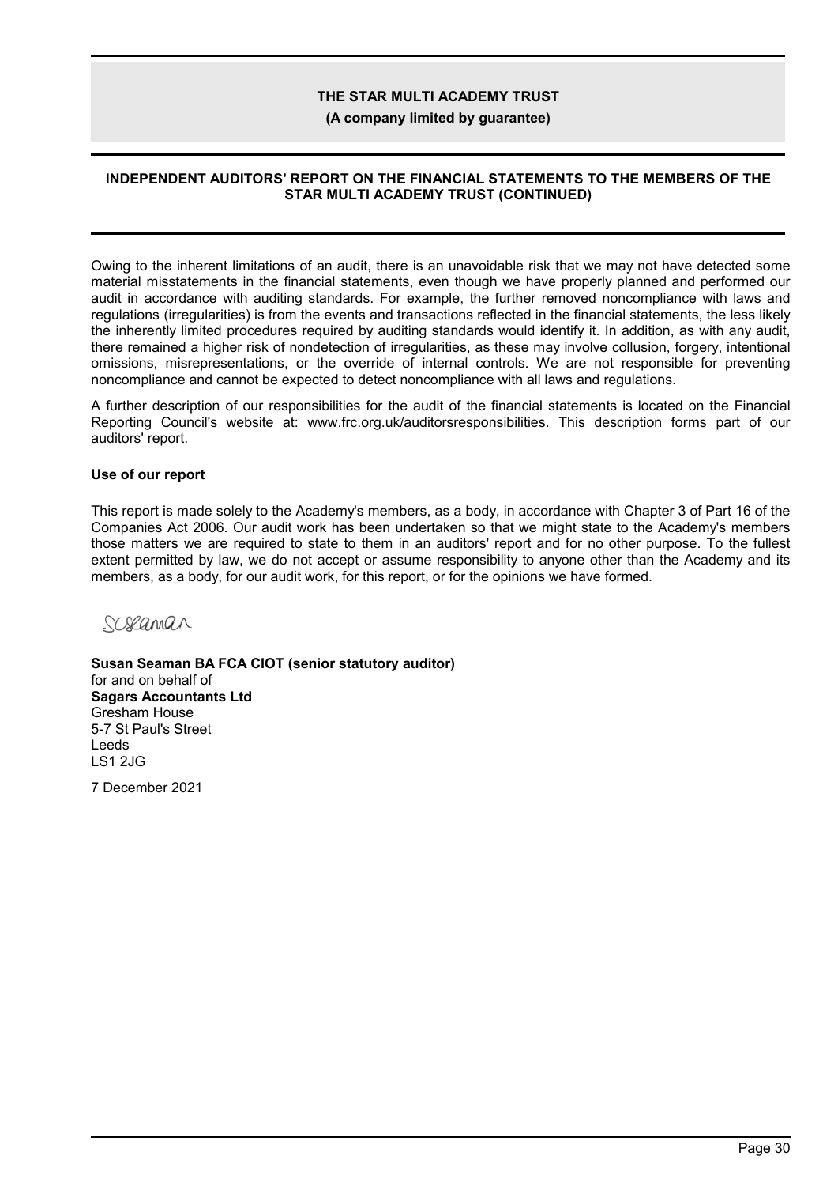**INDEPENDENT AUDITORS' REPORT ON THE FINANCIAL STATEMENTS TO THE MEMBERS OF THE STAR MULTI ACADEMY TRUST (CONTINUED)**

Owing to the inherent limitations of an audit, there is an unavoidable risk that we may not have detected some material misstatements in the financial statements, even though we have properly planned and performed our audit in accordance with auditing standards. For example, the further removed noncompliance with laws and regulations (irregularities) is from the events and transactions reflected in the financial statements, the less likely the inherently limited procedures required by auditing standards would identify it. In addition, as with any audit, there remained a higher risk of nondetection of irregularities, as these may involve collusion, forgery, intentional omissions, misrepresentations, or the override of internal controls. We are not responsible for preventing noncompliance and cannot be expected to detect noncompliance with all laws and regulations.

A further description of our responsibilities for the audit of the financial statements is located on the Financial Reporting Council's website at: www.frc.org.uk/auditorsresponsibilities. This description forms part of our auditors' report.

**Use of our report**

This report is made solely to the Academy's members, as a body, in accordance with Chapter 3 of Part 16 of the Companies Act 2006. Our audit work has been undertaken so that we might state to the Academy's members those matters we are required to state to them in an auditors' report and for no other purpose. To the fullest extent permitted by law, we do not accept or assume responsibility to anyone other than the Academy and its members, as a body, for our audit work, for this report, or for the opinions we have formed.

**Susan Seaman BA FCA CIOT (senior statutory auditor)**
for and on behalf of
**Sagars Accountants Ltd**
Gresham House
5-7 St Paul's Street
Leeds
LS1 2JG

7 December 2021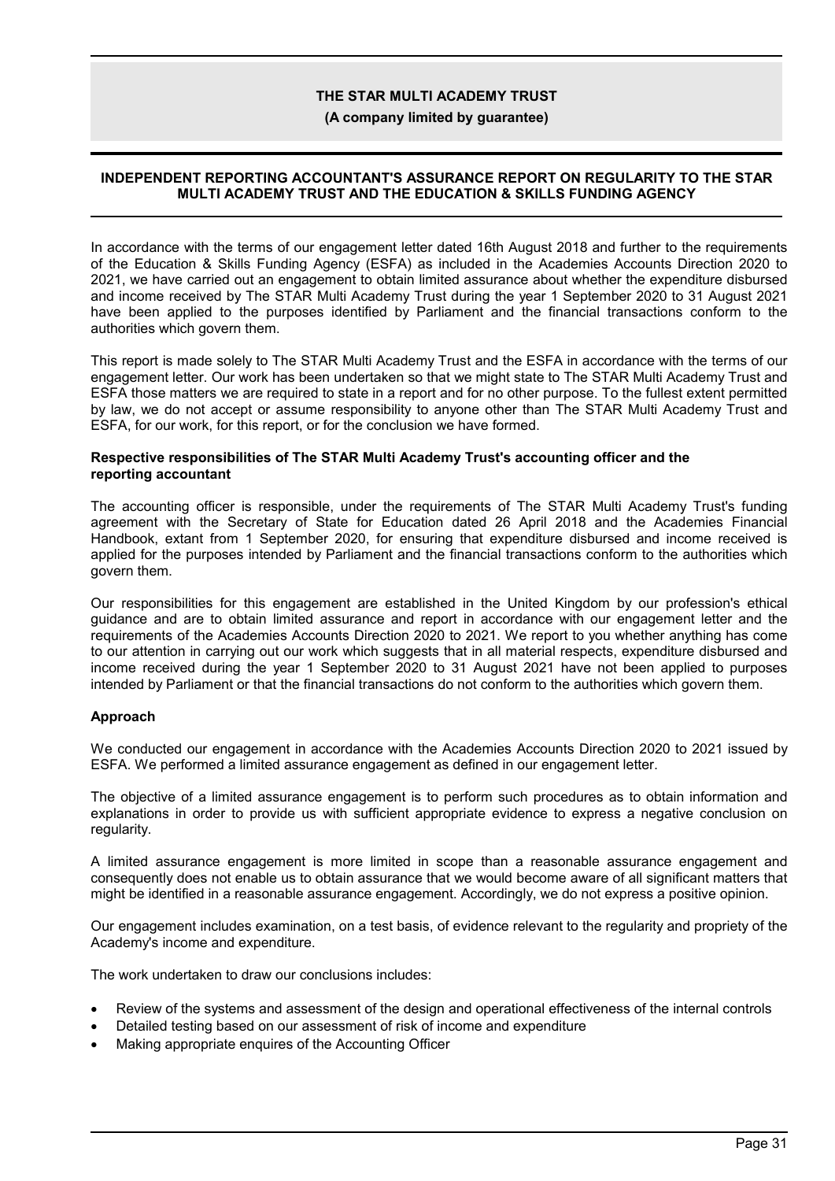# THE STAR MULTI ACADEMY TRUST

**(A company limited by guarantee)**

## INDEPENDENT REPORTING ACCOUNTANT'S ASSURANCE REPORT ON REGULARITY TO THE STAR MULTI ACADEMY TRUST AND THE EDUCATION & SKILLS FUNDING AGENCY

In accordance with the terms of our engagement letter dated 16th August 2018 and further to the requirements of the Education & Skills Funding Agency (ESFA) as included in the Academies Accounts Direction 2020 to 2021, we have carried out an engagement to obtain limited assurance about whether the expenditure disbursed and income received by The STAR Multi Academy Trust during the year 1 September 2020 to 31 August 2021 have been applied to the purposes identified by Parliament and the financial transactions conform to the authorities which govern them.

This report is made solely to The STAR Multi Academy Trust and the ESFA in accordance with the terms of our engagement letter. Our work has been undertaken so that we might state to The STAR Multi Academy Trust and ESFA those matters we are required to state in a report and for no other purpose. To the fullest extent permitted by law, we do not accept or assume responsibility to anyone other than The STAR Multi Academy Trust and ESFA, for our work, for this report, or for the conclusion we have formed.

### Respective responsibilities of The STAR Multi Academy Trust's accounting officer and the reporting accountant

The accounting officer is responsible, under the requirements of The STAR Multi Academy Trust's funding agreement with the Secretary of State for Education dated 26 April 2018 and the Academies Financial Handbook, extant from 1 September 2020, for ensuring that expenditure disbursed and income received is applied for the purposes intended by Parliament and the financial transactions conform to the authorities which govern them.

Our responsibilities for this engagement are established in the United Kingdom by our profession's ethical guidance and are to obtain limited assurance and report in accordance with our engagement letter and the requirements of the Academies Accounts Direction 2020 to 2021. We report to you whether anything has come to our attention in carrying out our work which suggests that in all material respects, expenditure disbursed and income received during the year 1 September 2020 to 31 August 2021 have not been applied to purposes intended by Parliament or that the financial transactions do not conform to the authorities which govern them.

### Approach

We conducted our engagement in accordance with the Academies Accounts Direction 2020 to 2021 issued by ESFA. We performed a limited assurance engagement as defined in our engagement letter.

The objective of a limited assurance engagement is to perform such procedures as to obtain information and explanations in order to provide us with sufficient appropriate evidence to express a negative conclusion on regularity.

A limited assurance engagement is more limited in scope than a reasonable assurance engagement and consequently does not enable us to obtain assurance that we would become aware of all significant matters that might be identified in a reasonable assurance engagement. Accordingly, we do not express a positive opinion.

Our engagement includes examination, on a test basis, of evidence relevant to the regularity and propriety of the Academy's income and expenditure.

The work undertaken to draw our conclusions includes:

- Review of the systems and assessment of the design and operational effectiveness of the internal controls
- Detailed testing based on our assessment of risk of income and expenditure
- Making appropriate enquires of the Accounting Officer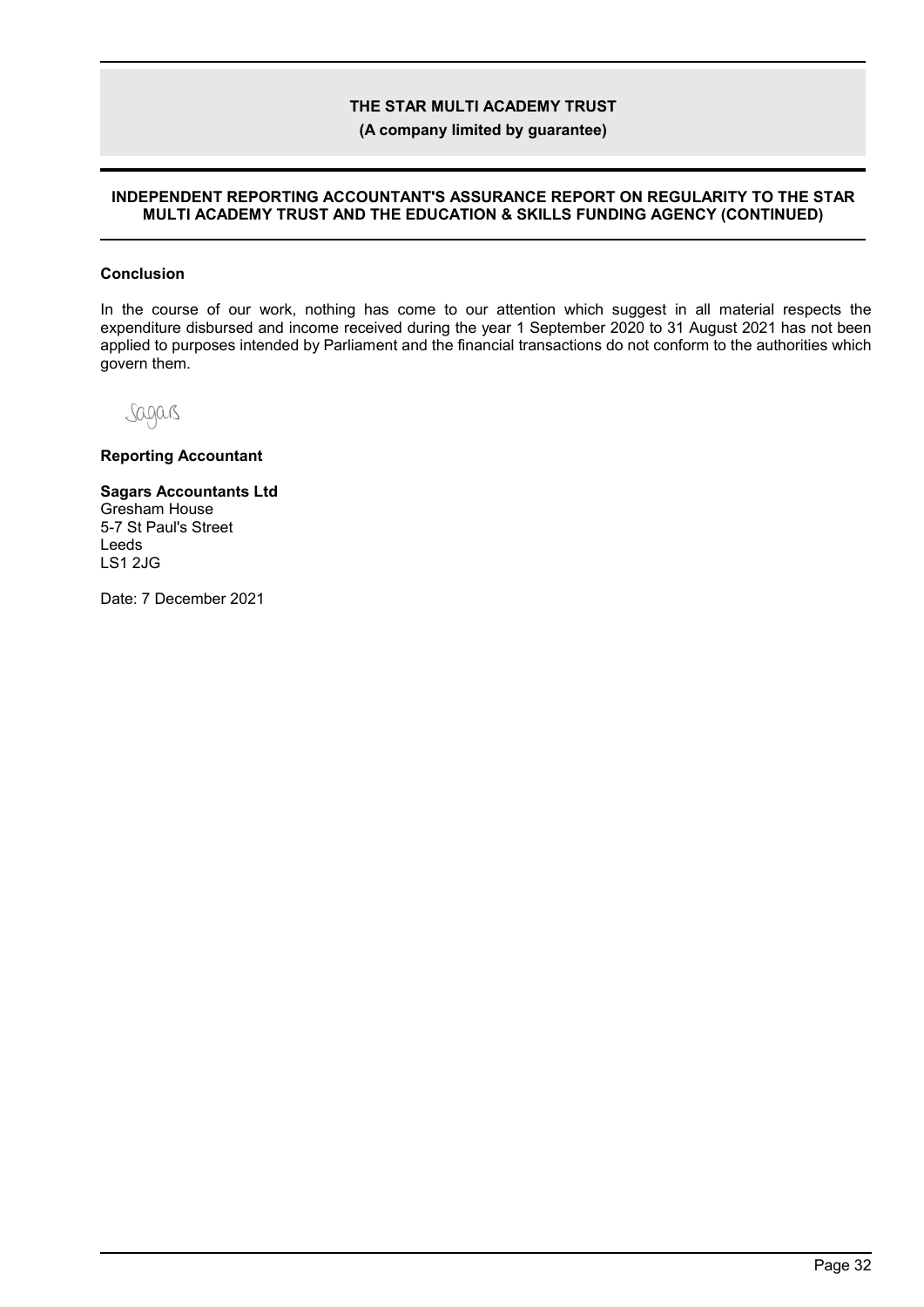## INDEPENDENT REPORTING ACCOUNTANT'S ASSURANCE REPORT ON REGULARITY TO THE STAR MULTI ACADEMY TRUST AND THE EDUCATION & SKILLS FUNDING AGENCY (CONTINUED)

### Conclusion

In the course of our work, nothing has come to our attention which suggest in all material respects the expenditure disbursed and income received during the year 1 September 2020 to 31 August 2021 has not been applied to purposes intended by Parliament and the financial transactions do not conform to the authorities which govern them.

Sagars

**Reporting Accountant**

**Sagars Accountants Ltd**
Gresham House
5-7 St Paul's Street
Leeds
LS1 2JG

Date: 7 December 2021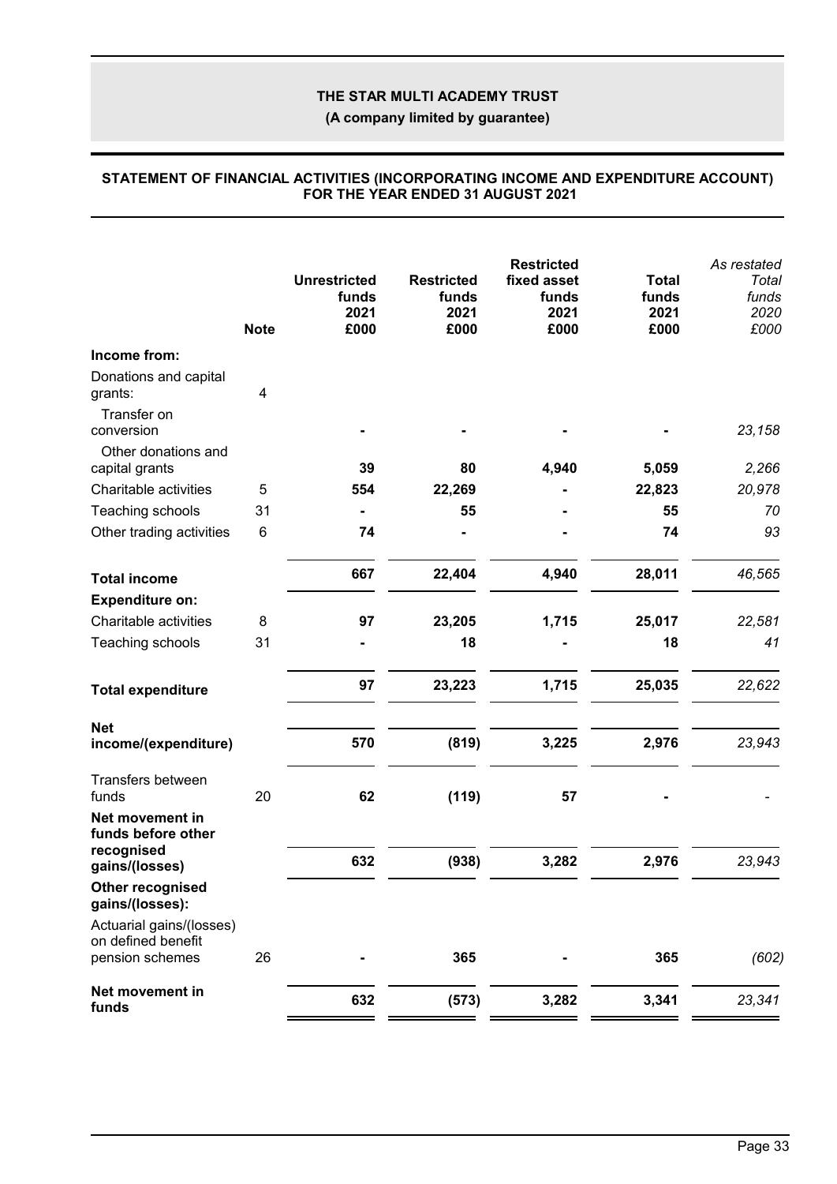**THE STAR MULTI ACADEMY TRUST**

**(A company limited by guarantee)**

## STATEMENT OF FINANCIAL ACTIVITIES (INCORPORATING INCOME AND EXPENDITURE ACCOUNT) FOR THE YEAR ENDED 31 AUGUST 2021

| | Note | Unrestricted funds 2021 £000 | Restricted funds 2021 £000 | Restricted fixed asset funds 2021 £000 | Total funds 2021 £000 | *As restated Total funds 2020 £000* |
|---|---|---|---|---|---|---|
| **Income from:** | | | | | | |
| Donations and capital grants: | 4 | | | | | |
| Transfer on conversion | | - | - | - | - | *23,158* |
| Other donations and capital grants | | 39 | 80 | 4,940 | 5,059 | *2,266* |
| Charitable activities | 5 | 554 | 22,269 | - | 22,823 | *20,978* |
| Teaching schools | 31 | - | 55 | - | 55 | *70* |
| Other trading activities | 6 | 74 | - | - | 74 | *93* |
| **Total income** | | 667 | 22,404 | 4,940 | 28,011 | *46,565* |
| **Expenditure on:** | | | | | | |
| Charitable activities | 8 | 97 | 23,205 | 1,715 | 25,017 | *22,581* |
| Teaching schools | 31 | - | 18 | - | 18 | *41* |
| **Total expenditure** | | 97 | 23,223 | 1,715 | 25,035 | *22,622* |
| **Net income/(expenditure)** | | 570 | (819) | 3,225 | 2,976 | *23,943* |
| Transfers between funds | 20 | 62 | (119) | 57 | - | - |
| **Net movement in funds before other recognised gains/(losses)** | | 632 | (938) | 3,282 | 2,976 | *23,943* |
| **Other recognised gains/(losses):** | | | | | | |
| Actuarial gains/(losses) on defined benefit pension schemes | 26 | - | 365 | - | 365 | *(602)* |
| **Net movement in funds** | | 632 | (573) | 3,282 | 3,341 | *23,341* |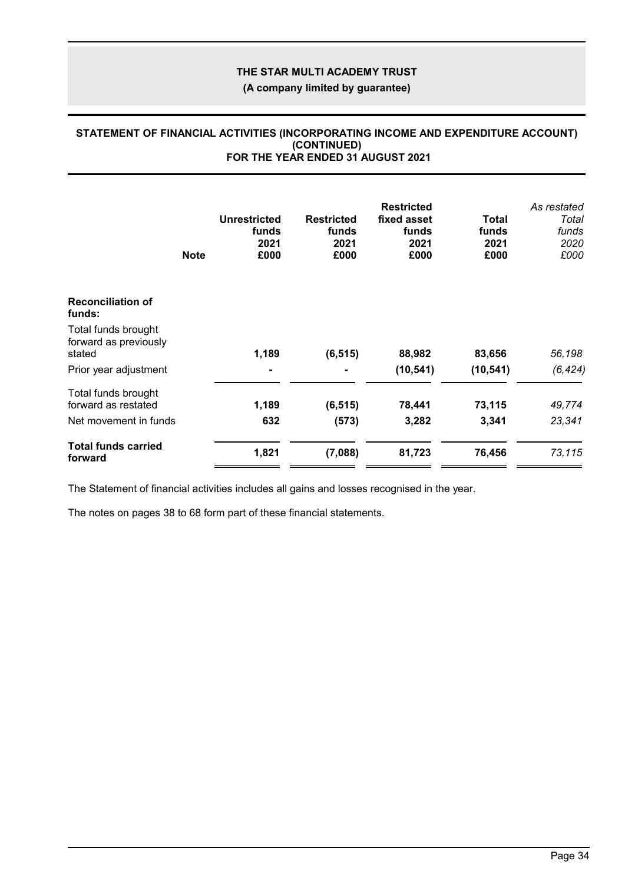**THE STAR MULTI ACADEMY TRUST**

**(A company limited by guarantee)**

**STATEMENT OF FINANCIAL ACTIVITIES (INCORPORATING INCOME AND EXPENDITURE ACCOUNT) (CONTINUED) FOR THE YEAR ENDED 31 AUGUST 2021**

| | Note | Unrestricted funds 2021 £000 | Restricted funds 2021 £000 | Restricted fixed asset funds 2021 £000 | Total funds 2021 £000 | *As restated Total funds 2020 £000* |
|---|---|---|---|---|---|---|
| **Reconciliation of funds:** | | | | | | |
| Total funds brought forward as previously stated | | **1,189** | **(6,515)** | **88,982** | **83,656** | *56,198* |
| Prior year adjustment | | **-** | **-** | **(10,541)** | **(10,541)** | *(6,424)* |
| Total funds brought forward as restated | | **1,189** | **(6,515)** | **78,441** | **73,115** | *49,774* |
| Net movement in funds | | **632** | **(573)** | **3,282** | **3,341** | *23,341* |
| **Total funds carried forward** | | **1,821** | **(7,088)** | **81,723** | **76,456** | *73,115* |

The Statement of financial activities includes all gains and losses recognised in the year.

The notes on pages 38 to 68 form part of these financial statements.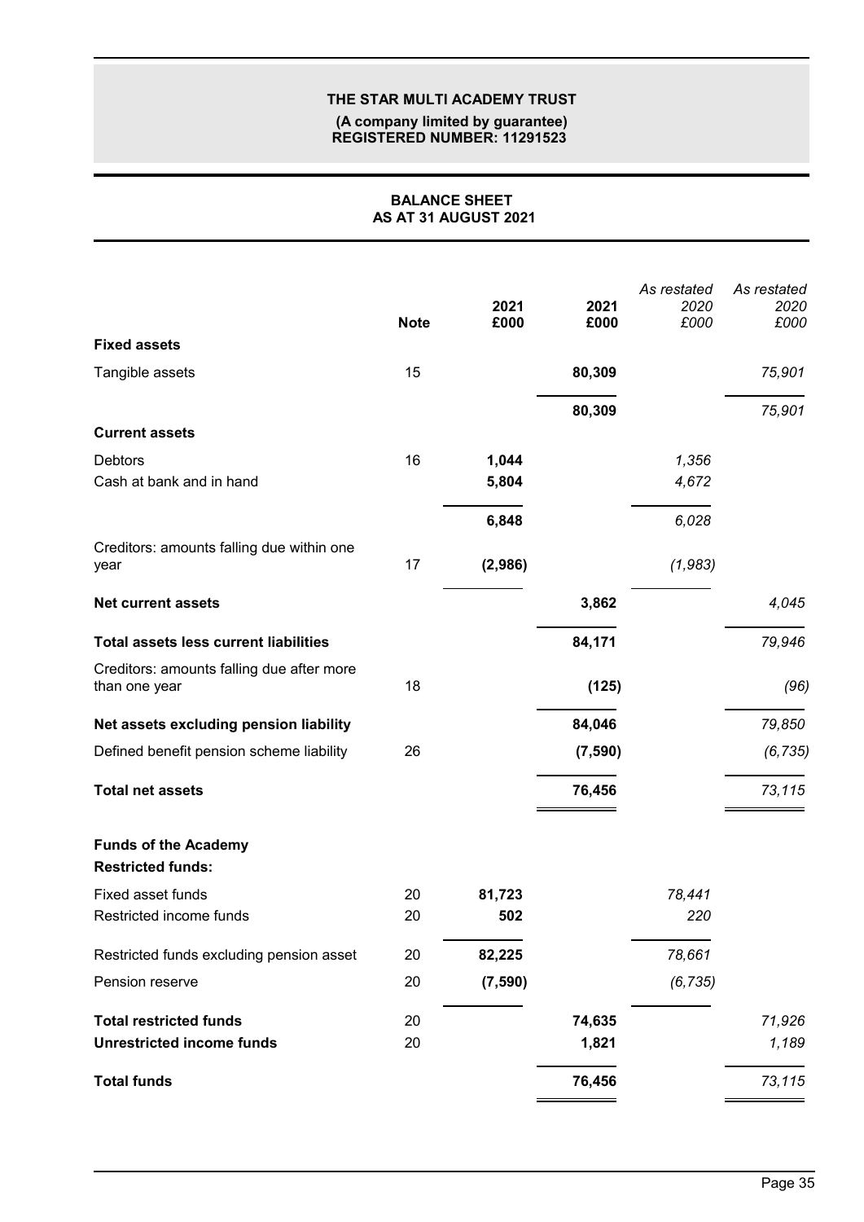**THE STAR MULTI ACADEMY TRUST**

**(A company limited by guarantee)**
**REGISTERED NUMBER: 11291523**

## BALANCE SHEET
## AS AT 31 AUGUST 2021

| | Note | 2021 £000 | 2021 £000 | *As restated 2020 £000* | *As restated 2020 £000* |
|---|---|---|---|---|---|
| **Fixed assets** | | | | | |
| Tangible assets | 15 | | 80,309 | | *75,901* |
| | | | 80,309 | | *75,901* |
| **Current assets** | | | | | |
| Debtors | 16 | 1,044 | | *1,356* | |
| Cash at bank and in hand | | 5,804 | | *4,672* | |
| | | 6,848 | | *6,028* | |
| Creditors: amounts falling due within one year | 17 | (2,986) | | *(1,983)* | |
| **Net current assets** | | | 3,862 | | *4,045* |
| **Total assets less current liabilities** | | | 84,171 | | *79,946* |
| Creditors: amounts falling due after more than one year | 18 | | (125) | | *(96)* |
| **Net assets excluding pension liability** | | | 84,046 | | *79,850* |
| Defined benefit pension scheme liability | 26 | | (7,590) | | *(6,735)* |
| **Total net assets** | | | 76,456 | | *73,115* |
| **Funds of the Academy** | | | | | |
| **Restricted funds:** | | | | | |
| Fixed asset funds | 20 | 81,723 | | *78,441* | |
| Restricted income funds | 20 | 502 | | *220* | |
| Restricted funds excluding pension asset | 20 | 82,225 | | *78,661* | |
| Pension reserve | 20 | (7,590) | | *(6,735)* | |
| **Total restricted funds** | 20 | | 74,635 | | *71,926* |
| **Unrestricted income funds** | 20 | | 1,821 | | *1,189* |
| **Total funds** | | | 76,456 | | *73,115* |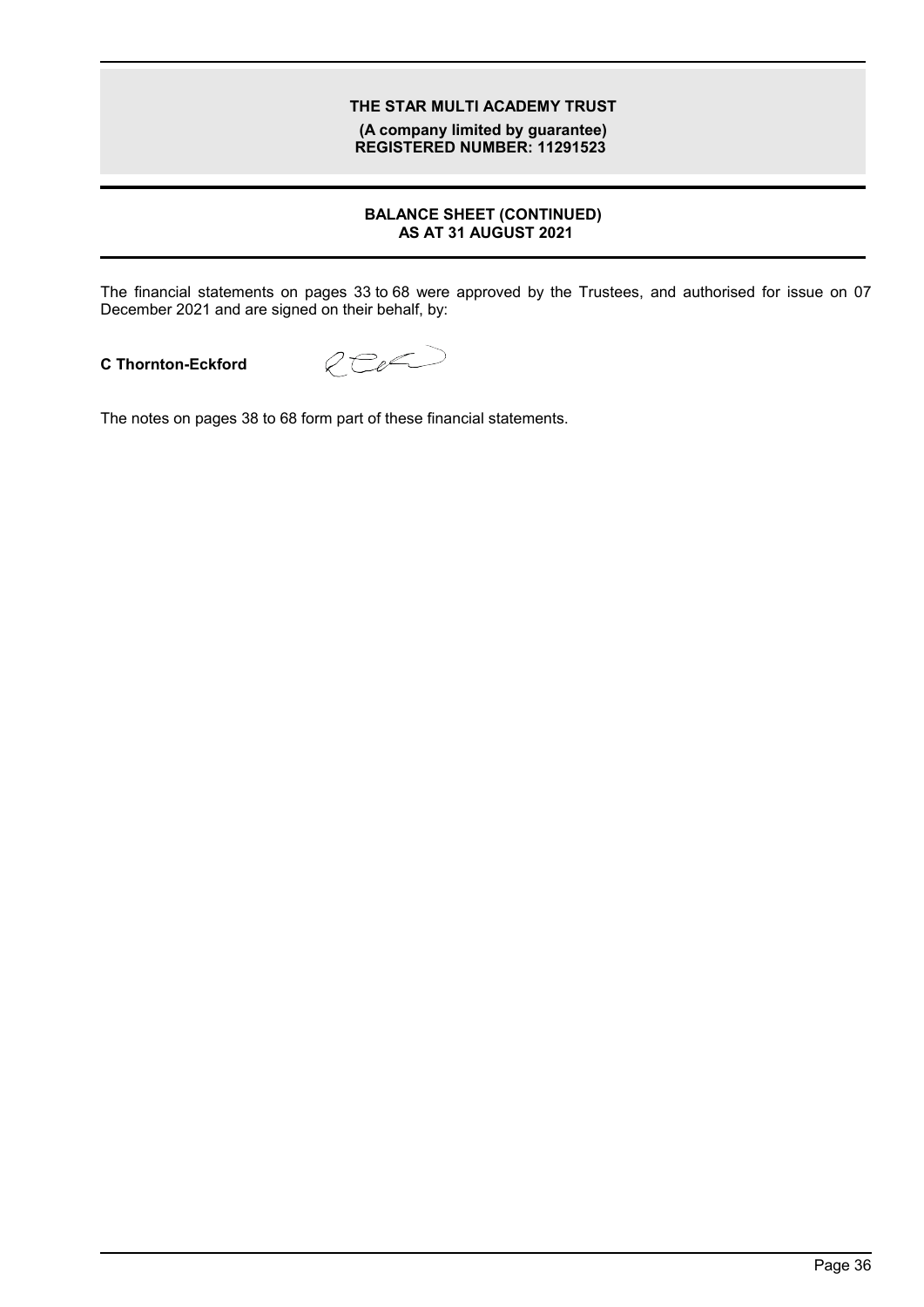**THE STAR MULTI ACADEMY TRUST**

**(A company limited by guarantee)**
**REGISTERED NUMBER: 11291523**

## BALANCE SHEET (CONTINUED)
## AS AT 31 AUGUST 2021

The financial statements on pages 33 to 68 were approved by the Trustees, and authorised for issue on 07 December 2021 and are signed on their behalf, by:

**C Thornton-Eckford**

The notes on pages 38 to 68 form part of these financial statements.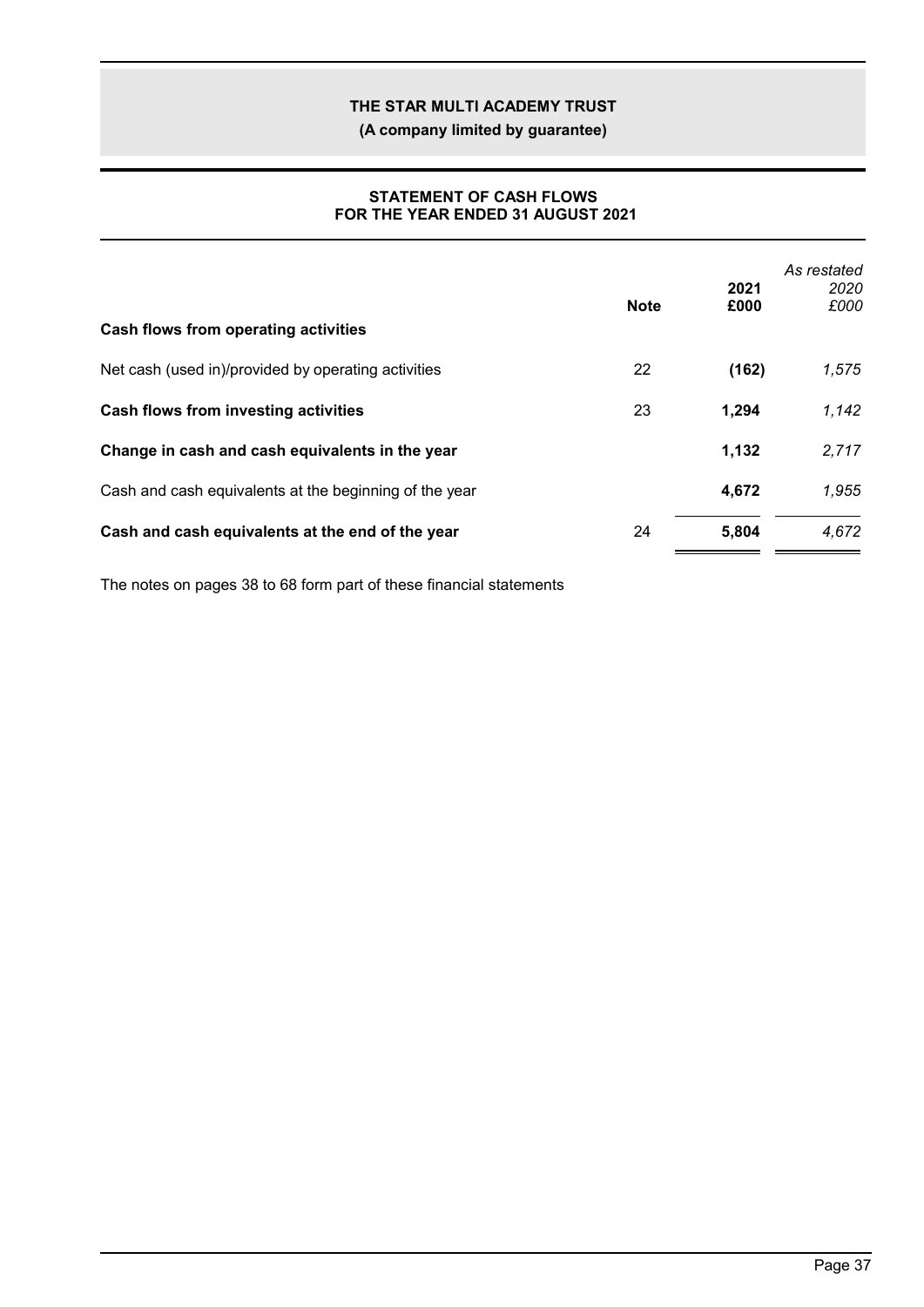**THE STAR MULTI ACADEMY TRUST**

**(A company limited by guarantee)**

## STATEMENT OF CASH FLOWS FOR THE YEAR ENDED 31 AUGUST 2021

| | Note | 2021 £000 | *As restated 2020 £000* |
|---|---|---|---|
| **Cash flows from operating activities** | | | |
| Net cash (used in)/provided by operating activities | 22 | **(162)** | *1,575* |
| **Cash flows from investing activities** | 23 | **1,294** | *1,142* |
| **Change in cash and cash equivalents in the year** | | **1,132** | *2,717* |
| Cash and cash equivalents at the beginning of the year | | **4,672** | *1,955* |
| **Cash and cash equivalents at the end of the year** | 24 | **5,804** | *4,672* |

The notes on pages 38 to 68 form part of these financial statements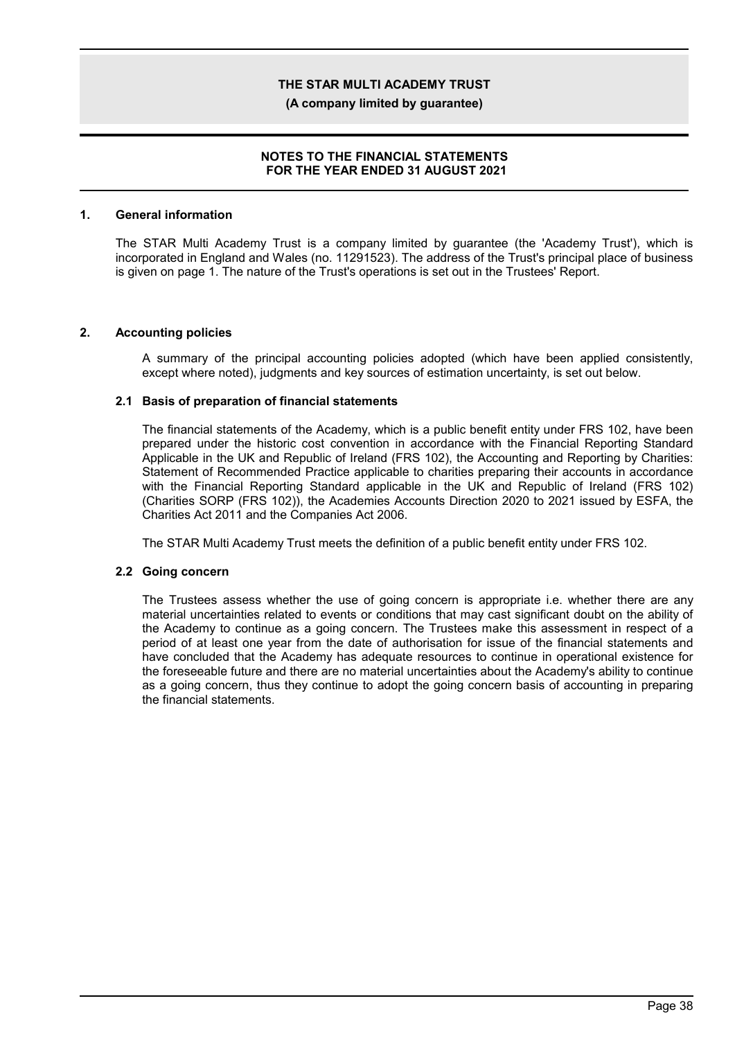## NOTES TO THE FINANCIAL STATEMENTS FOR THE YEAR ENDED 31 AUGUST 2021

### 1. General information

The STAR Multi Academy Trust is a company limited by guarantee (the 'Academy Trust'), which is incorporated in England and Wales (no. 11291523). The address of the Trust's principal place of business is given on page 1. The nature of the Trust's operations is set out in the Trustees' Report.

### 2. Accounting policies

A summary of the principal accounting policies adopted (which have been applied consistently, except where noted), judgments and key sources of estimation uncertainty, is set out below.

#### 2.1 Basis of preparation of financial statements

The financial statements of the Academy, which is a public benefit entity under FRS 102, have been prepared under the historic cost convention in accordance with the Financial Reporting Standard Applicable in the UK and Republic of Ireland (FRS 102), the Accounting and Reporting by Charities: Statement of Recommended Practice applicable to charities preparing their accounts in accordance with the Financial Reporting Standard applicable in the UK and Republic of Ireland (FRS 102) (Charities SORP (FRS 102)), the Academies Accounts Direction 2020 to 2021 issued by ESFA, the Charities Act 2011 and the Companies Act 2006.

The STAR Multi Academy Trust meets the definition of a public benefit entity under FRS 102.

#### 2.2 Going concern

The Trustees assess whether the use of going concern is appropriate i.e. whether there are any material uncertainties related to events or conditions that may cast significant doubt on the ability of the Academy to continue as a going concern. The Trustees make this assessment in respect of a period of at least one year from the date of authorisation for issue of the financial statements and have concluded that the Academy has adequate resources to continue in operational existence for the foreseeable future and there are no material uncertainties about the Academy's ability to continue as a going concern, thus they continue to adopt the going concern basis of accounting in preparing the financial statements.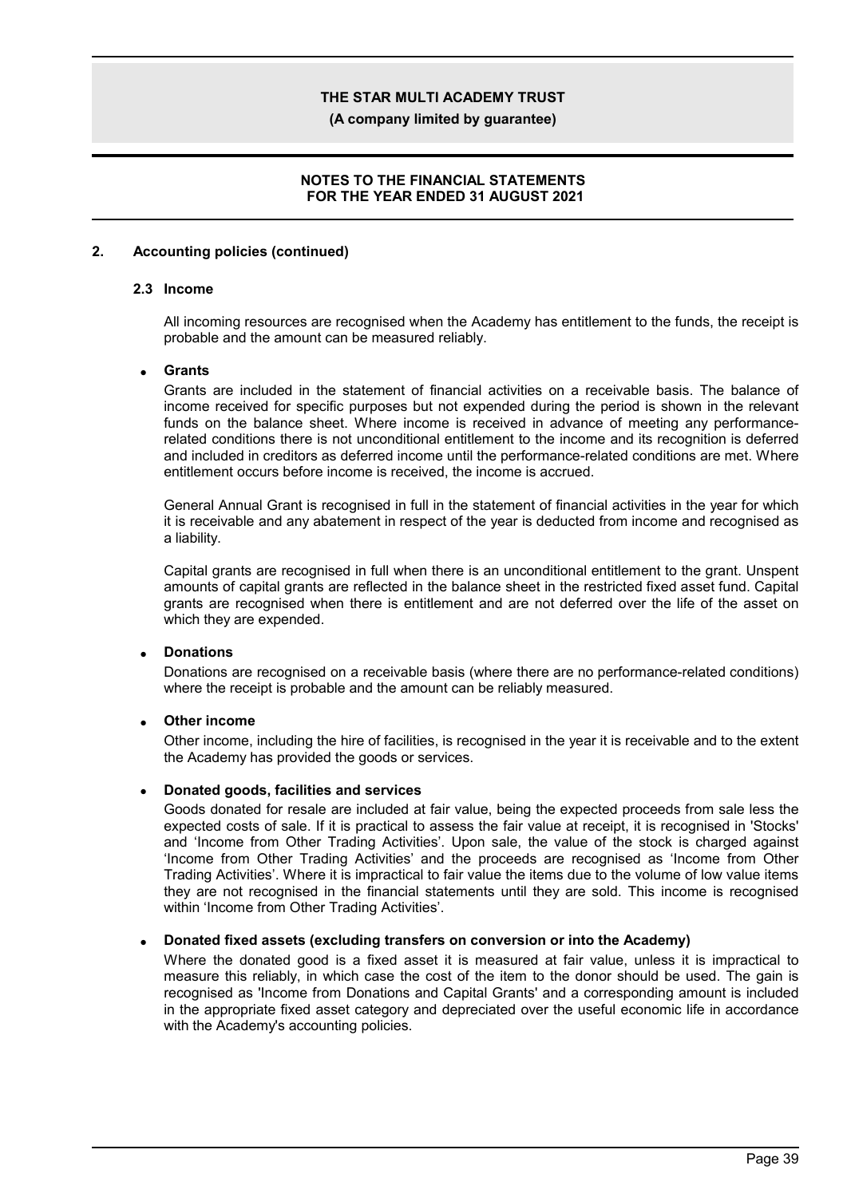## 2. Accounting policies (continued)

### 2.3 Income

All incoming resources are recognised when the Academy has entitlement to the funds, the receipt is probable and the amount can be measured reliably.

- **Grants**

  Grants are included in the statement of financial activities on a receivable basis. The balance of income received for specific purposes but not expended during the period is shown in the relevant funds on the balance sheet. Where income is received in advance of meeting any performance-related conditions there is not unconditional entitlement to the income and its recognition is deferred and included in creditors as deferred income until the performance-related conditions are met. Where entitlement occurs before income is received, the income is accrued.

  General Annual Grant is recognised in full in the statement of financial activities in the year for which it is receivable and any abatement in respect of the year is deducted from income and recognised as a liability.

  Capital grants are recognised in full when there is an unconditional entitlement to the grant. Unspent amounts of capital grants are reflected in the balance sheet in the restricted fixed asset fund. Capital grants are recognised when there is entitlement and are not deferred over the life of the asset on which they are expended.

- **Donations**

  Donations are recognised on a receivable basis (where there are no performance-related conditions) where the receipt is probable and the amount can be reliably measured.

- **Other income**

  Other income, including the hire of facilities, is recognised in the year it is receivable and to the extent the Academy has provided the goods or services.

- **Donated goods, facilities and services**

  Goods donated for resale are included at fair value, being the expected proceeds from sale less the expected costs of sale. If it is practical to assess the fair value at receipt, it is recognised in 'Stocks' and 'Income from Other Trading Activities'. Upon sale, the value of the stock is charged against 'Income from Other Trading Activities' and the proceeds are recognised as 'Income from Other Trading Activities'. Where it is impractical to fair value the items due to the volume of low value items they are not recognised in the financial statements until they are sold. This income is recognised within 'Income from Other Trading Activities'.

- **Donated fixed assets (excluding transfers on conversion or into the Academy)**

  Where the donated good is a fixed asset it is measured at fair value, unless it is impractical to measure this reliably, in which case the cost of the item to the donor should be used. The gain is recognised as 'Income from Donations and Capital Grants' and a corresponding amount is included in the appropriate fixed asset category and depreciated over the useful economic life in accordance with the Academy's accounting policies.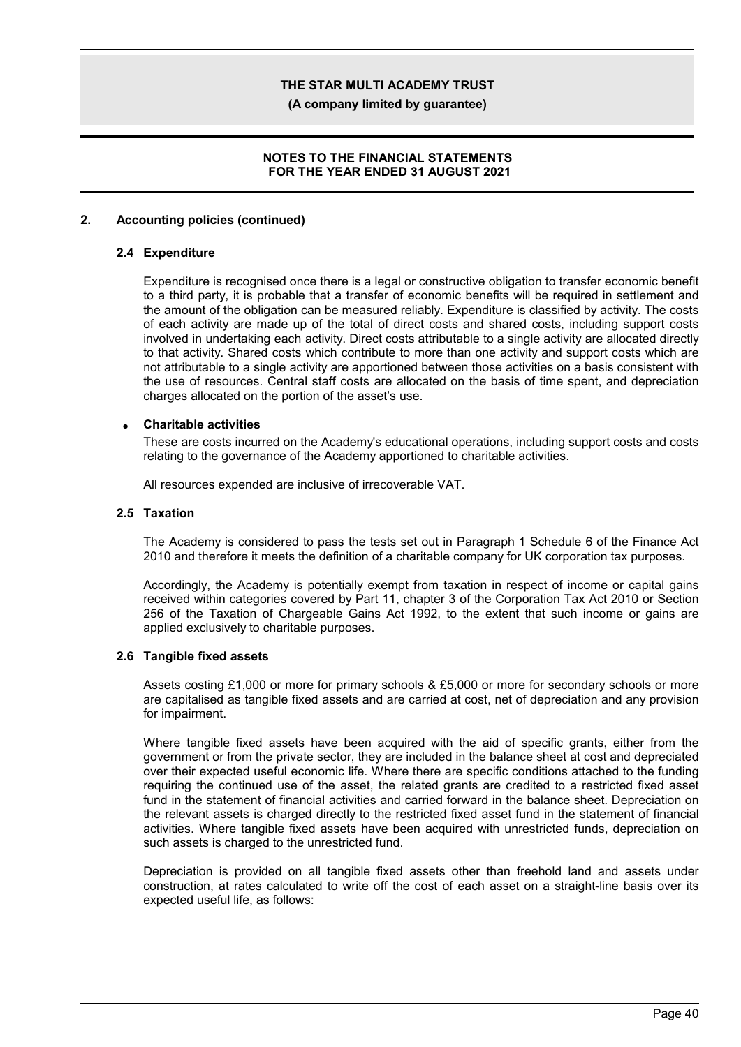## 2. Accounting policies (continued)

### 2.4 Expenditure

Expenditure is recognised once there is a legal or constructive obligation to transfer economic benefit to a third party, it is probable that a transfer of economic benefits will be required in settlement and the amount of the obligation can be measured reliably. Expenditure is classified by activity. The costs of each activity are made up of the total of direct costs and shared costs, including support costs involved in undertaking each activity. Direct costs attributable to a single activity are allocated directly to that activity. Shared costs which contribute to more than one activity and support costs which are not attributable to a single activity are apportioned between those activities on a basis consistent with the use of resources. Central staff costs are allocated on the basis of time spent, and depreciation charges allocated on the portion of the asset's use.

- **Charitable activities**

These are costs incurred on the Academy's educational operations, including support costs and costs relating to the governance of the Academy apportioned to charitable activities.

All resources expended are inclusive of irrecoverable VAT.

### 2.5 Taxation

The Academy is considered to pass the tests set out in Paragraph 1 Schedule 6 of the Finance Act 2010 and therefore it meets the definition of a charitable company for UK corporation tax purposes.

Accordingly, the Academy is potentially exempt from taxation in respect of income or capital gains received within categories covered by Part 11, chapter 3 of the Corporation Tax Act 2010 or Section 256 of the Taxation of Chargeable Gains Act 1992, to the extent that such income or gains are applied exclusively to charitable purposes.

### 2.6 Tangible fixed assets

Assets costing £1,000 or more for primary schools & £5,000 or more for secondary schools or more are capitalised as tangible fixed assets and are carried at cost, net of depreciation and any provision for impairment.

Where tangible fixed assets have been acquired with the aid of specific grants, either from the government or from the private sector, they are included in the balance sheet at cost and depreciated over their expected useful economic life. Where there are specific conditions attached to the funding requiring the continued use of the asset, the related grants are credited to a restricted fixed asset fund in the statement of financial activities and carried forward in the balance sheet. Depreciation on the relevant assets is charged directly to the restricted fixed asset fund in the statement of financial activities. Where tangible fixed assets have been acquired with unrestricted funds, depreciation on such assets is charged to the unrestricted fund.

Depreciation is provided on all tangible fixed assets other than freehold land and assets under construction, at rates calculated to write off the cost of each asset on a straight-line basis over its expected useful life, as follows: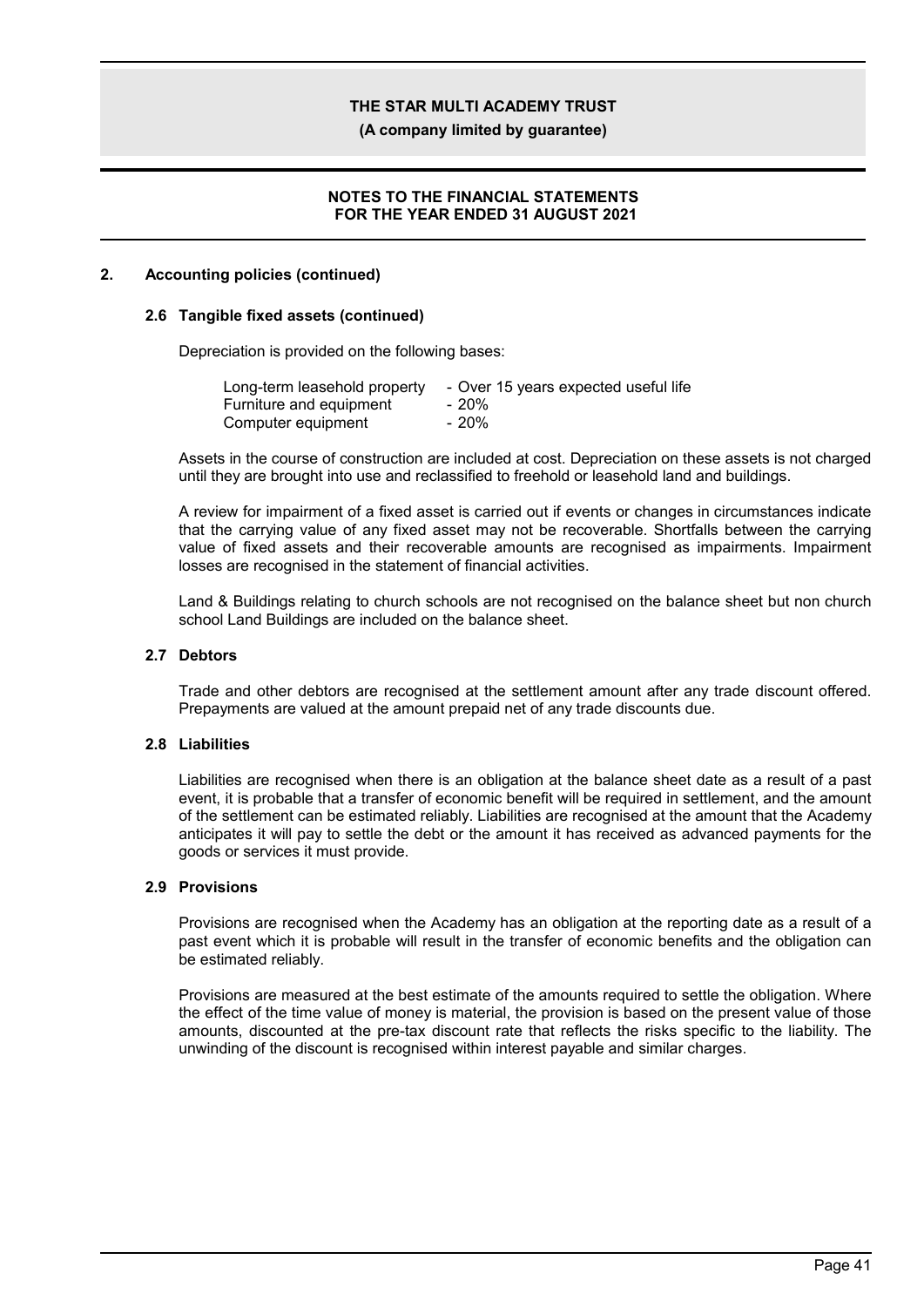## 2. Accounting policies (continued)

### 2.6 Tangible fixed assets (continued)

Depreciation is provided on the following bases:

| | |
|---|---|
| Long-term leasehold property | - Over 15 years expected useful life |
| Furniture and equipment | - 20% |
| Computer equipment | - 20% |

Assets in the course of construction are included at cost. Depreciation on these assets is not charged until they are brought into use and reclassified to freehold or leasehold land and buildings.

A review for impairment of a fixed asset is carried out if events or changes in circumstances indicate that the carrying value of any fixed asset may not be recoverable. Shortfalls between the carrying value of fixed assets and their recoverable amounts are recognised as impairments. Impairment losses are recognised in the statement of financial activities.

Land & Buildings relating to church schools are not recognised on the balance sheet but non church school Land Buildings are included on the balance sheet.

### 2.7 Debtors

Trade and other debtors are recognised at the settlement amount after any trade discount offered. Prepayments are valued at the amount prepaid net of any trade discounts due.

### 2.8 Liabilities

Liabilities are recognised when there is an obligation at the balance sheet date as a result of a past event, it is probable that a transfer of economic benefit will be required in settlement, and the amount of the settlement can be estimated reliably. Liabilities are recognised at the amount that the Academy anticipates it will pay to settle the debt or the amount it has received as advanced payments for the goods or services it must provide.

### 2.9 Provisions

Provisions are recognised when the Academy has an obligation at the reporting date as a result of a past event which it is probable will result in the transfer of economic benefits and the obligation can be estimated reliably.

Provisions are measured at the best estimate of the amounts required to settle the obligation. Where the effect of the time value of money is material, the provision is based on the present value of those amounts, discounted at the pre-tax discount rate that reflects the risks specific to the liability. The unwinding of the discount is recognised within interest payable and similar charges.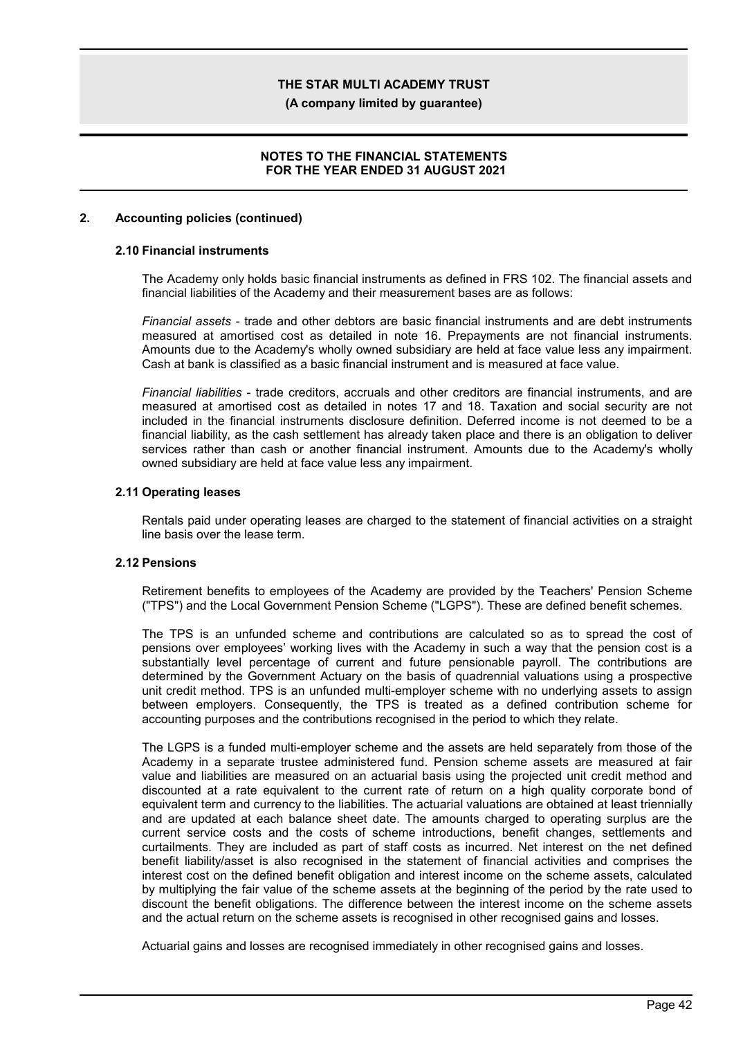## 2. Accounting policies (continued)

### 2.10 Financial instruments

The Academy only holds basic financial instruments as defined in FRS 102. The financial assets and financial liabilities of the Academy and their measurement bases are as follows:

*Financial assets* - trade and other debtors are basic financial instruments and are debt instruments measured at amortised cost as detailed in note 16. Prepayments are not financial instruments. Amounts due to the Academy's wholly owned subsidiary are held at face value less any impairment. Cash at bank is classified as a basic financial instrument and is measured at face value.

*Financial liabilities* - trade creditors, accruals and other creditors are financial instruments, and are measured at amortised cost as detailed in notes 17 and 18. Taxation and social security are not included in the financial instruments disclosure definition. Deferred income is not deemed to be a financial liability, as the cash settlement has already taken place and there is an obligation to deliver services rather than cash or another financial instrument. Amounts due to the Academy's wholly owned subsidiary are held at face value less any impairment.

### 2.11 Operating leases

Rentals paid under operating leases are charged to the statement of financial activities on a straight line basis over the lease term.

### 2.12 Pensions

Retirement benefits to employees of the Academy are provided by the Teachers' Pension Scheme ("TPS") and the Local Government Pension Scheme ("LGPS"). These are defined benefit schemes.

The TPS is an unfunded scheme and contributions are calculated so as to spread the cost of pensions over employees' working lives with the Academy in such a way that the pension cost is a substantially level percentage of current and future pensionable payroll. The contributions are determined by the Government Actuary on the basis of quadrennial valuations using a prospective unit credit method. TPS is an unfunded multi-employer scheme with no underlying assets to assign between employers. Consequently, the TPS is treated as a defined contribution scheme for accounting purposes and the contributions recognised in the period to which they relate.

The LGPS is a funded multi-employer scheme and the assets are held separately from those of the Academy in a separate trustee administered fund. Pension scheme assets are measured at fair value and liabilities are measured on an actuarial basis using the projected unit credit method and discounted at a rate equivalent to the current rate of return on a high quality corporate bond of equivalent term and currency to the liabilities. The actuarial valuations are obtained at least triennially and are updated at each balance sheet date. The amounts charged to operating surplus are the current service costs and the costs of scheme introductions, benefit changes, settlements and curtailments. They are included as part of staff costs as incurred. Net interest on the net defined benefit liability/asset is also recognised in the statement of financial activities and comprises the interest cost on the defined benefit obligation and interest income on the scheme assets, calculated by multiplying the fair value of the scheme assets at the beginning of the period by the rate used to discount the benefit obligations. The difference between the interest income on the scheme assets and the actual return on the scheme assets is recognised in other recognised gains and losses.

Actuarial gains and losses are recognised immediately in other recognised gains and losses.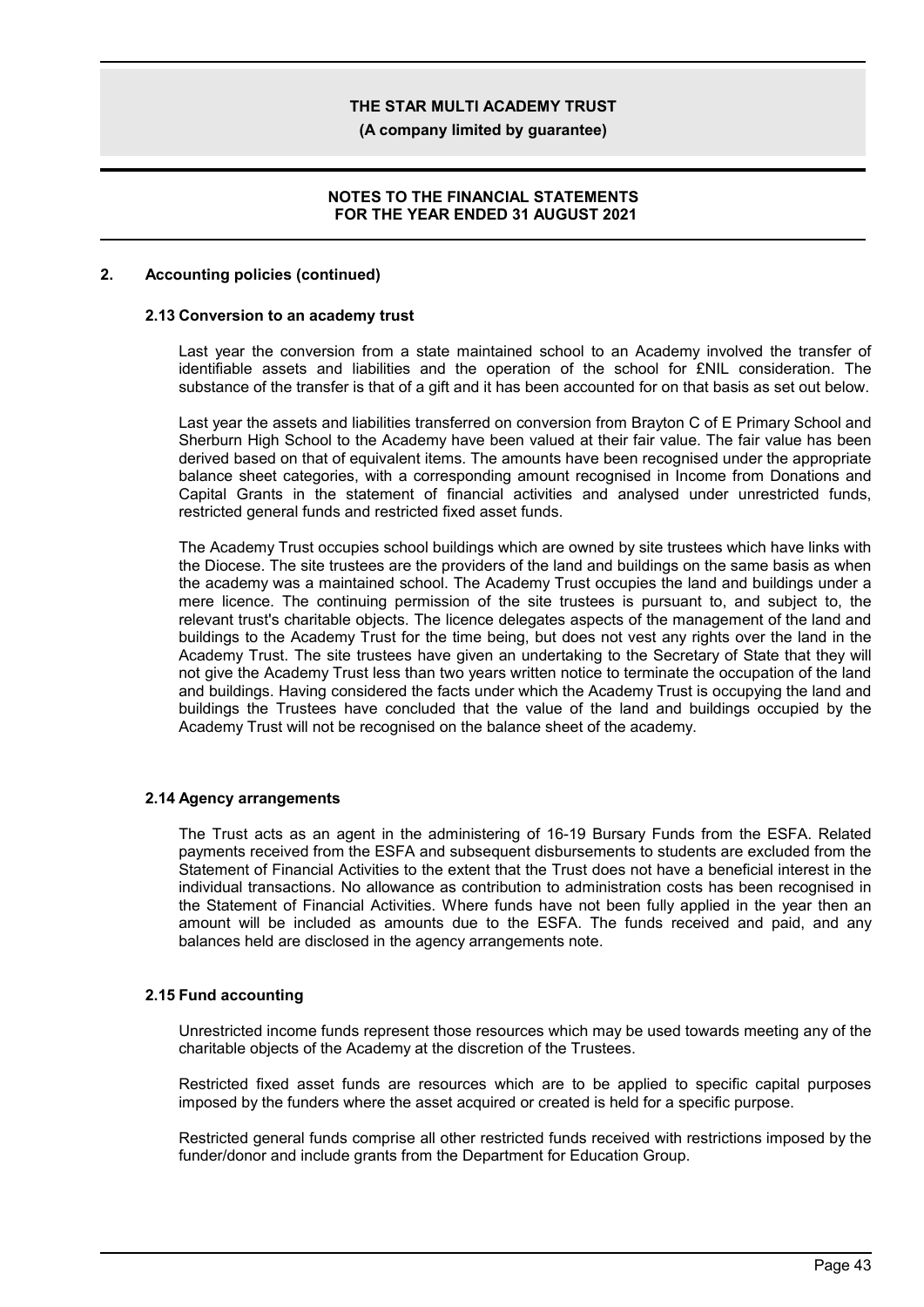## 2. Accounting policies (continued)

### 2.13 Conversion to an academy trust

Last year the conversion from a state maintained school to an Academy involved the transfer of identifiable assets and liabilities and the operation of the school for £NIL consideration. The substance of the transfer is that of a gift and it has been accounted for on that basis as set out below.

Last year the assets and liabilities transferred on conversion from Brayton C of E Primary School and Sherburn High School to the Academy have been valued at their fair value. The fair value has been derived based on that of equivalent items. The amounts have been recognised under the appropriate balance sheet categories, with a corresponding amount recognised in Income from Donations and Capital Grants in the statement of financial activities and analysed under unrestricted funds, restricted general funds and restricted fixed asset funds.

The Academy Trust occupies school buildings which are owned by site trustees which have links with the Diocese. The site trustees are the providers of the land and buildings on the same basis as when the academy was a maintained school. The Academy Trust occupies the land and buildings under a mere licence. The continuing permission of the site trustees is pursuant to, and subject to, the relevant trust's charitable objects. The licence delegates aspects of the management of the land and buildings to the Academy Trust for the time being, but does not vest any rights over the land in the Academy Trust. The site trustees have given an undertaking to the Secretary of State that they will not give the Academy Trust less than two years written notice to terminate the occupation of the land and buildings. Having considered the facts under which the Academy Trust is occupying the land and buildings the Trustees have concluded that the value of the land and buildings occupied by the Academy Trust will not be recognised on the balance sheet of the academy.

### 2.14 Agency arrangements

The Trust acts as an agent in the administering of 16-19 Bursary Funds from the ESFA. Related payments received from the ESFA and subsequent disbursements to students are excluded from the Statement of Financial Activities to the extent that the Trust does not have a beneficial interest in the individual transactions. No allowance as contribution to administration costs has been recognised in the Statement of Financial Activities. Where funds have not been fully applied in the year then an amount will be included as amounts due to the ESFA. The funds received and paid, and any balances held are disclosed in the agency arrangements note.

### 2.15 Fund accounting

Unrestricted income funds represent those resources which may be used towards meeting any of the charitable objects of the Academy at the discretion of the Trustees.

Restricted fixed asset funds are resources which are to be applied to specific capital purposes imposed by the funders where the asset acquired or created is held for a specific purpose.

Restricted general funds comprise all other restricted funds received with restrictions imposed by the funder/donor and include grants from the Department for Education Group.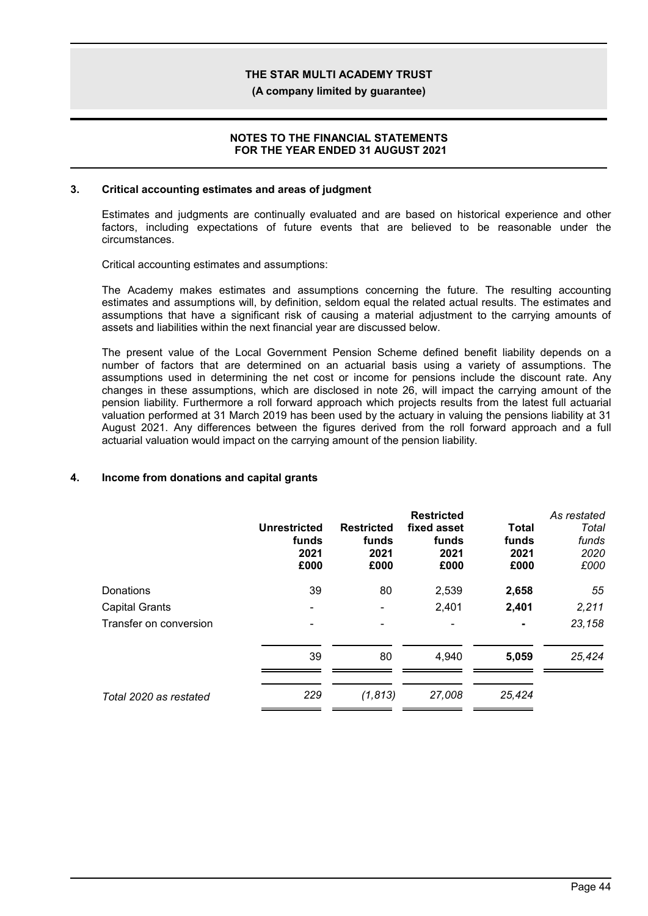## 3. Critical accounting estimates and areas of judgment

Estimates and judgments are continually evaluated and are based on historical experience and other factors, including expectations of future events that are believed to be reasonable under the circumstances.

Critical accounting estimates and assumptions:

The Academy makes estimates and assumptions concerning the future. The resulting accounting estimates and assumptions will, by definition, seldom equal the related actual results. The estimates and assumptions that have a significant risk of causing a material adjustment to the carrying amounts of assets and liabilities within the next financial year are discussed below.

The present value of the Local Government Pension Scheme defined benefit liability depends on a number of factors that are determined on an actuarial basis using a variety of assumptions. The assumptions used in determining the net cost or income for pensions include the discount rate. Any changes in these assumptions, which are disclosed in note 26, will impact the carrying amount of the pension liability. Furthermore a roll forward approach which projects results from the latest full actuarial valuation performed at 31 March 2019 has been used by the actuary in valuing the pensions liability at 31 August 2021. Any differences between the figures derived from the roll forward approach and a full actuarial valuation would impact on the carrying amount of the pension liability.

## 4. Income from donations and capital grants

| | **Unrestricted funds 2021 £000** | **Restricted funds 2021 £000** | **Restricted fixed asset funds 2021 £000** | **Total funds 2021 £000** | *As restated Total funds 2020 £000* |
|---|---|---|---|---|---|
| Donations | 39 | 80 | 2,539 | **2,658** | *55* |
| Capital Grants | - | - | 2,401 | **2,401** | *2,211* |
| Transfer on conversion | - | - | - | **-** | *23,158* |
| | 39 | 80 | 4,940 | **5,059** | *25,424* |
| *Total 2020 as restated* | *229* | *(1,813)* | *27,008* | *25,424* | |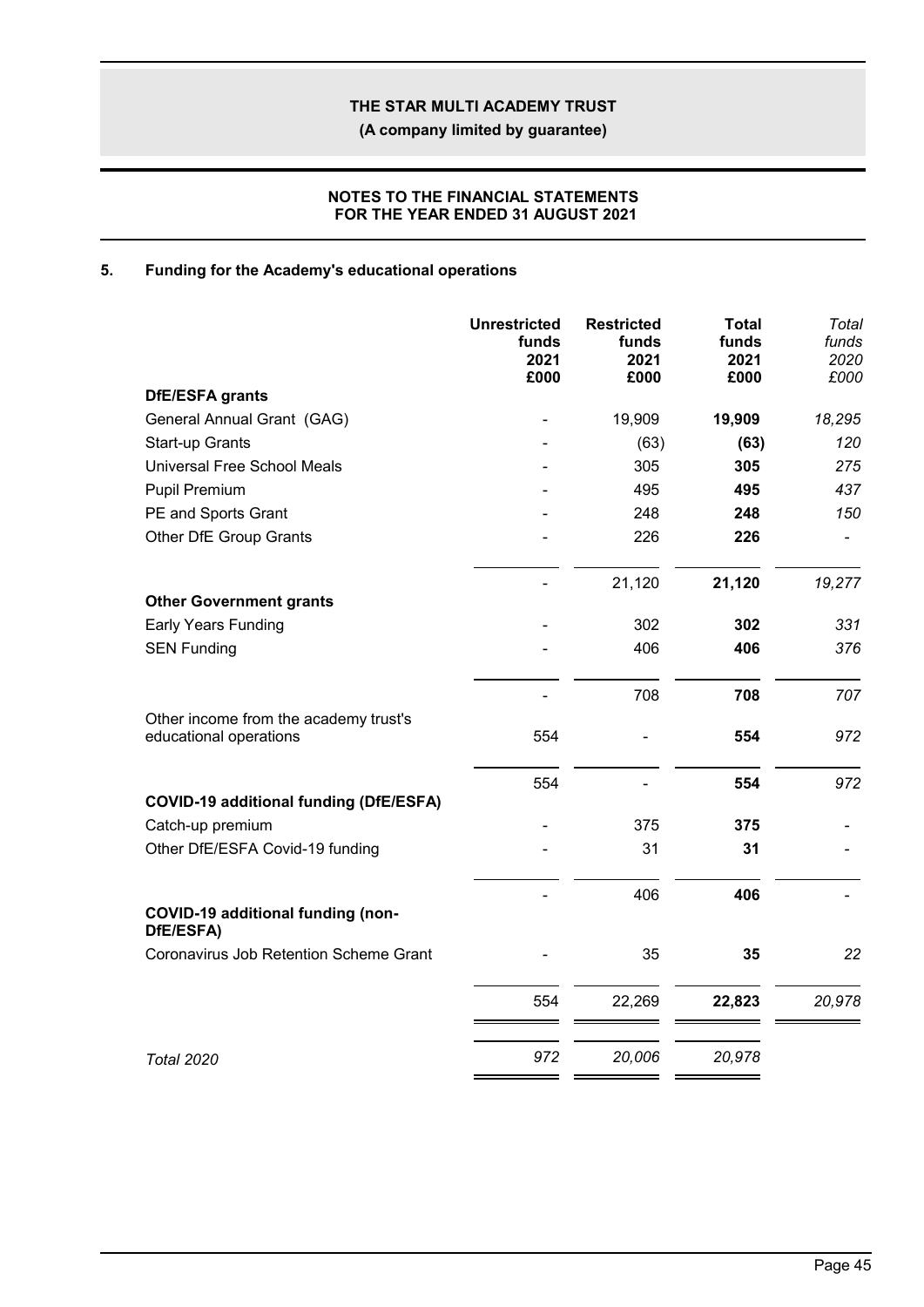**THE STAR MULTI ACADEMY TRUST**

**(A company limited by guarantee)**

**NOTES TO THE FINANCIAL STATEMENTS FOR THE YEAR ENDED 31 AUGUST 2021**

## 5. Funding for the Academy's educational operations

| | Unrestricted funds 2021 £000 | Restricted funds 2021 £000 | Total funds 2021 £000 | *Total funds 2020 £000* |
|---|---|---|---|---|
| **DfE/ESFA grants** | | | | |
| General Annual Grant (GAG) | - | 19,909 | **19,909** | *18,295* |
| Start-up Grants | - | (63) | **(63)** | *120* |
| Universal Free School Meals | - | 305 | **305** | *275* |
| Pupil Premium | - | 495 | **495** | *437* |
| PE and Sports Grant | - | 248 | **248** | *150* |
| Other DfE Group Grants | - | 226 | **226** | *-* |
| | - | 21,120 | **21,120** | *19,277* |
| **Other Government grants** | | | | |
| Early Years Funding | - | 302 | **302** | *331* |
| SEN Funding | - | 406 | **406** | *376* |
| | - | 708 | **708** | *707* |
| Other income from the academy trust's educational operations | 554 | - | **554** | *972* |
| | 554 | - | **554** | *972* |
| **COVID-19 additional funding (DfE/ESFA)** | | | | |
| Catch-up premium | - | 375 | **375** | *-* |
| Other DfE/ESFA Covid-19 funding | - | 31 | **31** | *-* |
| | - | 406 | **406** | *-* |
| **COVID-19 additional funding (non-DfE/ESFA)** | | | | |
| Coronavirus Job Retention Scheme Grant | - | 35 | **35** | *22* |
| | 554 | 22,269 | **22,823** | *20,978* |
| *Total 2020* | *972* | *20,006* | *20,978* | |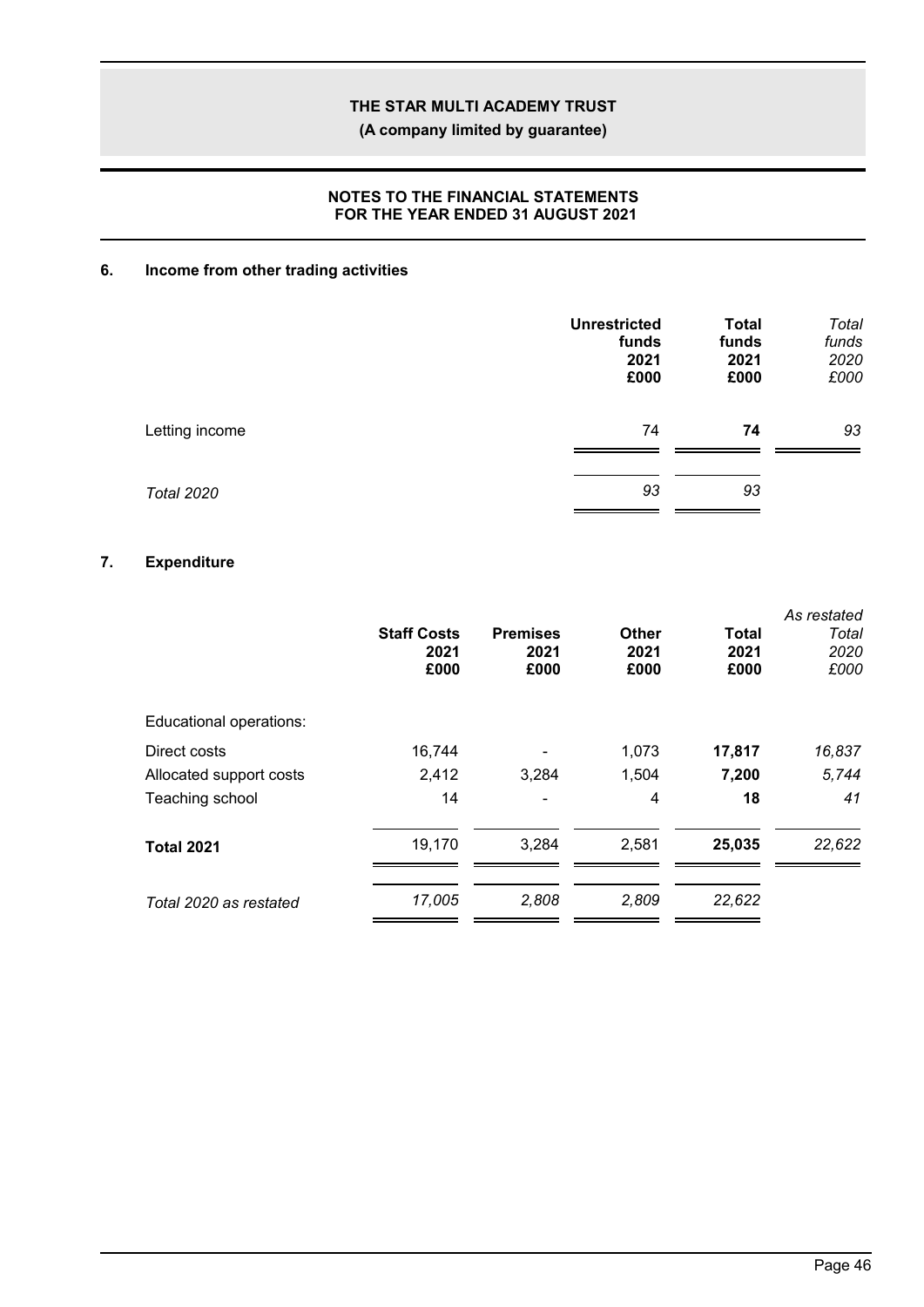## 6. Income from other trading activities

| | Unrestricted funds 2021 £000 | Total funds 2021 £000 | *Total funds 2020 £000* |
|---|---|---|---|
| Letting income | 74 | **74** | *93* |
| *Total 2020* | *93* | *93* | |

## 7. Expenditure

| | Staff Costs 2021 £000 | Premises 2021 £000 | Other 2021 £000 | Total 2021 £000 | *As restated Total 2020 £000* |
|---|---|---|---|---|---|
| Educational operations: | | | | | |
| Direct costs | 16,744 | - | 1,073 | **17,817** | *16,837* |
| Allocated support costs | 2,412 | 3,284 | 1,504 | **7,200** | *5,744* |
| Teaching school | 14 | - | 4 | **18** | *41* |
| **Total 2021** | 19,170 | 3,284 | 2,581 | **25,035** | *22,622* |
| *Total 2020 as restated* | *17,005* | *2,808* | *2,809* | *22,622* | |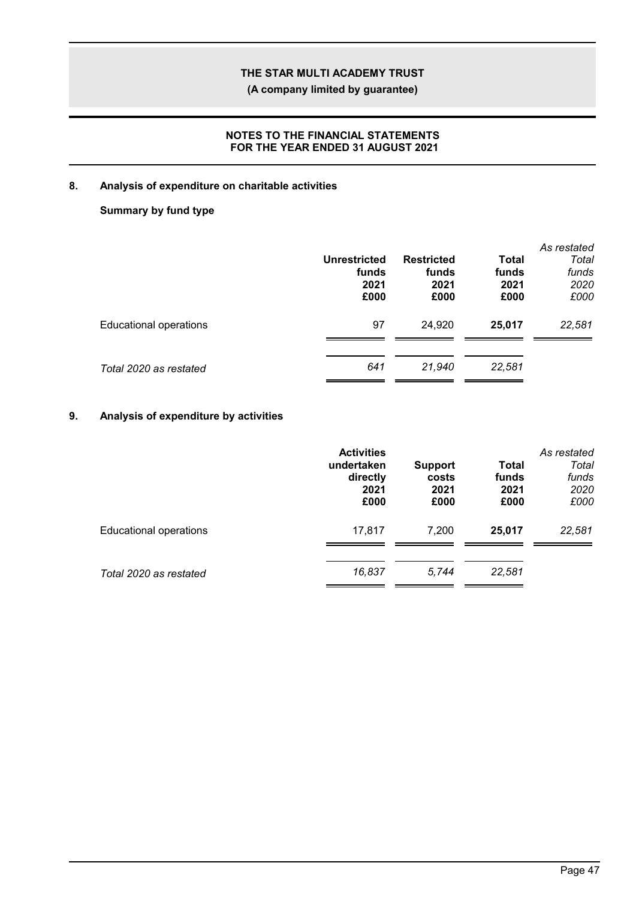## 8. Analysis of expenditure on charitable activities

### Summary by fund type

| | Unrestricted funds 2021 £000 | Restricted funds 2021 £000 | Total funds 2021 £000 | *As restated Total funds 2020 £000* |
|---|---|---|---|---|
| Educational operations | 97 | 24,920 | **25,017** | *22,581* |
| *Total 2020 as restated* | *641* | *21,940* | *22,581* | |

## 9. Analysis of expenditure by activities

| | Activities undertaken directly 2021 £000 | Support costs 2021 £000 | Total funds 2021 £000 | *As restated Total funds 2020 £000* |
|---|---|---|---|---|
| Educational operations | 17,817 | 7,200 | **25,017** | *22,581* |
| *Total 2020 as restated* | *16,837* | *5,744* | *22,581* | |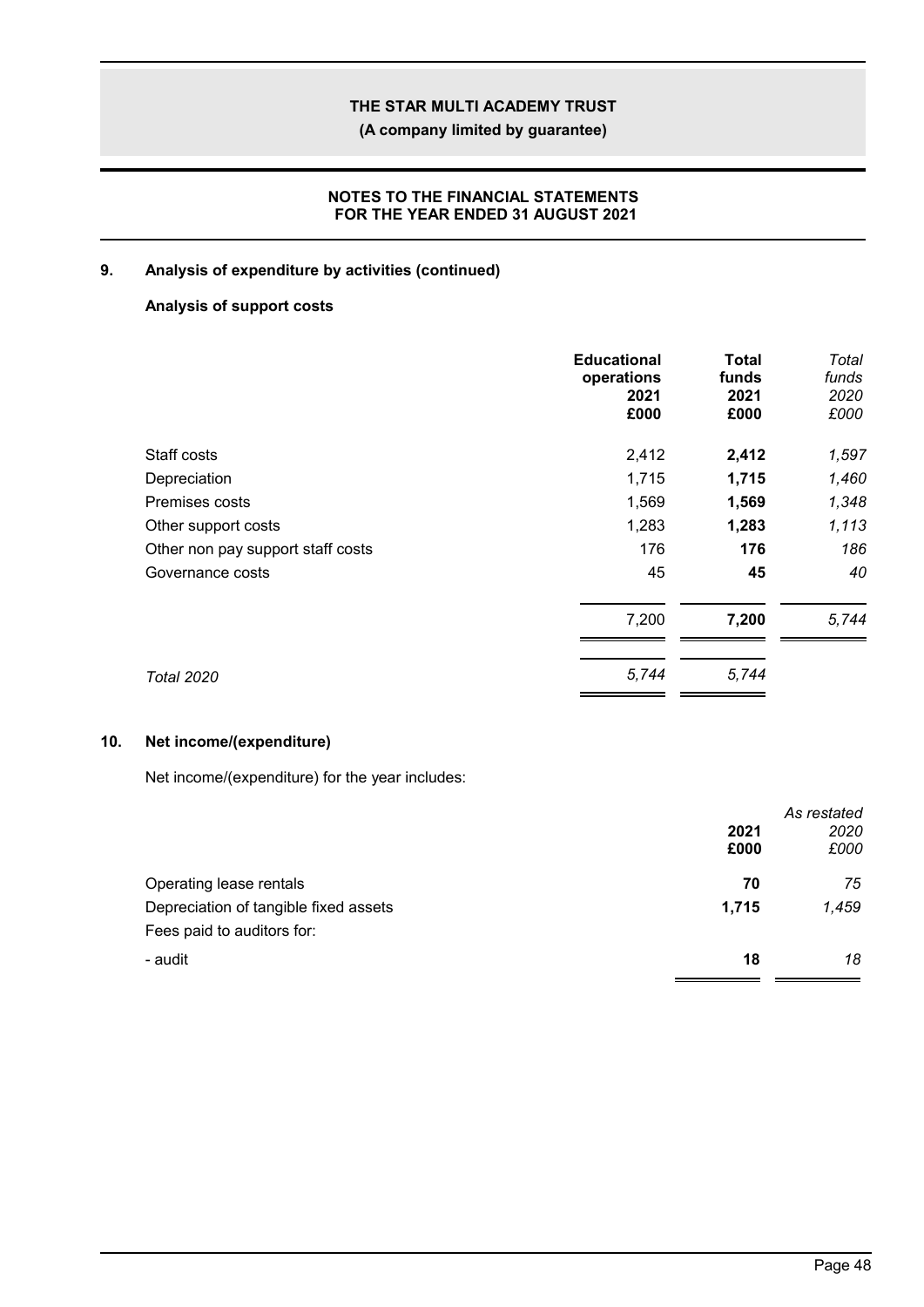## 9. Analysis of expenditure by activities (continued)

### Analysis of support costs

| | Educational operations 2021 £000 | Total funds 2021 £000 | *Total funds 2020 £000* |
|---|---|---|---|
| Staff costs | 2,412 | **2,412** | *1,597* |
| Depreciation | 1,715 | **1,715** | *1,460* |
| Premises costs | 1,569 | **1,569** | *1,348* |
| Other support costs | 1,283 | **1,283** | *1,113* |
| Other non pay support staff costs | 176 | **176** | *186* |
| Governance costs | 45 | **45** | *40* |
| | 7,200 | **7,200** | *5,744* |
| *Total 2020* | *5,744* | *5,744* | |

## 10. Net income/(expenditure)

Net income/(expenditure) for the year includes:

| | 2021 £000 | *As restated 2020 £000* |
|---|---|---|
| Operating lease rentals | **70** | *75* |
| Depreciation of tangible fixed assets | **1,715** | *1,459* |
| Fees paid to auditors for: | | |
| - audit | **18** | *18* |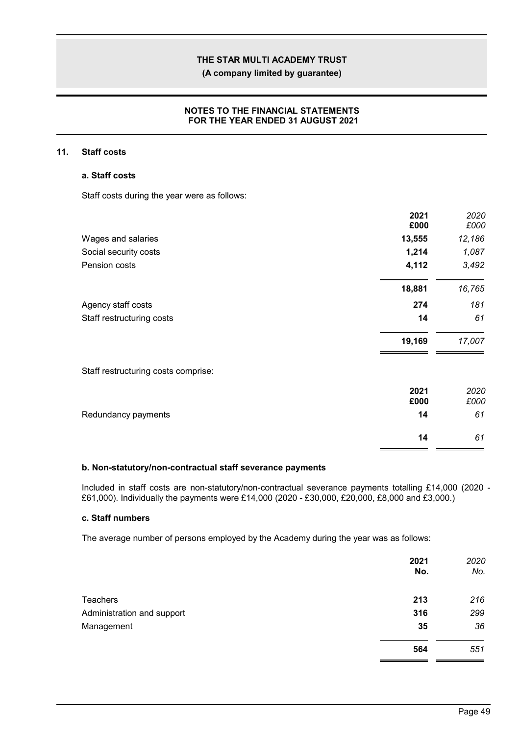## 11. Staff costs

### a. Staff costs

Staff costs during the year were as follows:

| | 2021 £000 | 2020 £000 |
|---|---|---|
| Wages and salaries | **13,555** | *12,186* |
| Social security costs | **1,214** | *1,087* |
| Pension costs | **4,112** | *3,492* |
| | **18,881** | *16,765* |
| Agency staff costs | **274** | *181* |
| Staff restructuring costs | **14** | *61* |
| | **19,169** | *17,007* |

Staff restructuring costs comprise:

| | 2021 £000 | 2020 £000 |
|---|---|---|
| Redundancy payments | **14** | *61* |
| | **14** | *61* |

### b. Non-statutory/non-contractual staff severance payments

Included in staff costs are non-statutory/non-contractual severance payments totalling £14,000 (2020 - £61,000). Individually the payments were £14,000 (2020 - £30,000, £20,000, £8,000 and £3,000.)

### c. Staff numbers

The average number of persons employed by the Academy during the year was as follows:

| | 2021 No. | 2020 No. |
|---|---|---|
| Teachers | **213** | *216* |
| Administration and support | **316** | *299* |
| Management | **35** | *36* |
| | **564** | *551* |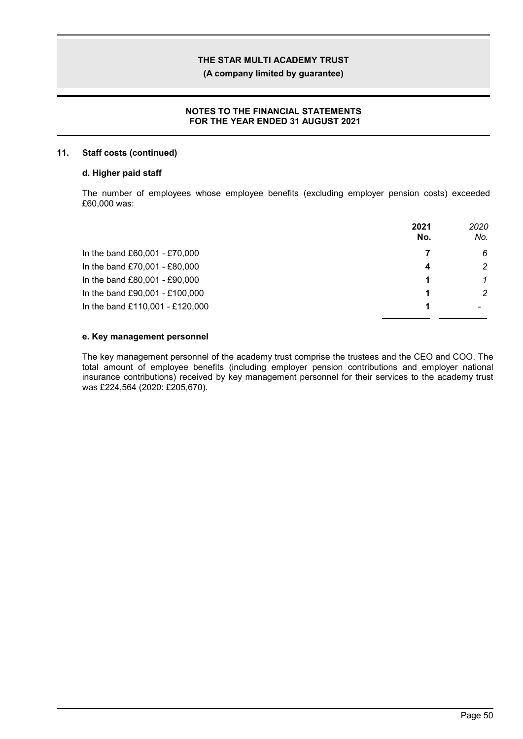## 11. Staff costs (continued)

### d. Higher paid staff

The number of employees whose employee benefits (excluding employer pension costs) exceeded £60,000 was:

| | 2021 No. | *2020 No.* |
|---|---|---|
| In the band £60,001 - £70,000 | **7** | *6* |
| In the band £70,001 - £80,000 | **4** | *2* |
| In the band £80,001 - £90,000 | **1** | *1* |
| In the band £90,001 - £100,000 | **1** | *2* |
| In the band £110,001 - £120,000 | **1** | *-* |

### e. Key management personnel

The key management personnel of the academy trust comprise the trustees and the CEO and COO. The total amount of employee benefits (including employer pension contributions and employer national insurance contributions) received by key management personnel for their services to the academy trust was £224,564 (2020: £205,670).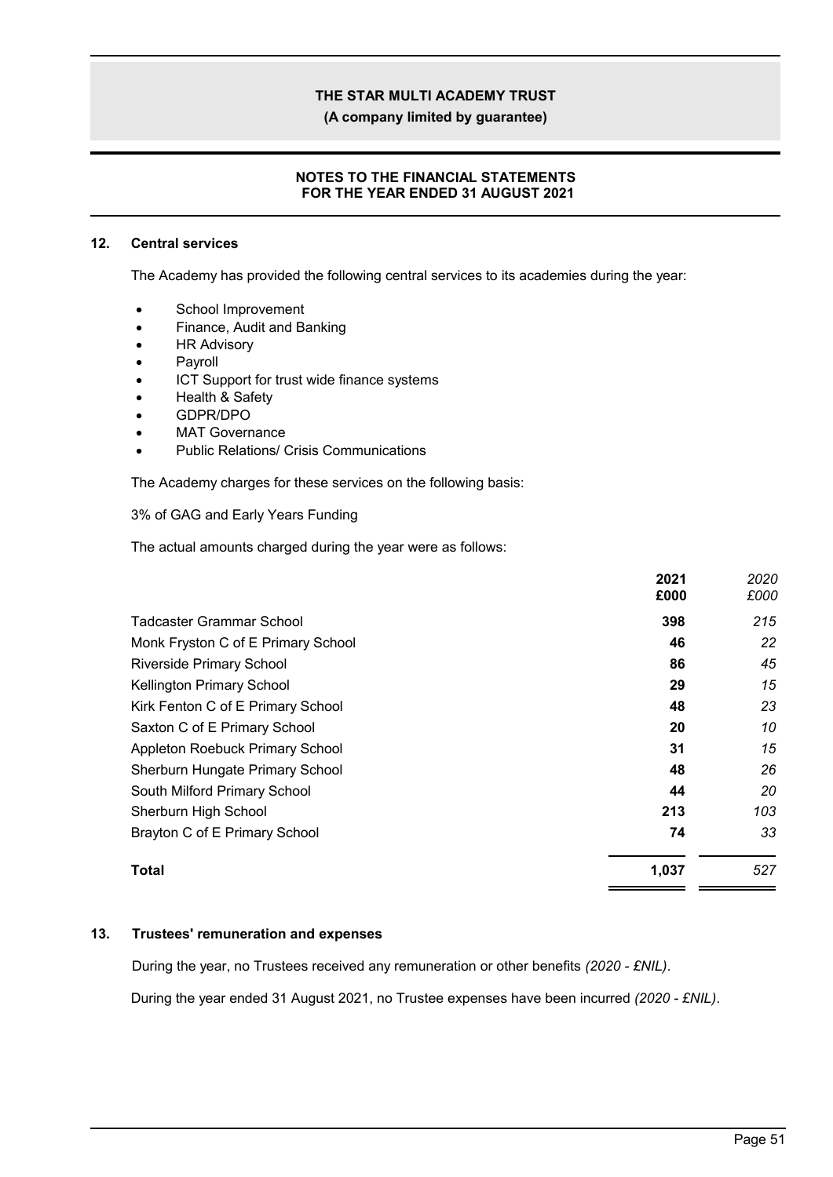## 12. Central services

The Academy has provided the following central services to its academies during the year:

- School Improvement
- Finance, Audit and Banking
- HR Advisory
- Payroll
- ICT Support for trust wide finance systems
- Health & Safety
- GDPR/DPO
- MAT Governance
- Public Relations/ Crisis Communications

The Academy charges for these services on the following basis:

3% of GAG and Early Years Funding

The actual amounts charged during the year were as follows:

| | **2021** **£000** | *2020* *£000* |
|---|---|---|
| Tadcaster Grammar School | **398** | *215* |
| Monk Fryston C of E Primary School | **46** | *22* |
| Riverside Primary School | **86** | *45* |
| Kellington Primary School | **29** | *15* |
| Kirk Fenton C of E Primary School | **48** | *23* |
| Saxton C of E Primary School | **20** | *10* |
| Appleton Roebuck Primary School | **31** | *15* |
| Sherburn Hungate Primary School | **48** | *26* |
| South Milford Primary School | **44** | *20* |
| Sherburn High School | **213** | *103* |
| Brayton C of E Primary School | **74** | *33* |
| **Total** | **1,037** | *527* |

## 13. Trustees' remuneration and expenses

During the year, no Trustees received any remuneration or other benefits *(2020 - £NIL)*.

During the year ended 31 August 2021, no Trustee expenses have been incurred *(2020 - £NIL)*.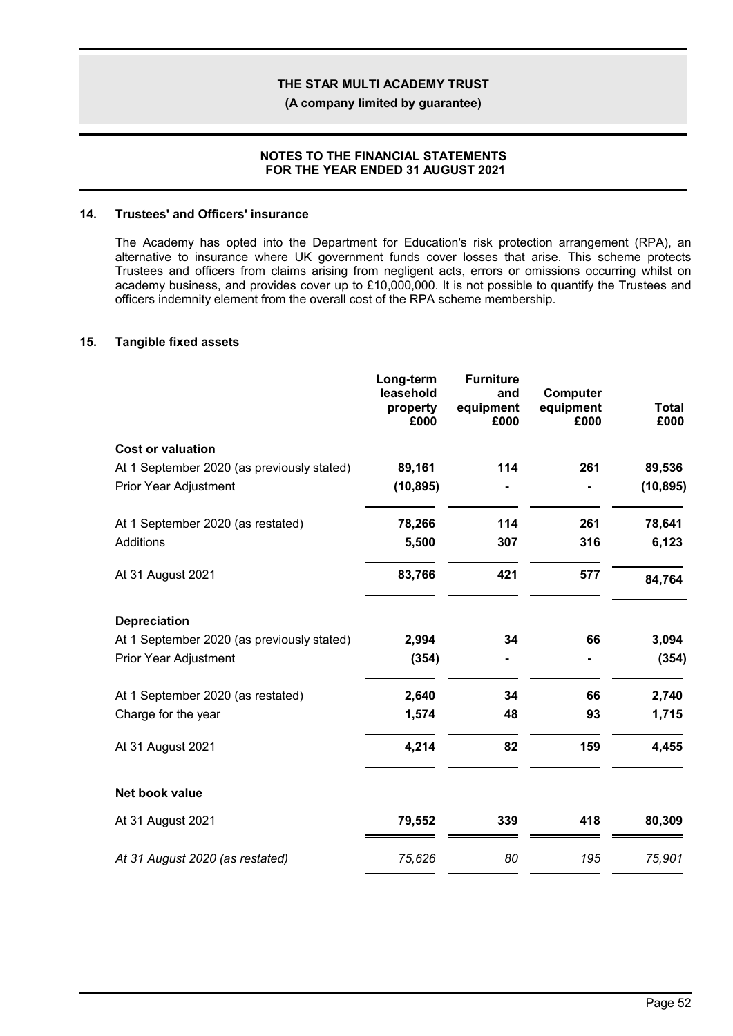THE STAR MULTI ACADEMY TRUST

**(A company limited by guarantee)**

**NOTES TO THE FINANCIAL STATEMENTS
FOR THE YEAR ENDED 31 AUGUST 2021**

## 14. Trustees' and Officers' insurance

The Academy has opted into the Department for Education's risk protection arrangement (RPA), an alternative to insurance where UK government funds cover losses that arise. This scheme protects Trustees and officers from claims arising from negligent acts, errors or omissions occurring whilst on academy business, and provides cover up to £10,000,000. It is not possible to quantify the Trustees and officers indemnity element from the overall cost of the RPA scheme membership.

## 15. Tangible fixed assets

| | Long-term leasehold property £000 | Furniture and equipment £000 | Computer equipment £000 | Total £000 |
|---|---|---|---|---|
| **Cost or valuation** | | | | |
| At 1 September 2020 (as previously stated) | **89,161** | **114** | **261** | **89,536** |
| Prior Year Adjustment | **(10,895)** | **-** | **-** | **(10,895)** |
| At 1 September 2020 (as restated) | **78,266** | **114** | **261** | **78,641** |
| Additions | **5,500** | **307** | **316** | **6,123** |
| At 31 August 2021 | **83,766** | **421** | **577** | **84,764** |
| **Depreciation** | | | | |
| At 1 September 2020 (as previously stated) | **2,994** | **34** | **66** | **3,094** |
| Prior Year Adjustment | **(354)** | **-** | **-** | **(354)** |
| At 1 September 2020 (as restated) | **2,640** | **34** | **66** | **2,740** |
| Charge for the year | **1,574** | **48** | **93** | **1,715** |
| At 31 August 2021 | **4,214** | **82** | **159** | **4,455** |
| **Net book value** | | | | |
| At 31 August 2021 | **79,552** | **339** | **418** | **80,309** |
| *At 31 August 2020 (as restated)* | *75,626* | *80* | *195* | *75,901* |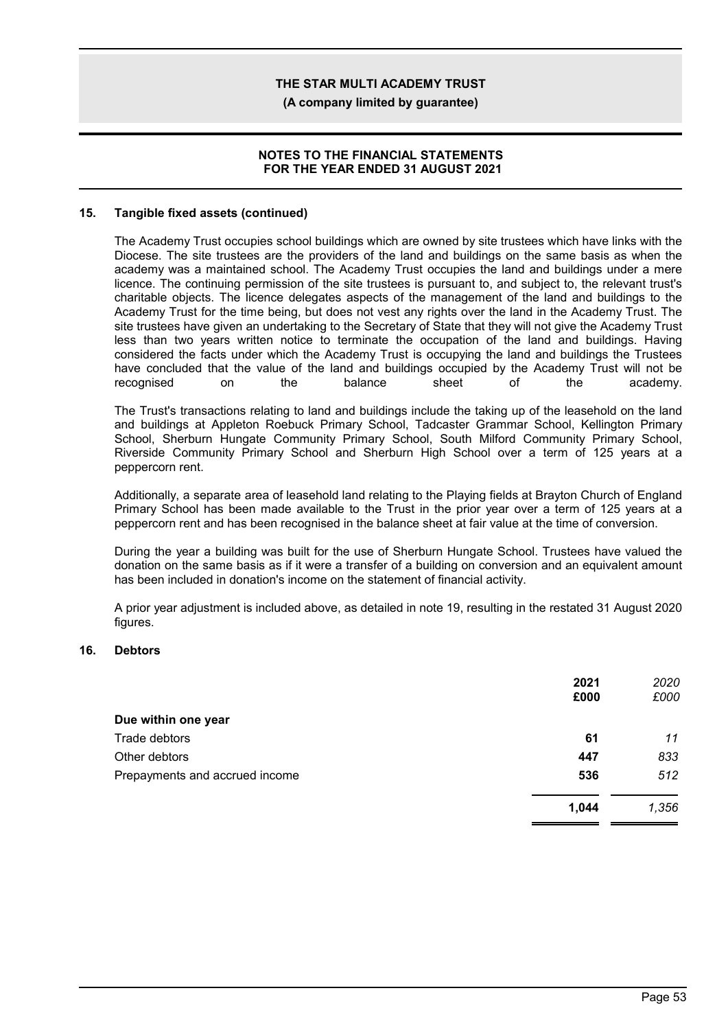## 15. Tangible fixed assets (continued)

The Academy Trust occupies school buildings which are owned by site trustees which have links with the Diocese. The site trustees are the providers of the land and buildings on the same basis as when the academy was a maintained school. The Academy Trust occupies the land and buildings under a mere licence. The continuing permission of the site trustees is pursuant to, and subject to, the relevant trust's charitable objects. The licence delegates aspects of the management of the land and buildings to the Academy Trust for the time being, but does not vest any rights over the land in the Academy Trust. The site trustees have given an undertaking to the Secretary of State that they will not give the Academy Trust less than two years written notice to terminate the occupation of the land and buildings. Having considered the facts under which the Academy Trust is occupying the land and buildings the Trustees have concluded that the value of the land and buildings occupied by the Academy Trust will not be recognised on the balance sheet of the academy.

The Trust's transactions relating to land and buildings include the taking up of the leasehold on the land and buildings at Appleton Roebuck Primary School, Tadcaster Grammar School, Kellington Primary School, Sherburn Hungate Community Primary School, South Milford Community Primary School, Riverside Community Primary School and Sherburn High School over a term of 125 years at a peppercorn rent.

Additionally, a separate area of leasehold land relating to the Playing fields at Brayton Church of England Primary School has been made available to the Trust in the prior year over a term of 125 years at a peppercorn rent and has been recognised in the balance sheet at fair value at the time of conversion.

During the year a building was built for the use of Sherburn Hungate School. Trustees have valued the donation on the same basis as if it were a transfer of a building on conversion and an equivalent amount has been included in donation's income on the statement of financial activity.

A prior year adjustment is included above, as detailed in note 19, resulting in the restated 31 August 2020 figures.

## 16. Debtors

| | 2021 £000 | *2020 £000* |
|---|---|---|
| **Due within one year** | | |
| Trade debtors | **61** | *11* |
| Other debtors | **447** | *833* |
| Prepayments and accrued income | **536** | *512* |
| | **1,044** | *1,356* |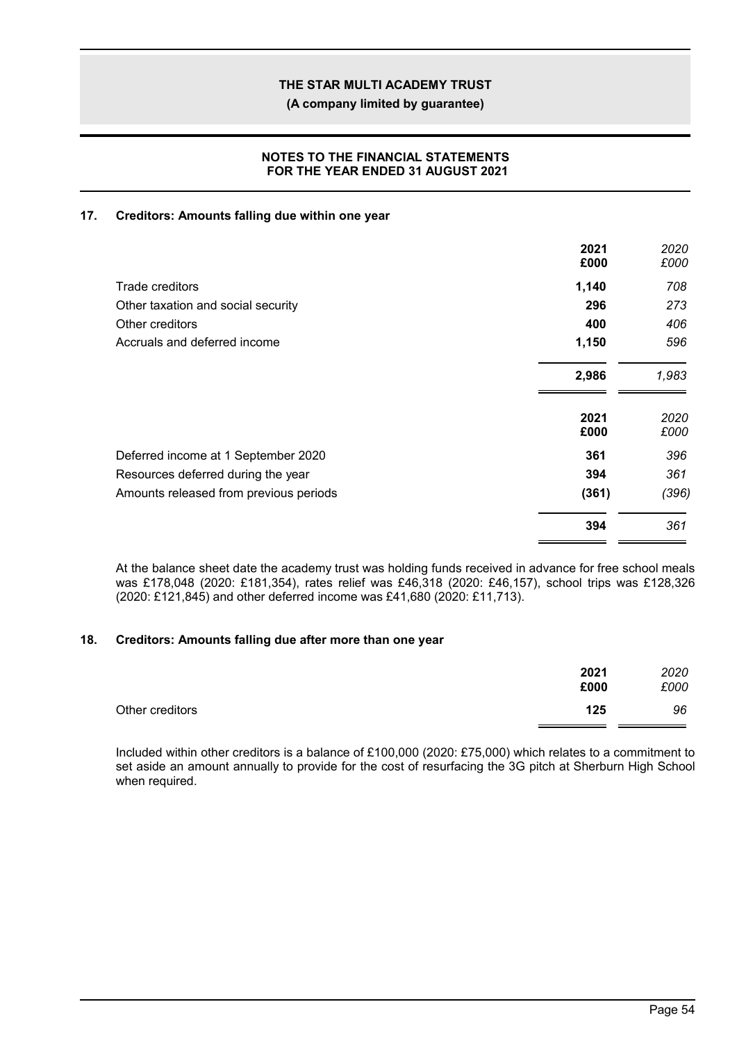## 17. Creditors: Amounts falling due within one year

| | 2021<br>£000 | *2020*<br>*£000* |
|---|---|---|
| Trade creditors | **1,140** | *708* |
| Other taxation and social security | **296** | *273* |
| Other creditors | **400** | *406* |
| Accruals and deferred income | **1,150** | *596* |
| | **2,986** | *1,983* |

| | 2021<br>£000 | *2020*<br>*£000* |
|---|---|---|
| Deferred income at 1 September 2020 | **361** | *396* |
| Resources deferred during the year | **394** | *361* |
| Amounts released from previous periods | **(361)** | *(396)* |
| | **394** | *361* |

At the balance sheet date the academy trust was holding funds received in advance for free school meals was £178,048 (2020: £181,354), rates relief was £46,318 (2020: £46,157), school trips was £128,326 (2020: £121,845) and other deferred income was £41,680 (2020: £11,713).

## 18. Creditors: Amounts falling due after more than one year

| | 2021<br>£000 | *2020*<br>*£000* |
|---|---|---|
| Other creditors | **125** | *96* |

Included within other creditors is a balance of £100,000 (2020: £75,000) which relates to a commitment to set aside an amount annually to provide for the cost of resurfacing the 3G pitch at Sherburn High School when required.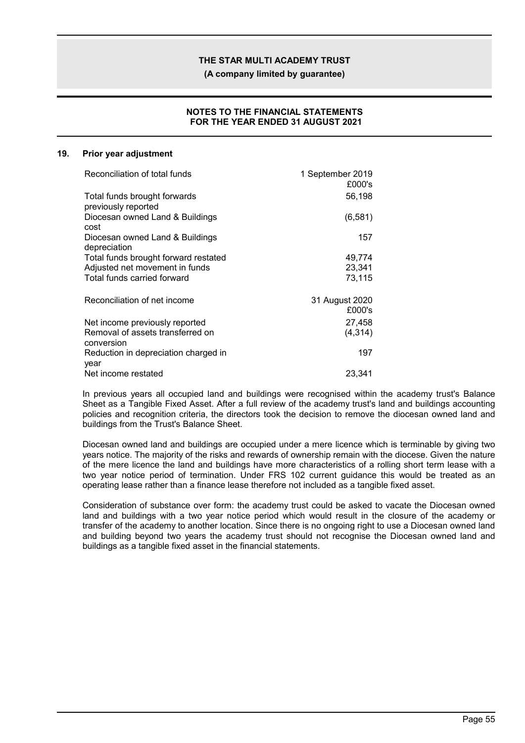## 19. Prior year adjustment

| Reconciliation of total funds | 1 September 2019 £000's |
|---|---|
| Total funds brought forwards previously reported | 56,198 |
| Diocesan owned Land & Buildings cost | (6,581) |
| Diocesan owned Land & Buildings depreciation | 157 |
| Total funds brought forward restated | 49,774 |
| Adjusted net movement in funds | 23,341 |
| Total funds carried forward | 73,115 |

| Reconciliation of net income | 31 August 2020 £000's |
|---|---|
| Net income previously reported | 27,458 |
| Removal of assets transferred on conversion | (4,314) |
| Reduction in depreciation charged in year | 197 |
| Net income restated | 23,341 |

In previous years all occupied land and buildings were recognised within the academy trust's Balance Sheet as a Tangible Fixed Asset. After a full review of the academy trust's land and buildings accounting policies and recognition criteria, the directors took the decision to remove the diocesan owned land and buildings from the Trust's Balance Sheet.

Diocesan owned land and buildings are occupied under a mere licence which is terminable by giving two years notice. The majority of the risks and rewards of ownership remain with the diocese. Given the nature of the mere licence the land and buildings have more characteristics of a rolling short term lease with a two year notice period of termination. Under FRS 102 current guidance this would be treated as an operating lease rather than a finance lease therefore not included as a tangible fixed asset.

Consideration of substance over form: the academy trust could be asked to vacate the Diocesan owned land and buildings with a two year notice period which would result in the closure of the academy or transfer of the academy to another location. Since there is no ongoing right to use a Diocesan owned land and building beyond two years the academy trust should not recognise the Diocesan owned land and buildings as a tangible fixed asset in the financial statements.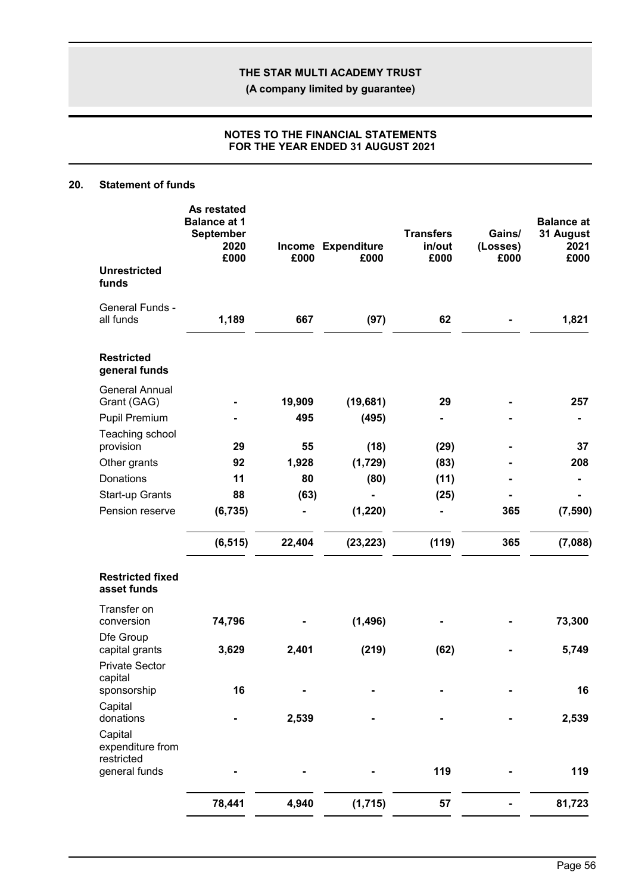## 20. Statement of funds

| | As restated Balance at 1 September 2020 £000 | Income £000 | Expenditure £000 | Transfers in/out £000 | Gains/ (Losses) £000 | Balance at 31 August 2021 £000 |
|---|---|---|---|---|---|---|
| **Unrestricted funds** | | | | | | |
| General Funds - all funds | **1,189** | **667** | **(97)** | **62** | **-** | **1,821** |
| **Restricted general funds** | | | | | | |
| General Annual Grant (GAG) | **-** | **19,909** | **(19,681)** | **29** | **-** | **257** |
| Pupil Premium | **-** | **495** | **(495)** | **-** | **-** | **-** |
| Teaching school provision | **29** | **55** | **(18)** | **(29)** | **-** | **37** |
| Other grants | **92** | **1,928** | **(1,729)** | **(83)** | **-** | **208** |
| Donations | **11** | **80** | **(80)** | **(11)** | **-** | **-** |
| Start-up Grants | **88** | **(63)** | **-** | **(25)** | **-** | **-** |
| Pension reserve | **(6,735)** | **-** | **(1,220)** | **-** | **365** | **(7,590)** |
| | **(6,515)** | **22,404** | **(23,223)** | **(119)** | **365** | **(7,088)** |
| **Restricted fixed asset funds** | | | | | | |
| Transfer on conversion | **74,796** | **-** | **(1,496)** | **-** | **-** | **73,300** |
| Dfe Group capital grants | **3,629** | **2,401** | **(219)** | **(62)** | **-** | **5,749** |
| Private Sector capital sponsorship | **16** | **-** | **-** | **-** | **-** | **16** |
| Capital donations | **-** | **2,539** | **-** | **-** | **-** | **2,539** |
| Capital expenditure from restricted general funds | **-** | **-** | **-** | **119** | **-** | **119** |
| | **78,441** | **4,940** | **(1,715)** | **57** | **-** | **81,723** |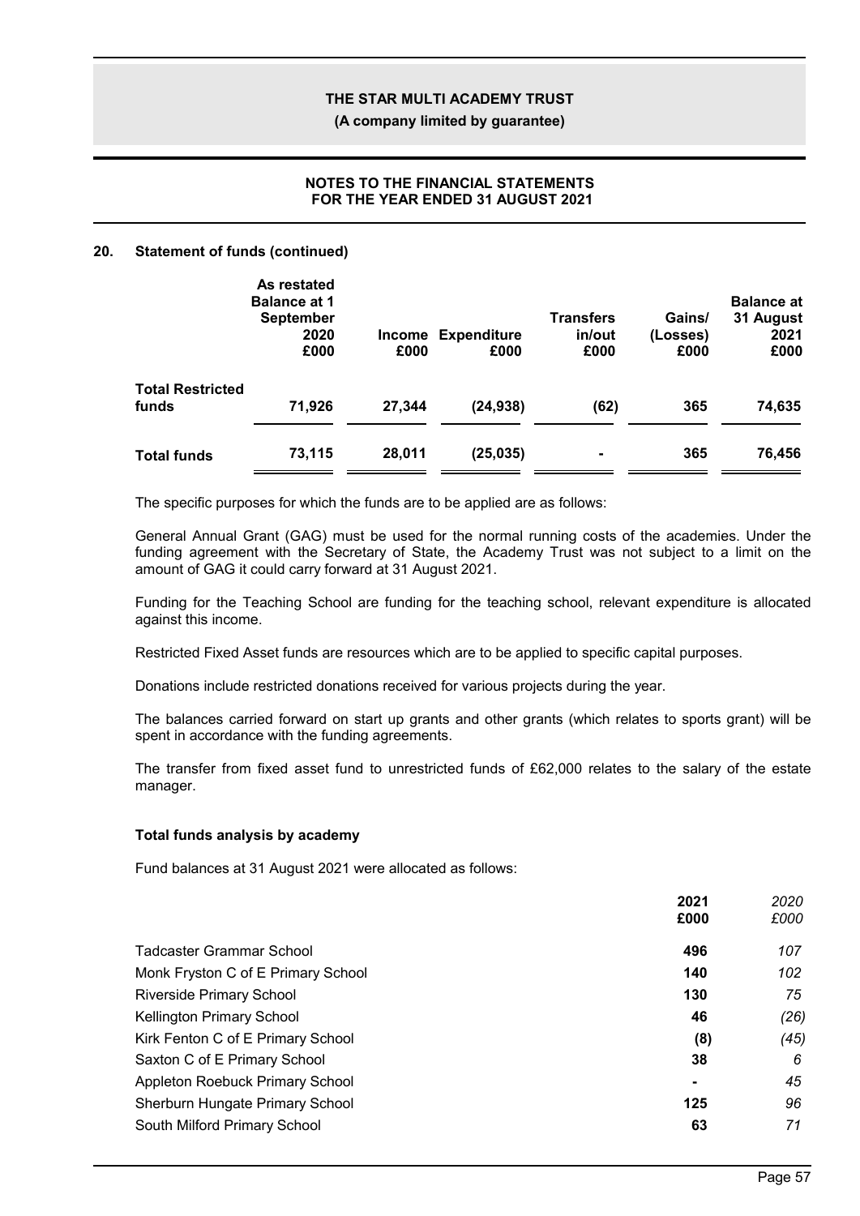## 20. Statement of funds (continued)

| | As restated Balance at 1 September 2020 £000 | Income £000 | Expenditure £000 | Transfers in/out £000 | Gains/ (Losses) £000 | Balance at 31 August 2021 £000 |
|---|---|---|---|---|---|---|
| **Total Restricted funds** | **71,926** | **27,344** | **(24,938)** | **(62)** | **365** | **74,635** |
| **Total funds** | **73,115** | **28,011** | **(25,035)** | **-** | **365** | **76,456** |

The specific purposes for which the funds are to be applied are as follows:

General Annual Grant (GAG) must be used for the normal running costs of the academies. Under the funding agreement with the Secretary of State, the Academy Trust was not subject to a limit on the amount of GAG it could carry forward at 31 August 2021.

Funding for the Teaching School are funding for the teaching school, relevant expenditure is allocated against this income.

Restricted Fixed Asset funds are resources which are to be applied to specific capital purposes.

Donations include restricted donations received for various projects during the year.

The balances carried forward on start up grants and other grants (which relates to sports grant) will be spent in accordance with the funding agreements.

The transfer from fixed asset fund to unrestricted funds of £62,000 relates to the salary of the estate manager.

### Total funds analysis by academy

Fund balances at 31 August 2021 were allocated as follows:

| | 2021 £000 | *2020 £000* |
|---|---|---|
| Tadcaster Grammar School | **496** | *107* |
| Monk Fryston C of E Primary School | **140** | *102* |
| Riverside Primary School | **130** | *75* |
| Kellington Primary School | **46** | *(26)* |
| Kirk Fenton C of E Primary School | **(8)** | *(45)* |
| Saxton C of E Primary School | **38** | *6* |
| Appleton Roebuck Primary School | **-** | *45* |
| Sherburn Hungate Primary School | **125** | *96* |
| South Milford Primary School | **63** | *71* |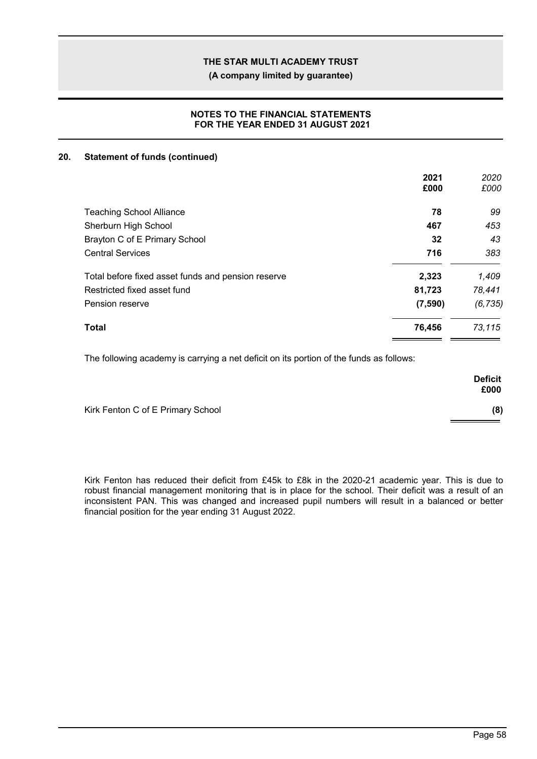## 20. Statement of funds (continued)

| | 2021 £000 | *2020 £000* |
|---|---|---|
| Teaching School Alliance | **78** | *99* |
| Sherburn High School | **467** | *453* |
| Brayton C of E Primary School | **32** | *43* |
| Central Services | **716** | *383* |
| Total before fixed asset funds and pension reserve | **2,323** | *1,409* |
| Restricted fixed asset fund | **81,723** | *78,441* |
| Pension reserve | **(7,590)** | *(6,735)* |
| **Total** | **76,456** | *73,115* |

The following academy is carrying a net deficit on its portion of the funds as follows:

| | Deficit £000 |
|---|---|
| Kirk Fenton C of E Primary School | **(8)** |

Kirk Fenton has reduced their deficit from £45k to £8k in the 2020-21 academic year. This is due to robust financial management monitoring that is in place for the school. Their deficit was a result of an inconsistent PAN. This was changed and increased pupil numbers will result in a balanced or better financial position for the year ending 31 August 2022.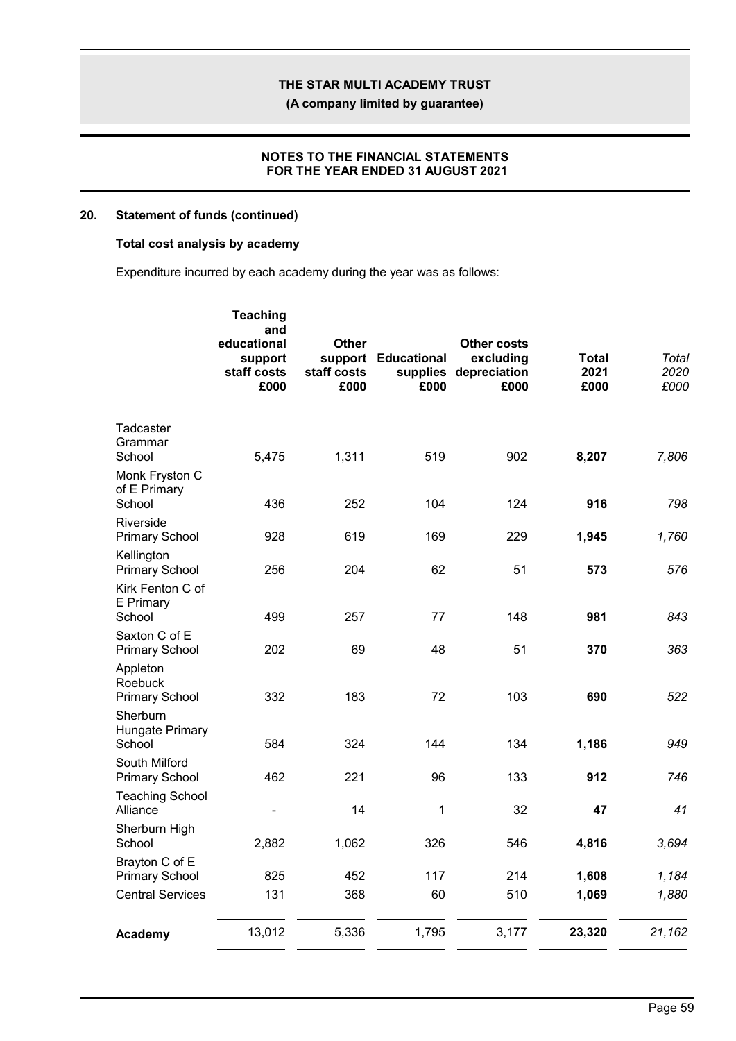## 20. Statement of funds (continued)

### Total cost analysis by academy

Expenditure incurred by each academy during the year was as follows:

| | Teaching and educational support staff costs £000 | Other support staff costs £000 | Educational supplies £000 | Other costs excluding depreciation £000 | Total 2021 £000 | *Total 2020 £000* |
|---|---|---|---|---|---|---|
| Tadcaster Grammar School | 5,475 | 1,311 | 519 | 902 | **8,207** | *7,806* |
| Monk Fryston C of E Primary School | 436 | 252 | 104 | 124 | **916** | *798* |
| Riverside Primary School | 928 | 619 | 169 | 229 | **1,945** | *1,760* |
| Kellington Primary School | 256 | 204 | 62 | 51 | **573** | *576* |
| Kirk Fenton C of E Primary School | 499 | 257 | 77 | 148 | **981** | *843* |
| Saxton C of E Primary School | 202 | 69 | 48 | 51 | **370** | *363* |
| Appleton Roebuck Primary School | 332 | 183 | 72 | 103 | **690** | *522* |
| Sherburn Hungate Primary School | 584 | 324 | 144 | 134 | **1,186** | *949* |
| South Milford Primary School | 462 | 221 | 96 | 133 | **912** | *746* |
| Teaching School Alliance | - | 14 | 1 | 32 | **47** | *41* |
| Sherburn High School | 2,882 | 1,062 | 326 | 546 | **4,816** | *3,694* |
| Brayton C of E Primary School | 825 | 452 | 117 | 214 | **1,608** | *1,184* |
| Central Services | 131 | 368 | 60 | 510 | **1,069** | *1,880* |
| **Academy** | 13,012 | 5,336 | 1,795 | 3,177 | **23,320** | *21,162* |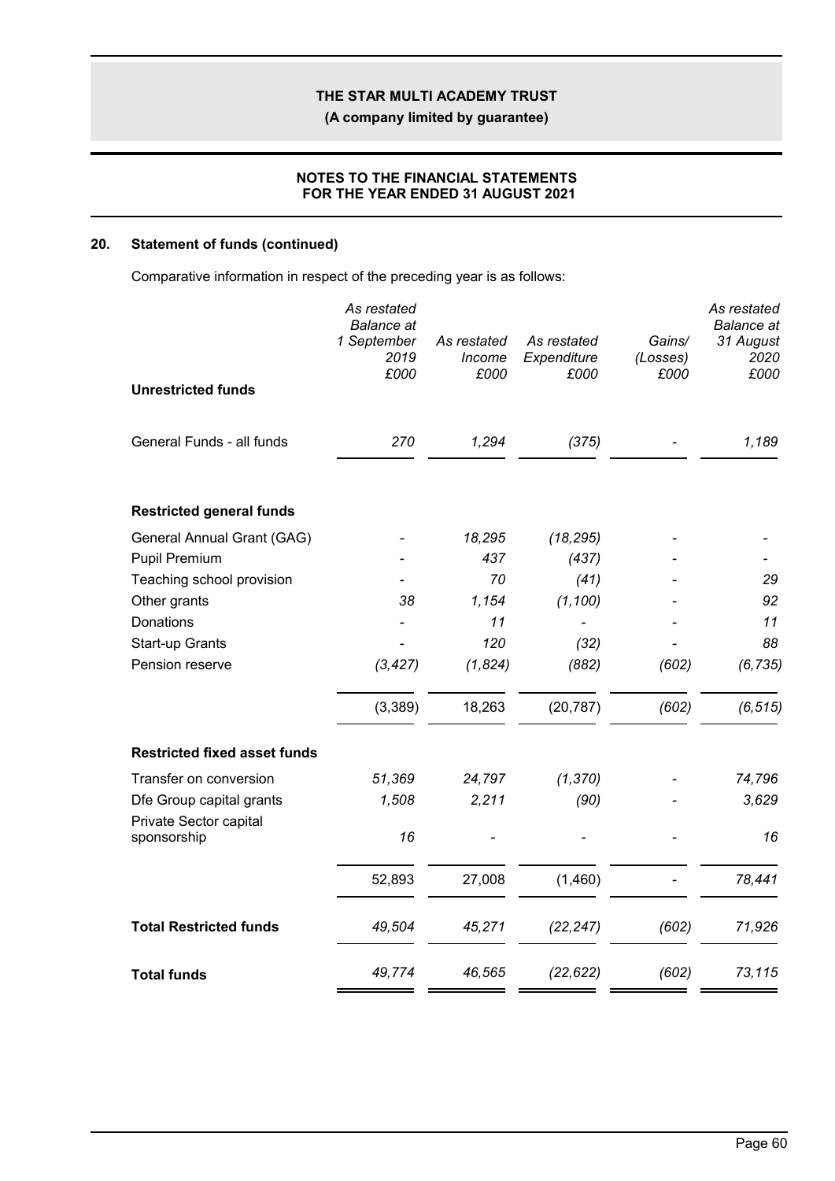## 20. Statement of funds (continued)

Comparative information in respect of the preceding year is as follows:

| | *As restated Balance at 1 September 2019 £000* | *As restated Income £000* | *As restated Expenditure £000* | *Gains/ (Losses) £000* | *As restated Balance at 31 August 2020 £000* |
|---|---|---|---|---|---|
| **Unrestricted funds** | | | | | |
| General Funds - all funds | *270* | *1,294* | *(375)* | *-* | *1,189* |
| **Restricted general funds** | | | | | |
| General Annual Grant (GAG) | *-* | *18,295* | *(18,295)* | *-* | *-* |
| Pupil Premium | *-* | *437* | *(437)* | *-* | *-* |
| Teaching school provision | *-* | *70* | *(41)* | *-* | *29* |
| Other grants | *38* | *1,154* | *(1,100)* | *-* | *92* |
| Donations | *-* | *11* | *-* | *-* | *11* |
| Start-up Grants | *-* | *120* | *(32)* | *-* | *88* |
| Pension reserve | *(3,427)* | *(1,824)* | *(882)* | *(602)* | *(6,735)* |
| | (3,389) | 18,263 | (20,787) | *(602)* | *(6,515)* |
| **Restricted fixed asset funds** | | | | | |
| Transfer on conversion | *51,369* | *24,797* | *(1,370)* | *-* | *74,796* |
| Dfe Group capital grants | *1,508* | *2,211* | *(90)* | *-* | *3,629* |
| Private Sector capital sponsorship | *16* | *-* | *-* | *-* | *16* |
| | 52,893 | 27,008 | (1,460) | *-* | *78,441* |
| **Total Restricted funds** | *49,504* | *45,271* | *(22,247)* | *(602)* | *71,926* |
| **Total funds** | *49,774* | *46,565* | *(22,622)* | *(602)* | *73,115* |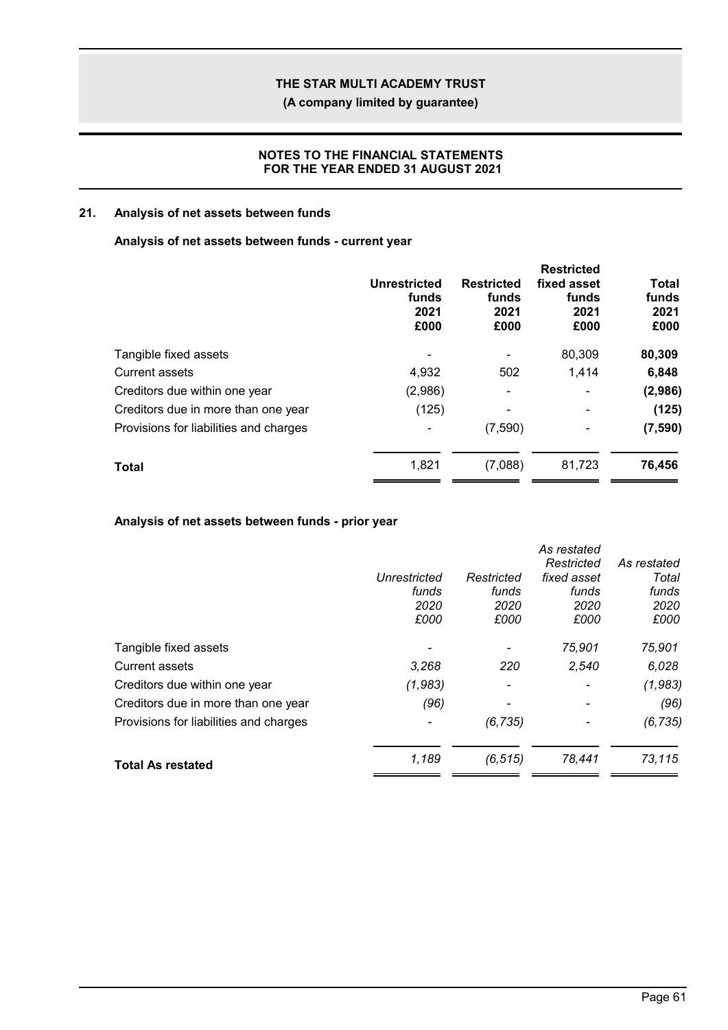## 21. Analysis of net assets between funds

### Analysis of net assets between funds - current year

| | Unrestricted funds 2021 £000 | Restricted funds 2021 £000 | Restricted fixed asset funds 2021 £000 | Total funds 2021 £000 |
|---|---|---|---|---|
| Tangible fixed assets | - | - | 80,309 | **80,309** |
| Current assets | 4,932 | 502 | 1,414 | **6,848** |
| Creditors due within one year | (2,986) | - | - | **(2,986)** |
| Creditors due in more than one year | (125) | - | - | **(125)** |
| Provisions for liabilities and charges | - | (7,590) | - | **(7,590)** |
| **Total** | 1,821 | (7,088) | 81,723 | **76,456** |

### Analysis of net assets between funds - prior year

| | *Unrestricted funds 2020 £000* | *Restricted funds 2020 £000* | *As restated Restricted fixed asset funds 2020 £000* | *As restated Total funds 2020 £000* |
|---|---|---|---|---|
| Tangible fixed assets | - | - | *75,901* | *75,901* |
| Current assets | *3,268* | *220* | *2,540* | *6,028* |
| Creditors due within one year | *(1,983)* | - | - | *(1,983)* |
| Creditors due in more than one year | *(96)* | - | - | *(96)* |
| Provisions for liabilities and charges | - | *(6,735)* | - | *(6,735)* |
| **Total As restated** | *1,189* | *(6,515)* | *78,441* | *73,115* |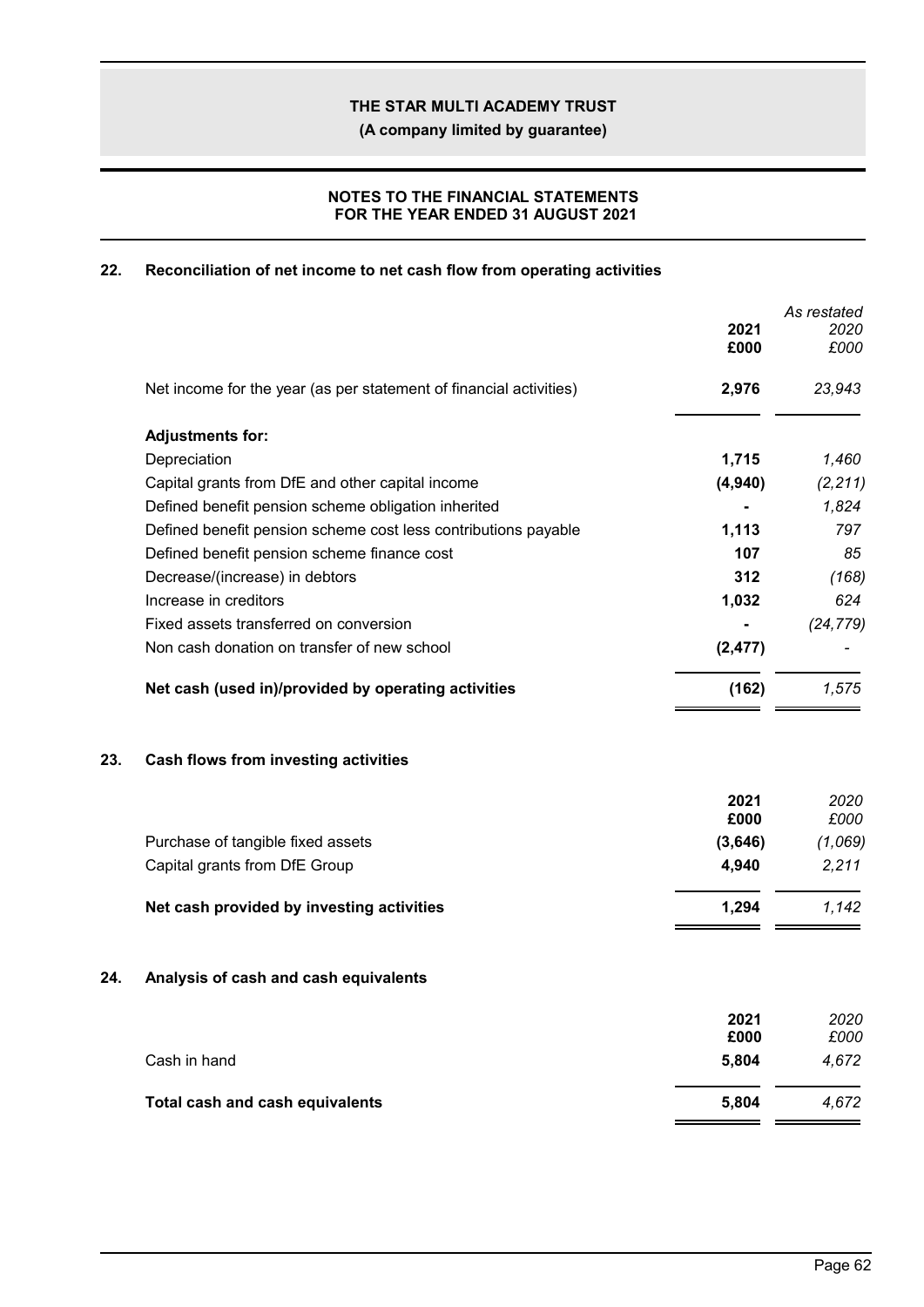## 22. Reconciliation of net income to net cash flow from operating activities

| | 2021<br>£000 | *As restated*<br>*2020*<br>*£000* |
|---|---|---|
| Net income for the year (as per statement of financial activities) | **2,976** | *23,943* |
| **Adjustments for:** | | |
| Depreciation | **1,715** | *1,460* |
| Capital grants from DfE and other capital income | **(4,940)** | *(2,211)* |
| Defined benefit pension scheme obligation inherited | **-** | *1,824* |
| Defined benefit pension scheme cost less contributions payable | **1,113** | *797* |
| Defined benefit pension scheme finance cost | **107** | *85* |
| Decrease/(increase) in debtors | **312** | *(168)* |
| Increase in creditors | **1,032** | *624* |
| Fixed assets transferred on conversion | **-** | *(24,779)* |
| Non cash donation on transfer of new school | **(2,477)** | *-* |
| **Net cash (used in)/provided by operating activities** | **(162)** | *1,575* |

## 23. Cash flows from investing activities

| | 2021<br>£000 | *2020*<br>*£000* |
|---|---|---|
| Purchase of tangible fixed assets | **(3,646)** | *(1,069)* |
| Capital grants from DfE Group | **4,940** | *2,211* |
| **Net cash provided by investing activities** | **1,294** | *1,142* |

## 24. Analysis of cash and cash equivalents

| | 2021<br>£000 | *2020*<br>*£000* |
|---|---|---|
| Cash in hand | **5,804** | *4,672* |
| **Total cash and cash equivalents** | **5,804** | *4,672* |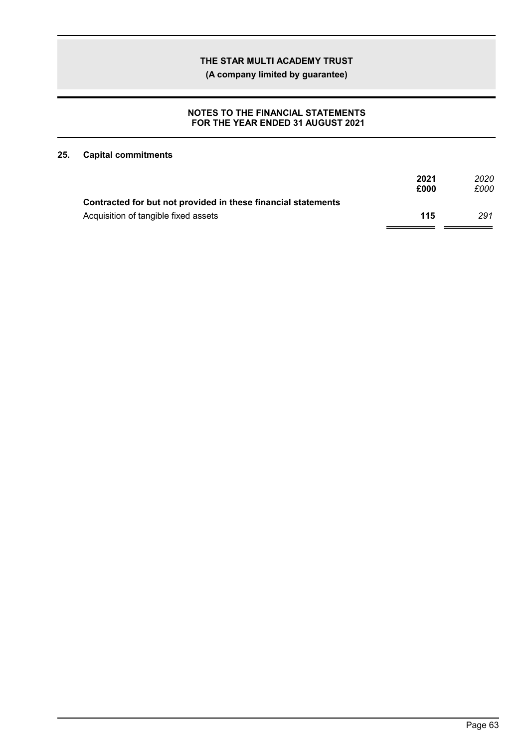## 25. Capital commitments

| | 2021<br>£000 | *2020*<br>*£000* |
|---|---|---|
| **Contracted for but not provided in these financial statements** | | |
| Acquisition of tangible fixed assets | **115** | *291* |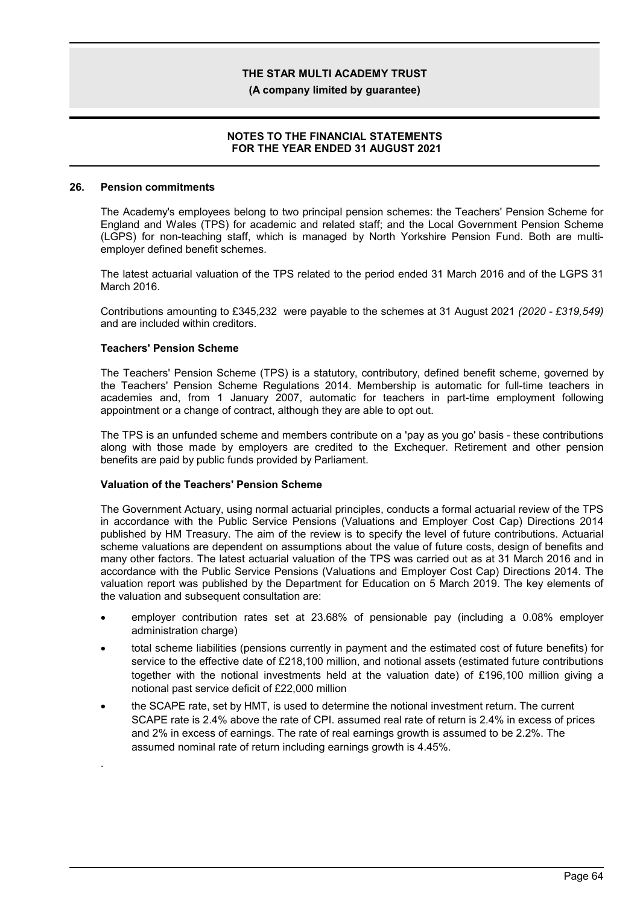## 26. Pension commitments

The Academy's employees belong to two principal pension schemes: the Teachers' Pension Scheme for England and Wales (TPS) for academic and related staff; and the Local Government Pension Scheme (LGPS) for non-teaching staff, which is managed by North Yorkshire Pension Fund. Both are multi-employer defined benefit schemes.

The latest actuarial valuation of the TPS related to the period ended 31 March 2016 and of the LGPS 31 March 2016.

Contributions amounting to £345,232 were payable to the schemes at 31 August 2021 *(2020 - £319,549)* and are included within creditors.

### Teachers' Pension Scheme

The Teachers' Pension Scheme (TPS) is a statutory, contributory, defined benefit scheme, governed by the Teachers' Pension Scheme Regulations 2014. Membership is automatic for full-time teachers in academies and, from 1 January 2007, automatic for teachers in part-time employment following appointment or a change of contract, although they are able to opt out.

The TPS is an unfunded scheme and members contribute on a 'pay as you go' basis - these contributions along with those made by employers are credited to the Exchequer. Retirement and other pension benefits are paid by public funds provided by Parliament.

### Valuation of the Teachers' Pension Scheme

The Government Actuary, using normal actuarial principles, conducts a formal actuarial review of the TPS in accordance with the Public Service Pensions (Valuations and Employer Cost Cap) Directions 2014 published by HM Treasury. The aim of the review is to specify the level of future contributions. Actuarial scheme valuations are dependent on assumptions about the value of future costs, design of benefits and many other factors. The latest actuarial valuation of the TPS was carried out as at 31 March 2016 and in accordance with the Public Service Pensions (Valuations and Employer Cost Cap) Directions 2014. The valuation report was published by the Department for Education on 5 March 2019. The key elements of the valuation and subsequent consultation are:

- employer contribution rates set at 23.68% of pensionable pay (including a 0.08% employer administration charge)
- total scheme liabilities (pensions currently in payment and the estimated cost of future benefits) for service to the effective date of £218,100 million, and notional assets (estimated future contributions together with the notional investments held at the valuation date) of £196,100 million giving a notional past service deficit of £22,000 million
- the SCAPE rate, set by HMT, is used to determine the notional investment return. The current SCAPE rate is 2.4% above the rate of CPI. assumed real rate of return is 2.4% in excess of prices and 2% in excess of earnings. The rate of real earnings growth is assumed to be 2.2%. The assumed nominal rate of return including earnings growth is 4.45%.

.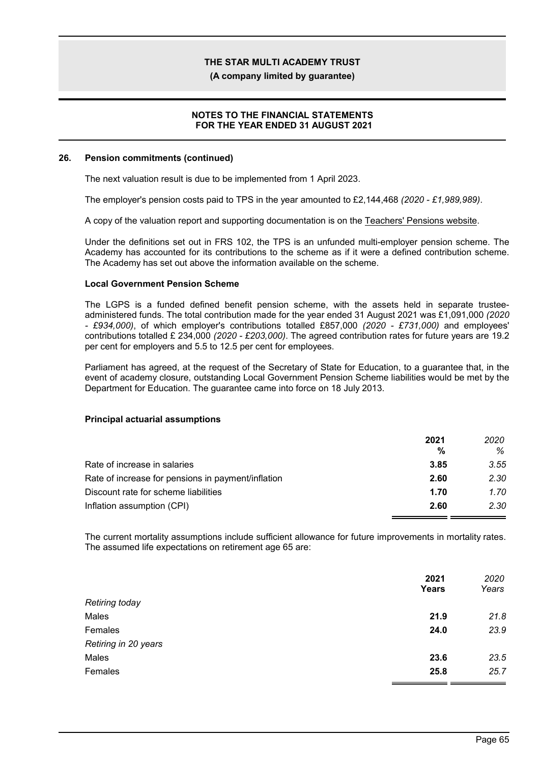## 26. Pension commitments (continued)

The next valuation result is due to be implemented from 1 April 2023.

The employer's pension costs paid to TPS in the year amounted to £2,144,468 *(2020 - £1,989,989)*.

A copy of the valuation report and supporting documentation is on the Teachers' Pensions website.

Under the definitions set out in FRS 102, the TPS is an unfunded multi-employer pension scheme. The Academy has accounted for its contributions to the scheme as if it were a defined contribution scheme. The Academy has set out above the information available on the scheme.

### Local Government Pension Scheme

The LGPS is a funded defined benefit pension scheme, with the assets held in separate trustee-administered funds. The total contribution made for the year ended 31 August 2021 was £1,091,000 *(2020 - £934,000)*, of which employer's contributions totalled £857,000 *(2020 - £731,000)* and employees' contributions totalled £ 234,000 *(2020 - £203,000)*. The agreed contribution rates for future years are 19.2 per cent for employers and 5.5 to 12.5 per cent for employees.

Parliament has agreed, at the request of the Secretary of State for Education, to a guarantee that, in the event of academy closure, outstanding Local Government Pension Scheme liabilities would be met by the Department for Education. The guarantee came into force on 18 July 2013.

### Principal actuarial assumptions

| | **2021** | *2020* |
|---|---|---|
| | **%** | *%* |
| Rate of increase in salaries | **3.85** | *3.55* |
| Rate of increase for pensions in payment/inflation | **2.60** | *2.30* |
| Discount rate for scheme liabilities | **1.70** | *1.70* |
| Inflation assumption (CPI) | **2.60** | *2.30* |

The current mortality assumptions include sufficient allowance for future improvements in mortality rates. The assumed life expectations on retirement age 65 are:

| | **2021** | *2020* |
|---|---|---|
| | **Years** | *Years* |
| *Retiring today* | | |
| Males | **21.9** | *21.8* |
| Females | **24.0** | *23.9* |
| *Retiring in 20 years* | | |
| Males | **23.6** | *23.5* |
| Females | **25.8** | *25.7* |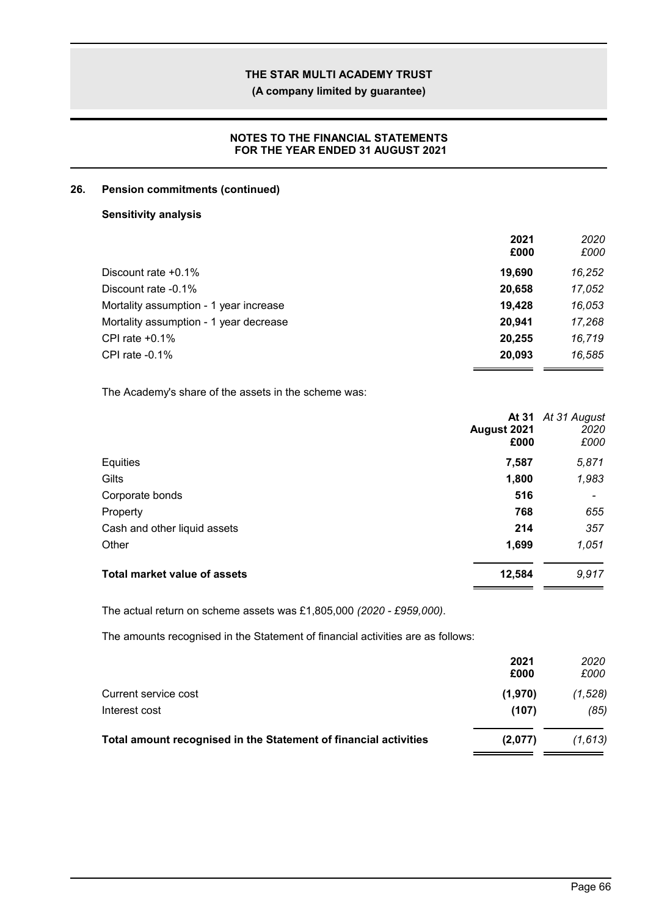## 26. Pension commitments (continued)

### Sensitivity analysis

| | 2021 £000 | *2020 £000* |
|---|---|---|
| Discount rate +0.1% | **19,690** | *16,252* |
| Discount rate -0.1% | **20,658** | *17,052* |
| Mortality assumption - 1 year increase | **19,428** | *16,053* |
| Mortality assumption - 1 year decrease | **20,941** | *17,268* |
| CPI rate +0.1% | **20,255** | *16,719* |
| CPI rate -0.1% | **20,093** | *16,585* |

The Academy's share of the assets in the scheme was:

| | At 31 August 2021 £000 | *At 31 August 2020 £000* |
|---|---|---|
| Equities | **7,587** | *5,871* |
| Gilts | **1,800** | *1,983* |
| Corporate bonds | **516** | *-* |
| Property | **768** | *655* |
| Cash and other liquid assets | **214** | *357* |
| Other | **1,699** | *1,051* |
| **Total market value of assets** | **12,584** | *9,917* |

The actual return on scheme assets was £1,805,000 *(2020 - £959,000)*.

The amounts recognised in the Statement of financial activities are as follows:

| | 2021 £000 | *2020 £000* |
|---|---|---|
| Current service cost | **(1,970)** | *(1,528)* |
| Interest cost | **(107)** | *(85)* |
| **Total amount recognised in the Statement of financial activities** | **(2,077)** | *(1,613)* |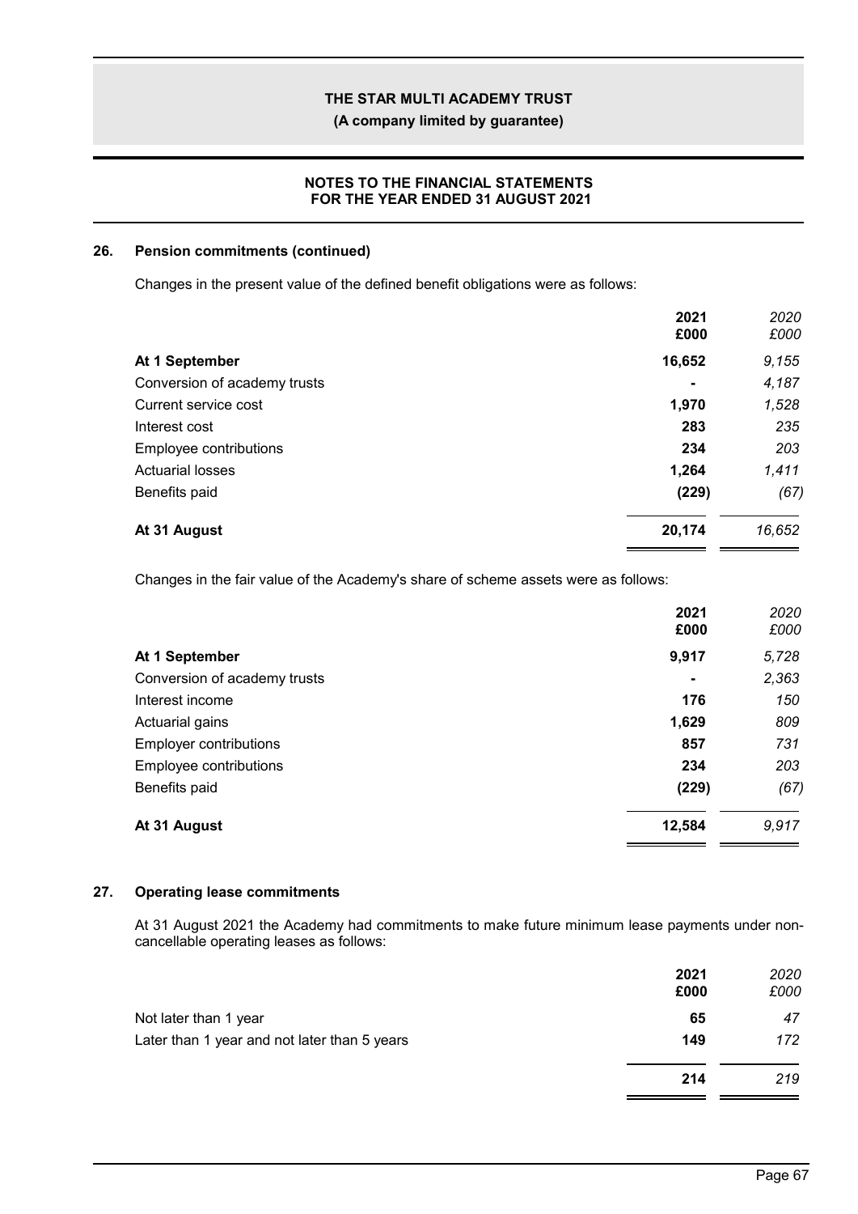## 26. Pension commitments (continued)

Changes in the present value of the defined benefit obligations were as follows:

| | 2021 £000 | *2020 £000* |
|---|---|---|
| **At 1 September** | **16,652** | *9,155* |
| Conversion of academy trusts | **-** | *4,187* |
| Current service cost | **1,970** | *1,528* |
| Interest cost | **283** | *235* |
| Employee contributions | **234** | *203* |
| Actuarial losses | **1,264** | *1,411* |
| Benefits paid | **(229)** | *(67)* |
| **At 31 August** | **20,174** | *16,652* |

Changes in the fair value of the Academy's share of scheme assets were as follows:

| | 2021 £000 | *2020 £000* |
|---|---|---|
| **At 1 September** | **9,917** | *5,728* |
| Conversion of academy trusts | **-** | *2,363* |
| Interest income | **176** | *150* |
| Actuarial gains | **1,629** | *809* |
| Employer contributions | **857** | *731* |
| Employee contributions | **234** | *203* |
| Benefits paid | **(229)** | *(67)* |
| **At 31 August** | **12,584** | *9,917* |

## 27. Operating lease commitments

At 31 August 2021 the Academy had commitments to make future minimum lease payments under non-cancellable operating leases as follows:

| | 2021 £000 | *2020 £000* |
|---|---|---|
| Not later than 1 year | **65** | *47* |
| Later than 1 year and not later than 5 years | **149** | *172* |
| | **214** | *219* |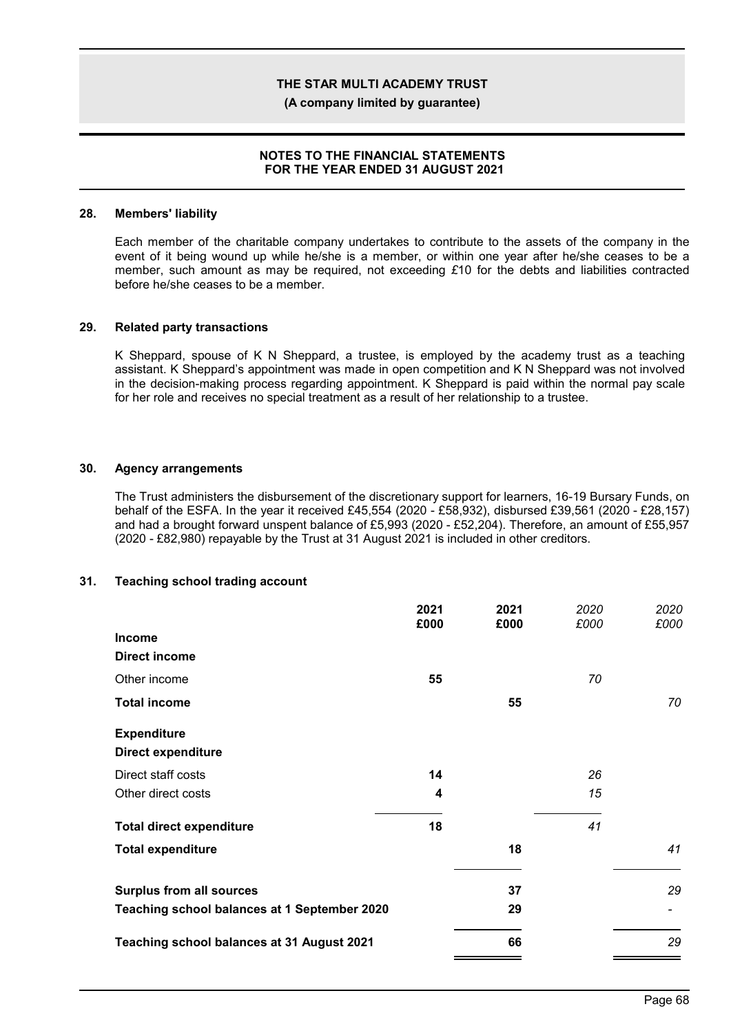## 28. Members' liability

Each member of the charitable company undertakes to contribute to the assets of the company in the event of it being wound up while he/she is a member, or within one year after he/she ceases to be a member, such amount as may be required, not exceeding £10 for the debts and liabilities contracted before he/she ceases to be a member.

## 29. Related party transactions

K Sheppard, spouse of K N Sheppard, a trustee, is employed by the academy trust as a teaching assistant. K Sheppard's appointment was made in open competition and K N Sheppard was not involved in the decision-making process regarding appointment. K Sheppard is paid within the normal pay scale for her role and receives no special treatment as a result of her relationship to a trustee.

## 30. Agency arrangements

The Trust administers the disbursement of the discretionary support for learners, 16-19 Bursary Funds, on behalf of the ESFA. In the year it received £45,554 (2020 - £58,932), disbursed £39,561 (2020 - £28,157) and had a brought forward unspent balance of £5,993 (2020 - £52,204). Therefore, an amount of £55,957 (2020 - £82,980) repayable by the Trust at 31 August 2021 is included in other creditors.

## 31. Teaching school trading account

| | 2021 £000 | 2021 £000 | *2020 £000* | *2020 £000* |
|---|---|---|---|---|
| **Income** | | | | |
| **Direct income** | | | | |
| Other income | **55** | | *70* | |
| **Total income** | | **55** | | *70* |
| **Expenditure** | | | | |
| **Direct expenditure** | | | | |
| Direct staff costs | **14** | | *26* | |
| Other direct costs | **4** | | *15* | |
| **Total direct expenditure** | **18** | | *41* | |
| **Total expenditure** | | **18** | | *41* |
| **Surplus from all sources** | | **37** | | *29* |
| **Teaching school balances at 1 September 2020** | | **29** | | *-* |
| **Teaching school balances at 31 August 2021** | | **66** | | *29* |